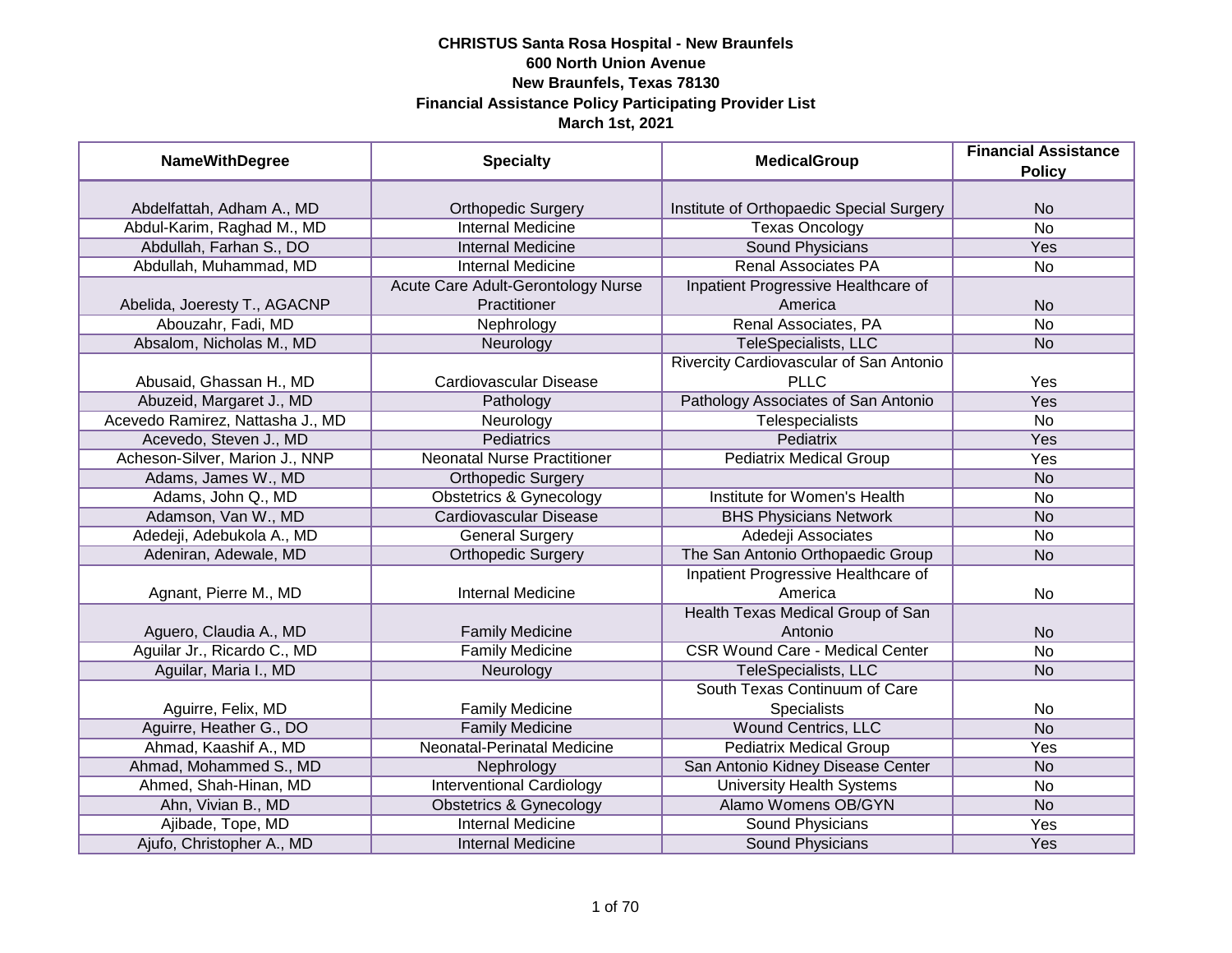**CHRISTUS Santa Rosa Hospital - New Braunfels**
**600 North Union Avenue**
**New Braunfels, Texas 78130**
**Financial Assistance Policy Participating Provider List**
**March 1st, 2021**

| NameWithDegree | Specialty | MedicalGroup | Financial Assistance Policy |
|---|---|---|---|
| Abdelfattah, Adham A., MD | Orthopedic Surgery | Institute of Orthopaedic Special Surgery | No |
| Abdul-Karim, Raghad M., MD | Internal Medicine | Texas Oncology | No |
| Abdullah, Farhan S., DO | Internal Medicine | Sound Physicians | Yes |
| Abdullah, Muhammad, MD | Internal Medicine | Renal Associates PA | No |
| Abelida, Joeresty T., AGACNP | Acute Care Adult-Gerontology Nurse Practitioner | Inpatient Progressive Healthcare of America | No |
| Abouzahr, Fadi, MD | Nephrology | Renal Associates, PA | No |
| Absalom, Nicholas M., MD | Neurology | TeleSpecialists, LLC | No |
| Abusaid, Ghassan H., MD | Cardiovascular Disease | Rivercity Cardiovascular of San Antonio PLLC | Yes |
| Abuzeid, Margaret J., MD | Pathology | Pathology Associates of San Antonio | Yes |
| Acevedo Ramirez, Nattasha J., MD | Neurology | Telespecialists | No |
| Acevedo, Steven J., MD | Pediatrics | Pediatrix | Yes |
| Acheson-Silver, Marion J., NNP | Neonatal Nurse Practitioner | Pediatrix Medical Group | Yes |
| Adams, James W., MD | Orthopedic Surgery | | No |
| Adams, John Q., MD | Obstetrics & Gynecology | Institute for Women's Health | No |
| Adamson, Van W., MD | Cardiovascular Disease | BHS Physicians Network | No |
| Adedeji, Adebukola A., MD | General Surgery | Adedeji Associates | No |
| Adeniran, Adewale, MD | Orthopedic Surgery | The San Antonio Orthopaedic Group | No |
| Agnant, Pierre M., MD | Internal Medicine | Inpatient Progressive Healthcare of America | No |
| Aguero, Claudia A., MD | Family Medicine | Health Texas Medical Group of San Antonio | No |
| Aguilar Jr., Ricardo C., MD | Family Medicine | CSR Wound Care - Medical Center | No |
| Aguilar, Maria I., MD | Neurology | TeleSpecialists, LLC | No |
| Aguirre, Felix, MD | Family Medicine | South Texas Continuum of Care Specialists | No |
| Aguirre, Heather G., DO | Family Medicine | Wound Centrics, LLC | No |
| Ahmad, Kaashif A., MD | Neonatal-Perinatal Medicine | Pediatrix Medical Group | Yes |
| Ahmad, Mohammed S., MD | Nephrology | San Antonio Kidney Disease Center | No |
| Ahmed, Shah-Hinan, MD | Interventional Cardiology | University Health Systems | No |
| Ahn, Vivian B., MD | Obstetrics & Gynecology | Alamo Womens OB/GYN | No |
| Ajibade, Tope, MD | Internal Medicine | Sound Physicians | Yes |
| Ajufo, Christopher A., MD | Internal Medicine | Sound Physicians | Yes |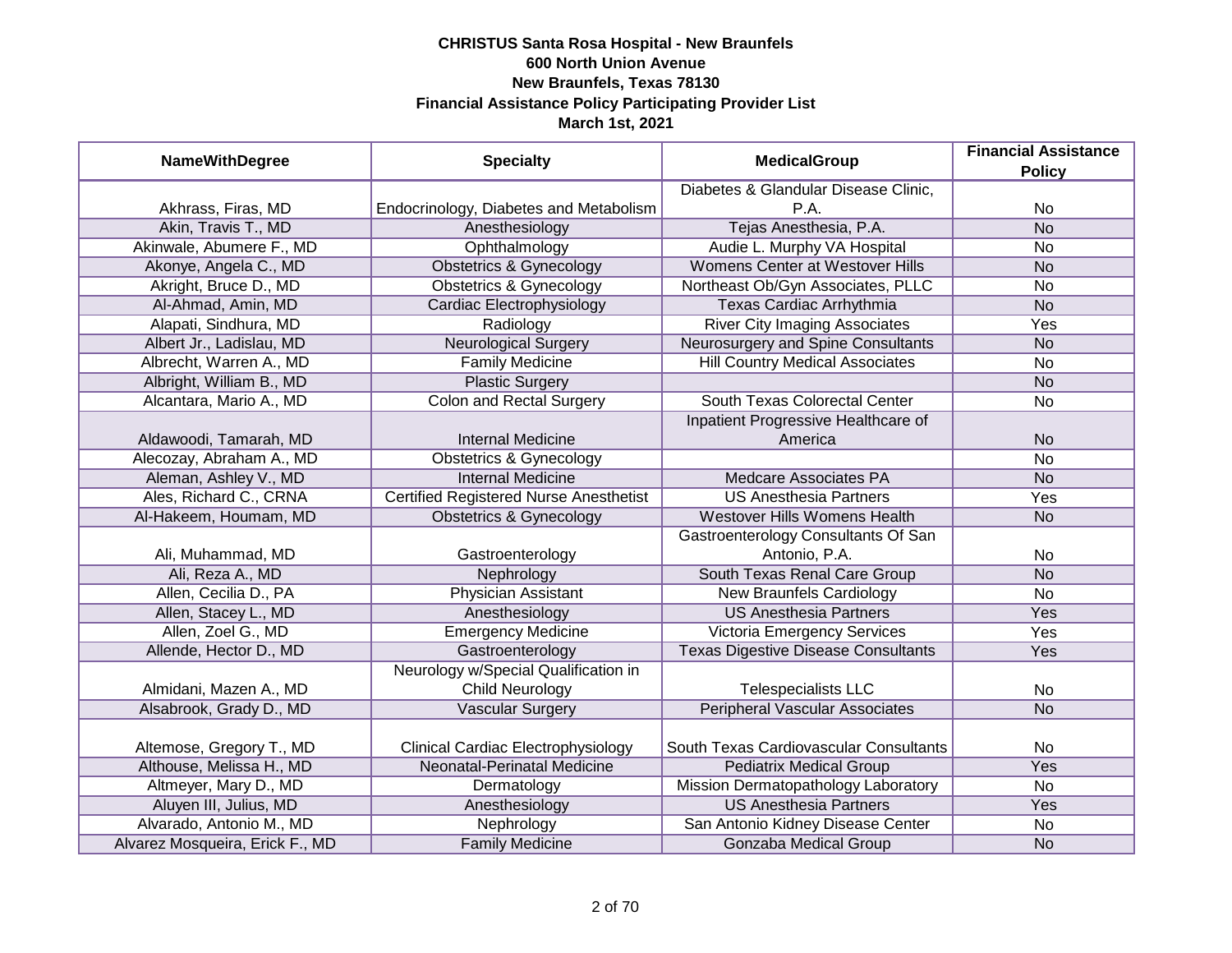**CHRISTUS Santa Rosa Hospital - New Braunfels**
**600 North Union Avenue**
**New Braunfels, Texas 78130**
**Financial Assistance Policy Participating Provider List**
**March 1st, 2021**

| NameWithDegree | Specialty | MedicalGroup | Financial Assistance Policy |
|---|---|---|---|
| Akhrass, Firas, MD | Endocrinology, Diabetes and Metabolism | Diabetes & Glandular Disease Clinic, P.A. | No |
| Akin, Travis T., MD | Anesthesiology | Tejas Anesthesia, P.A. | No |
| Akinwale, Abumere F., MD | Ophthalmology | Audie L. Murphy VA Hospital | No |
| Akonye, Angela C., MD | Obstetrics & Gynecology | Womens Center at Westover Hills | No |
| Akright, Bruce D., MD | Obstetrics & Gynecology | Northeast Ob/Gyn Associates, PLLC | No |
| Al-Ahmad, Amin, MD | Cardiac Electrophysiology | Texas Cardiac Arrhythmia | No |
| Alapati, Sindhura, MD | Radiology | River City Imaging Associates | Yes |
| Albert Jr., Ladislau, MD | Neurological Surgery | Neurosurgery and Spine Consultants | No |
| Albrecht, Warren A., MD | Family Medicine | Hill Country Medical Associates | No |
| Albright, William B., MD | Plastic Surgery | | No |
| Alcantara, Mario A., MD | Colon and Rectal Surgery | South Texas Colorectal Center | No |
| Aldawoodi, Tamarah, MD | Internal Medicine | Inpatient Progressive Healthcare of America | No |
| Alecozay, Abraham A., MD | Obstetrics & Gynecology | | No |
| Aleman, Ashley V., MD | Internal Medicine | Medcare Associates PA | No |
| Ales, Richard C., CRNA | Certified Registered Nurse Anesthetist | US Anesthesia Partners | Yes |
| Al-Hakeem, Houmam, MD | Obstetrics & Gynecology | Westover Hills Womens Health | No |
| Ali, Muhammad, MD | Gastroenterology | Gastroenterology Consultants Of San Antonio, P.A. | No |
| Ali, Reza A., MD | Nephrology | South Texas Renal Care Group | No |
| Allen, Cecilia D., PA | Physician Assistant | New Braunfels Cardiology | No |
| Allen, Stacey L., MD | Anesthesiology | US Anesthesia Partners | Yes |
| Allen, Zoel G., MD | Emergency Medicine | Victoria Emergency Services | Yes |
| Allende, Hector D., MD | Gastroenterology | Texas Digestive Disease Consultants | Yes |
| Almidani, Mazen A., MD | Neurology w/Special Qualification in Child Neurology | Telespecialists LLC | No |
| Alsabrook, Grady D., MD | Vascular Surgery | Peripheral Vascular Associates | No |
| Altemose, Gregory T., MD | Clinical Cardiac Electrophysiology | South Texas Cardiovascular Consultants | No |
| Althouse, Melissa H., MD | Neonatal-Perinatal Medicine | Pediatrix Medical Group | Yes |
| Altmeyer, Mary D., MD | Dermatology | Mission Dermatopathology Laboratory | No |
| Aluyen III, Julius, MD | Anesthesiology | US Anesthesia Partners | Yes |
| Alvarado, Antonio M., MD | Nephrology | San Antonio Kidney Disease Center | No |
| Alvarez Mosqueira, Erick F., MD | Family Medicine | Gonzaba Medical Group | No |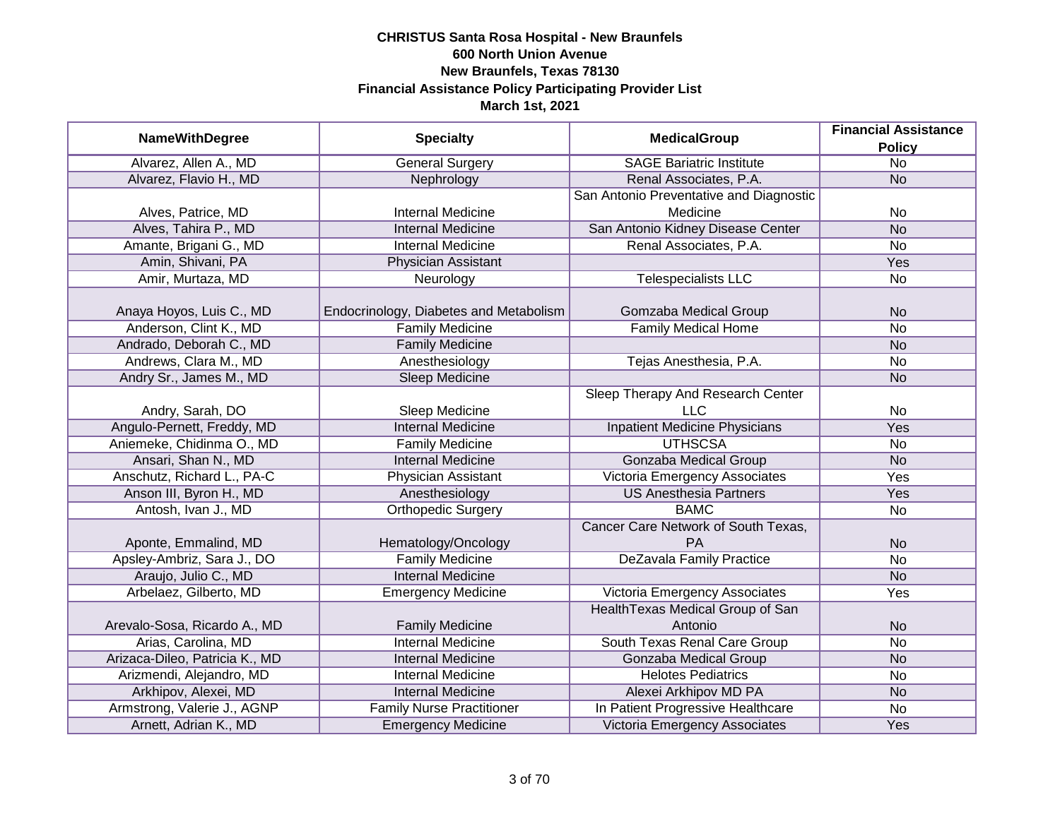**CHRISTUS Santa Rosa Hospital - New Braunfels**
**600 North Union Avenue**
**New Braunfels, Texas 78130**
**Financial Assistance Policy Participating Provider List**
**March 1st, 2021**

| NameWithDegree | Specialty | MedicalGroup | Financial Assistance Policy |
|---|---|---|---|
| Alvarez, Allen A., MD | General Surgery | SAGE Bariatric Institute | No |
| Alvarez, Flavio H., MD | Nephrology | Renal Associates, P.A. | No |
| Alves, Patrice, MD | Internal Medicine | San Antonio Preventative and Diagnostic Medicine | No |
| Alves, Tahira P., MD | Internal Medicine | San Antonio Kidney Disease Center | No |
| Amante, Brigani G., MD | Internal Medicine | Renal Associates, P.A. | No |
| Amin, Shivani, PA | Physician Assistant | | Yes |
| Amir, Murtaza, MD | Neurology | Telespecialists LLC | No |
| Anaya Hoyos, Luis C., MD | Endocrinology, Diabetes and Metabolism | Gomzaba Medical Group | No |
| Anderson, Clint K., MD | Family Medicine | Family Medical Home | No |
| Andrado, Deborah C., MD | Family Medicine | | No |
| Andrews, Clara M., MD | Anesthesiology | Tejas Anesthesia, P.A. | No |
| Andry Sr., James M., MD | Sleep Medicine | | No |
| Andry, Sarah, DO | Sleep Medicine | Sleep Therapy And Research Center LLC | No |
| Angulo-Pernett, Freddy, MD | Internal Medicine | Inpatient Medicine Physicians | Yes |
| Aniemeke, Chidinma O., MD | Family Medicine | UTHSCSA | No |
| Ansari, Shan N., MD | Internal Medicine | Gonzaba Medical Group | No |
| Anschutz, Richard L., PA-C | Physician Assistant | Victoria Emergency Associates | Yes |
| Anson III, Byron H., MD | Anesthesiology | US Anesthesia Partners | Yes |
| Antosh, Ivan J., MD | Orthopedic Surgery | BAMC | No |
| Aponte, Emmalind, MD | Hematology/Oncology | Cancer Care Network of South Texas, PA | No |
| Apsley-Ambriz, Sara J., DO | Family Medicine | DeZavala Family Practice | No |
| Araujo, Julio C., MD | Internal Medicine | | No |
| Arbelaez, Gilberto, MD | Emergency Medicine | Victoria Emergency Associates | Yes |
| Arevalo-Sosa, Ricardo A., MD | Family Medicine | HealthTexas Medical Group of San Antonio | No |
| Arias, Carolina, MD | Internal Medicine | South Texas Renal Care Group | No |
| Arizaca-Dileo, Patricia K., MD | Internal Medicine | Gonzaba Medical Group | No |
| Arizmendi, Alejandro, MD | Internal Medicine | Helotes Pediatrics | No |
| Arkhipov, Alexei, MD | Internal Medicine | Alexei Arkhipov MD PA | No |
| Armstrong, Valerie J., AGNP | Family Nurse Practitioner | In Patient Progressive Healthcare | No |
| Arnett, Adrian K., MD | Emergency Medicine | Victoria Emergency Associates | Yes |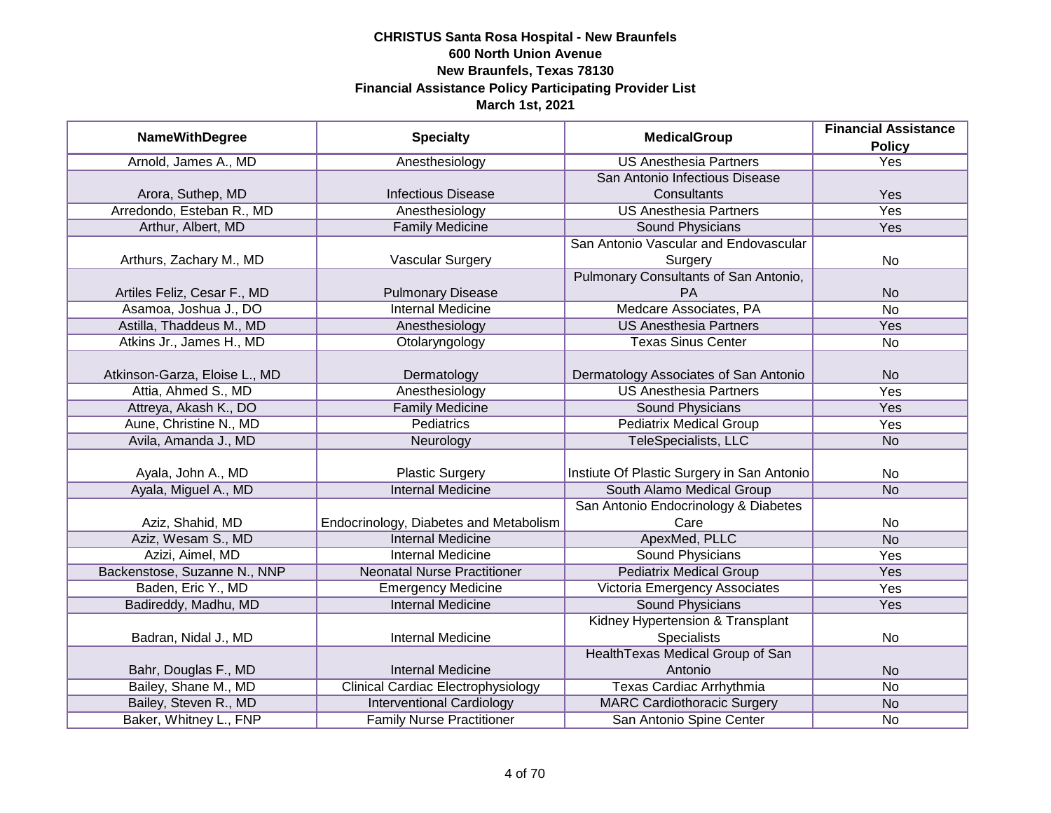**CHRISTUS Santa Rosa Hospital - New Braunfels**
**600 North Union Avenue**
**New Braunfels, Texas 78130**
**Financial Assistance Policy Participating Provider List**
**March 1st, 2021**

| NameWithDegree | Specialty | MedicalGroup | Financial Assistance Policy |
|---|---|---|---|
| Arnold, James A., MD | Anesthesiology | US Anesthesia Partners | Yes |
| Arora, Suthep, MD | Infectious Disease | San Antonio Infectious Disease Consultants | Yes |
| Arredondo, Esteban R., MD | Anesthesiology | US Anesthesia Partners | Yes |
| Arthur, Albert, MD | Family Medicine | Sound Physicians | Yes |
| Arthurs, Zachary M., MD | Vascular Surgery | San Antonio Vascular and Endovascular Surgery | No |
| Artiles Feliz, Cesar F., MD | Pulmonary Disease | Pulmonary Consultants of San Antonio, PA | No |
| Asamoa, Joshua J., DO | Internal Medicine | Medcare Associates, PA | No |
| Astilla, Thaddeus M., MD | Anesthesiology | US Anesthesia Partners | Yes |
| Atkins Jr., James H., MD | Otolaryngology | Texas Sinus Center | No |
| Atkinson-Garza, Eloise L., MD | Dermatology | Dermatology Associates of San Antonio | No |
| Attia, Ahmed S., MD | Anesthesiology | US Anesthesia Partners | Yes |
| Attreya, Akash K., DO | Family Medicine | Sound Physicians | Yes |
| Aune, Christine N., MD | Pediatrics | Pediatrix Medical Group | Yes |
| Avila, Amanda J., MD | Neurology | TeleSpecialists, LLC | No |
| Ayala, John A., MD | Plastic Surgery | Instiute Of Plastic Surgery in San Antonio | No |
| Ayala, Miguel A., MD | Internal Medicine | South Alamo Medical Group | No |
| Aziz, Shahid, MD | Endocrinology, Diabetes and Metabolism | San Antonio Endocrinology & Diabetes Care | No |
| Aziz, Wesam S., MD | Internal Medicine | ApexMed, PLLC | No |
| Azizi, Aimel, MD | Internal Medicine | Sound Physicians | Yes |
| Backenstose, Suzanne N., NNP | Neonatal Nurse Practitioner | Pediatrix Medical Group | Yes |
| Baden, Eric Y., MD | Emergency Medicine | Victoria Emergency Associates | Yes |
| Badireddy, Madhu, MD | Internal Medicine | Sound Physicians | Yes |
| Badran, Nidal J., MD | Internal Medicine | Kidney Hypertension & Transplant Specialists | No |
| Bahr, Douglas F., MD | Internal Medicine | HealthTexas Medical Group of San Antonio | No |
| Bailey, Shane M., MD | Clinical Cardiac Electrophysiology | Texas Cardiac Arrhythmia | No |
| Bailey, Steven R., MD | Interventional Cardiology | MARC Cardiothoracic Surgery | No |
| Baker, Whitney L., FNP | Family Nurse Practitioner | San Antonio Spine Center | No |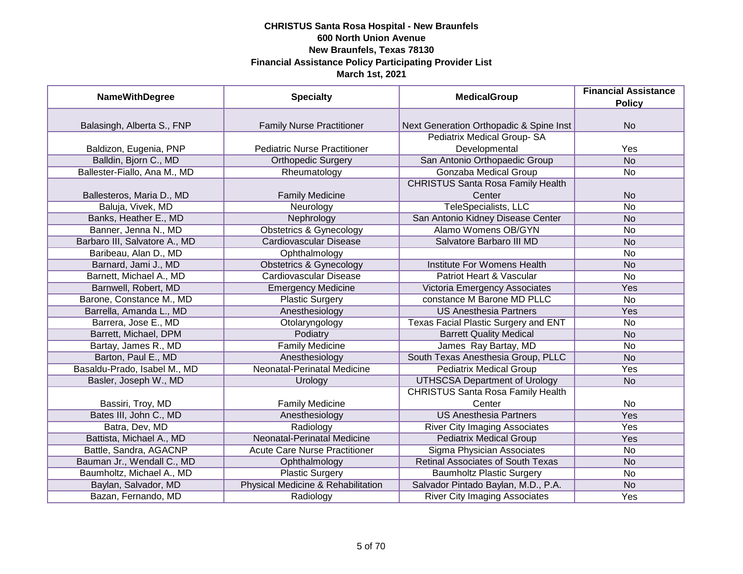**CHRISTUS Santa Rosa Hospital - New Braunfels**
**600 North Union Avenue**
**New Braunfels, Texas 78130**
**Financial Assistance Policy Participating Provider List**
**March 1st, 2021**

| NameWithDegree | Specialty | MedicalGroup | Financial Assistance Policy |
|---|---|---|---|
| Balasingh, Alberta S., FNP | Family Nurse Practitioner | Next Generation Orthopadic & Spine Inst | No |
| Baldizon, Eugenia, PNP | Pediatric Nurse Practitioner | Pediatrix Medical Group- SA Developmental | Yes |
| Balldin, Bjorn C., MD | Orthopedic Surgery | San Antonio Orthopaedic Group | No |
| Ballester-Fiallo, Ana M., MD | Rheumatology | Gonzaba Medical Group | No |
| Ballesteros, Maria D., MD | Family Medicine | CHRISTUS Santa Rosa Family Health Center | No |
| Baluja, Vivek, MD | Neurology | TeleSpecialists, LLC | No |
| Banks, Heather E., MD | Nephrology | San Antonio Kidney Disease Center | No |
| Banner, Jenna N., MD | Obstetrics & Gynecology | Alamo Womens OB/GYN | No |
| Barbaro III, Salvatore A., MD | Cardiovascular Disease | Salvatore Barbaro III MD | No |
| Baribeau, Alan D., MD | Ophthalmology | | No |
| Barnard, Jami J., MD | Obstetrics & Gynecology | Institute For Womens Health | No |
| Barnett, Michael A., MD | Cardiovascular Disease | Patriot Heart & Vascular | No |
| Barnwell, Robert, MD | Emergency Medicine | Victoria Emergency Associates | Yes |
| Barone, Constance M., MD | Plastic Surgery | constance M Barone MD PLLC | No |
| Barrella, Amanda L., MD | Anesthesiology | US Anesthesia Partners | Yes |
| Barrera, Jose E., MD | Otolaryngology | Texas Facial Plastic Surgery and ENT | No |
| Barrett, Michael, DPM | Podiatry | Barrett Quality Medical | No |
| Bartay, James R., MD | Family Medicine | James Ray Bartay, MD | No |
| Barton, Paul E., MD | Anesthesiology | South Texas Anesthesia Group, PLLC | No |
| Basaldu-Prado, Isabel M., MD | Neonatal-Perinatal Medicine | Pediatrix Medical Group | Yes |
| Basler, Joseph W., MD | Urology | UTHSCSA Department of Urology | No |
| Bassiri, Troy, MD | Family Medicine | CHRISTUS Santa Rosa Family Health Center | No |
| Bates III, John C., MD | Anesthesiology | US Anesthesia Partners | Yes |
| Batra, Dev, MD | Radiology | River City Imaging Associates | Yes |
| Battista, Michael A., MD | Neonatal-Perinatal Medicine | Pediatrix Medical Group | Yes |
| Battle, Sandra, AGACNP | Acute Care Nurse Practitioner | Sigma Physician Associates | No |
| Bauman Jr., Wendall C., MD | Ophthalmology | Retinal Associates of South Texas | No |
| Baumholtz, Michael A., MD | Plastic Surgery | Baumholtz Plastic Surgery | No |
| Baylan, Salvador, MD | Physical Medicine & Rehabilitation | Salvador Pintado Baylan, M.D., P.A. | No |
| Bazan, Fernando, MD | Radiology | River City Imaging Associates | Yes |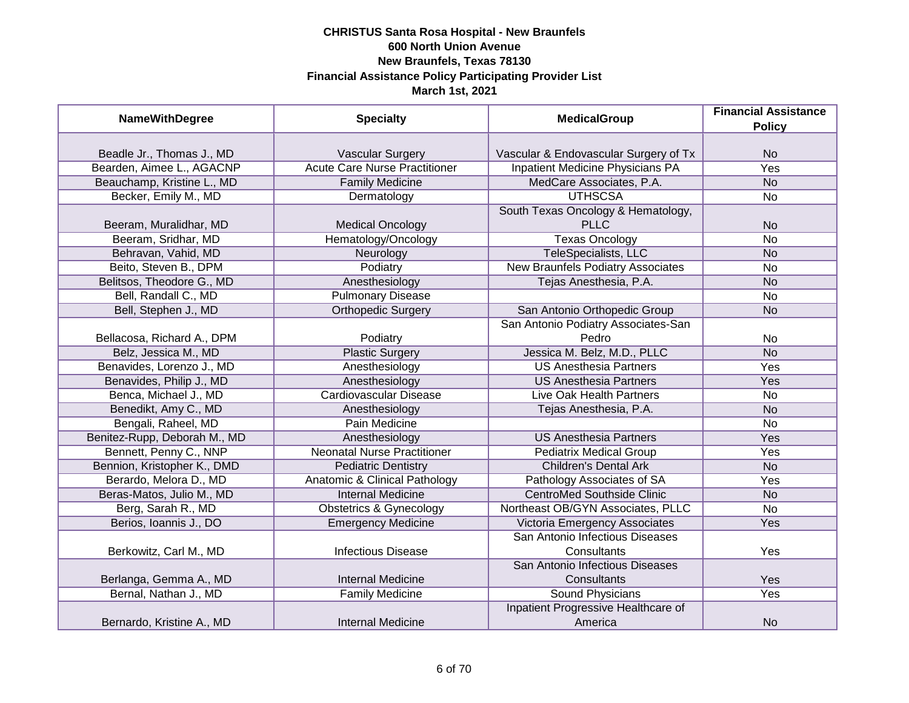**CHRISTUS Santa Rosa Hospital - New Braunfels**
**600 North Union Avenue**
**New Braunfels, Texas 78130**
**Financial Assistance Policy Participating Provider List**
**March 1st, 2021**

| NameWithDegree | Specialty | MedicalGroup | Financial Assistance Policy |
|---|---|---|---|
| Beadle Jr., Thomas J., MD | Vascular Surgery | Vascular & Endovascular Surgery of Tx | No |
| Bearden, Aimee L., AGACNP | Acute Care Nurse Practitioner | Inpatient Medicine Physicians PA | Yes |
| Beauchamp, Kristine L., MD | Family Medicine | MedCare Associates, P.A. | No |
| Becker, Emily M., MD | Dermatology | UTHSCSA | No |
| Beeram, Muralidhar, MD | Medical Oncology | South Texas Oncology & Hematology, PLLC | No |
| Beeram, Sridhar, MD | Hematology/Oncology | Texas Oncology | No |
| Behravan, Vahid, MD | Neurology | TeleSpecialists, LLC | No |
| Beito, Steven B., DPM | Podiatry | New Braunfels Podiatry Associates | No |
| Belitsos, Theodore G., MD | Anesthesiology | Tejas Anesthesia, P.A. | No |
| Bell, Randall C., MD | Pulmonary Disease | | No |
| Bell, Stephen J., MD | Orthopedic Surgery | San Antonio Orthopedic Group | No |
| Bellacosa, Richard A., DPM | Podiatry | San Antonio Podiatry Associates-San Pedro | No |
| Belz, Jessica M., MD | Plastic Surgery | Jessica M. Belz, M.D., PLLC | No |
| Benavides, Lorenzo J., MD | Anesthesiology | US Anesthesia Partners | Yes |
| Benavides, Philip J., MD | Anesthesiology | US Anesthesia Partners | Yes |
| Benca, Michael J., MD | Cardiovascular Disease | Live Oak Health Partners | No |
| Benedikt, Amy C., MD | Anesthesiology | Tejas Anesthesia, P.A. | No |
| Bengali, Raheel, MD | Pain Medicine | | No |
| Benitez-Rupp, Deborah M., MD | Anesthesiology | US Anesthesia Partners | Yes |
| Bennett, Penny C., NNP | Neonatal Nurse Practitioner | Pediatrix Medical Group | Yes |
| Bennion, Kristopher K., DMD | Pediatric Dentistry | Children's Dental Ark | No |
| Berardo, Melora D., MD | Anatomic & Clinical Pathology | Pathology Associates of SA | Yes |
| Beras-Matos, Julio M., MD | Internal Medicine | CentroMed Southside Clinic | No |
| Berg, Sarah R., MD | Obstetrics & Gynecology | Northeast OB/GYN Associates, PLLC | No |
| Berios, Ioannis J., DO | Emergency Medicine | Victoria Emergency Associates | Yes |
| Berkowitz, Carl M., MD | Infectious Disease | San Antonio Infectious Diseases Consultants | Yes |
| Berlanga, Gemma A., MD | Internal Medicine | San Antonio Infectious Diseases Consultants | Yes |
| Bernal, Nathan J., MD | Family Medicine | Sound Physicians | Yes |
| Bernardo, Kristine A., MD | Internal Medicine | Inpatient Progressive Healthcare of America | No |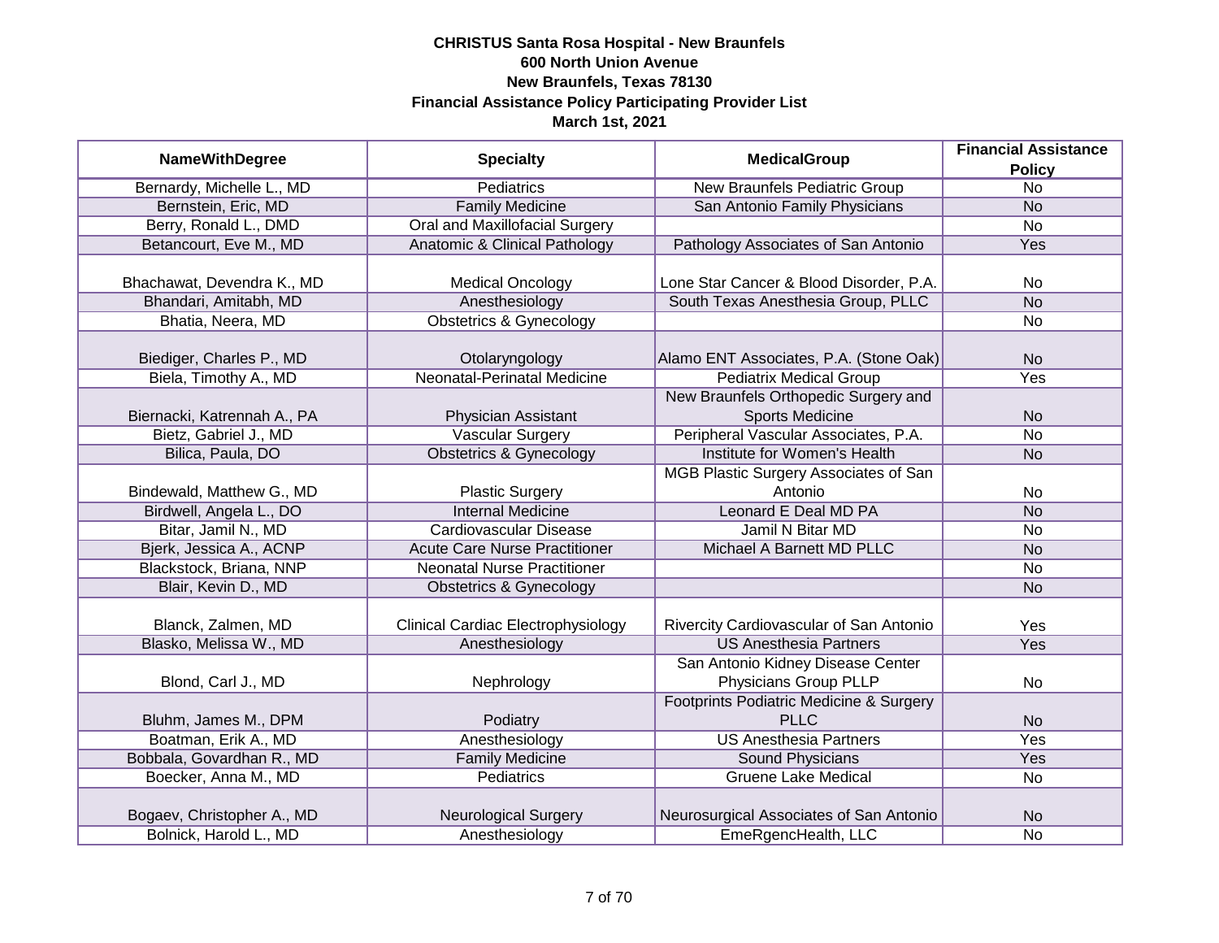**CHRISTUS Santa Rosa Hospital - New Braunfels**
**600 North Union Avenue**
**New Braunfels, Texas 78130**
**Financial Assistance Policy Participating Provider List**
**March 1st, 2021**

| NameWithDegree | Specialty | MedicalGroup | Financial Assistance Policy |
|---|---|---|---|
| Bernardy, Michelle L., MD | Pediatrics | New Braunfels Pediatric Group | No |
| Bernstein, Eric, MD | Family Medicine | San Antonio Family Physicians | No |
| Berry, Ronald L., DMD | Oral and Maxillofacial Surgery | | No |
| Betancourt, Eve M., MD | Anatomic & Clinical Pathology | Pathology Associates of San Antonio | Yes |
| Bhachawat, Devendra K., MD | Medical Oncology | Lone Star Cancer & Blood Disorder, P.A. | No |
| Bhandari, Amitabh, MD | Anesthesiology | South Texas Anesthesia Group, PLLC | No |
| Bhatia, Neera, MD | Obstetrics & Gynecology | | No |
| Biediger, Charles P., MD | Otolaryngology | Alamo ENT Associates, P.A. (Stone Oak) | No |
| Biela, Timothy A., MD | Neonatal-Perinatal Medicine | Pediatrix Medical Group | Yes |
| Biernacki, Katrennah A., PA | Physician Assistant | New Braunfels Orthopedic Surgery and Sports Medicine | No |
| Bietz, Gabriel J., MD | Vascular Surgery | Peripheral Vascular Associates, P.A. | No |
| Bilica, Paula, DO | Obstetrics & Gynecology | Institute for Women's Health | No |
| Bindewald, Matthew G., MD | Plastic Surgery | MGB Plastic Surgery Associates of San Antonio | No |
| Birdwell, Angela L., DO | Internal Medicine | Leonard E Deal MD PA | No |
| Bitar, Jamil N., MD | Cardiovascular Disease | Jamil N Bitar MD | No |
| Bjerk, Jessica A., ACNP | Acute Care Nurse Practitioner | Michael A Barnett MD PLLC | No |
| Blackstock, Briana, NNP | Neonatal Nurse Practitioner | | No |
| Blair, Kevin D., MD | Obstetrics & Gynecology | | No |
| Blanck, Zalmen, MD | Clinical Cardiac Electrophysiology | Rivercity Cardiovascular of San Antonio | Yes |
| Blasko, Melissa W., MD | Anesthesiology | US Anesthesia Partners | Yes |
| Blond, Carl J., MD | Nephrology | San Antonio Kidney Disease Center Physicians Group PLLP | No |
| Bluhm, James M., DPM | Podiatry | Footprints Podiatric Medicine & Surgery PLLC | No |
| Boatman, Erik A., MD | Anesthesiology | US Anesthesia Partners | Yes |
| Bobbala, Govardhan R., MD | Family Medicine | Sound Physicians | Yes |
| Boecker, Anna M., MD | Pediatrics | Gruene Lake Medical | No |
| Bogaev, Christopher A., MD | Neurological Surgery | Neurosurgical Associates of San Antonio | No |
| Bolnick, Harold L., MD | Anesthesiology | EmeRgencHealth, LLC | No |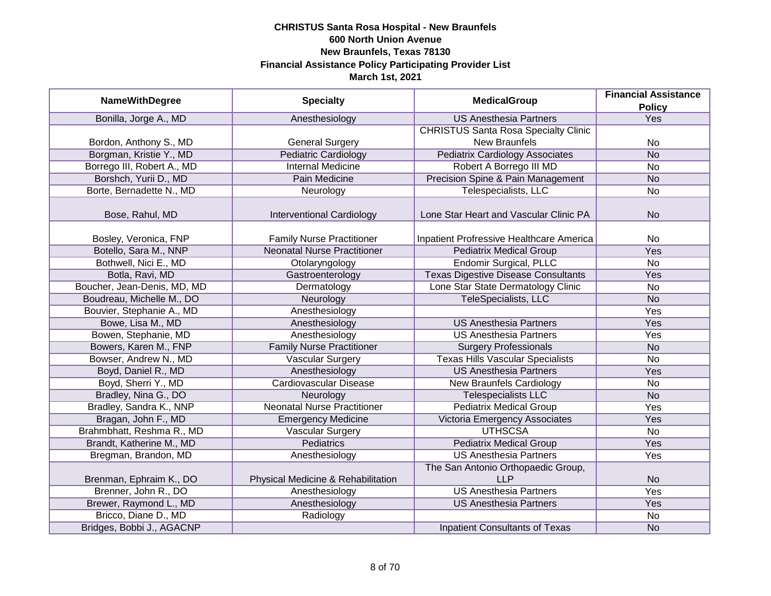**CHRISTUS Santa Rosa Hospital - New Braunfels**
**600 North Union Avenue**
**New Braunfels, Texas 78130**
**Financial Assistance Policy Participating Provider List**
**March 1st, 2021**

| NameWithDegree | Specialty | MedicalGroup | Financial Assistance Policy |
|---|---|---|---|
| Bonilla, Jorge A., MD | Anesthesiology | US Anesthesia Partners | Yes |
| Bordon, Anthony S., MD | General Surgery | CHRISTUS Santa Rosa Specialty Clinic New Braunfels | No |
| Borgman, Kristie Y., MD | Pediatric Cardiology | Pediatrix Cardiology Associates | No |
| Borrego III, Robert A., MD | Internal Medicine | Robert A Borrego III MD | No |
| Borshch, Yurii D., MD | Pain Medicine | Precision Spine & Pain Management | No |
| Borte, Bernadette N., MD | Neurology | Telespecialists, LLC | No |
| Bose, Rahul, MD | Interventional Cardiology | Lone Star Heart and Vascular Clinic PA | No |
| Bosley, Veronica, FNP | Family Nurse Practitioner | Inpatient Profressive Healthcare America | No |
| Botello, Sara M., NNP | Neonatal Nurse Practitioner | Pediatrix Medical Group | Yes |
| Bothwell, Nici E., MD | Otolaryngology | Endomir Surgical, PLLC | No |
| Botla, Ravi, MD | Gastroenterology | Texas Digestive Disease Consultants | Yes |
| Boucher, Jean-Denis, MD, MD | Dermatology | Lone Star State Dermatology Clinic | No |
| Boudreau, Michelle M., DO | Neurology | TeleSpecialists, LLC | No |
| Bouvier, Stephanie A., MD | Anesthesiology | | Yes |
| Bowe, Lisa M., MD | Anesthesiology | US Anesthesia Partners | Yes |
| Bowen, Stephanie, MD | Anesthesiology | US Anesthesia Partners | Yes |
| Bowers, Karen M., FNP | Family Nurse Practitioner | Surgery Professionals | No |
| Bowser, Andrew N., MD | Vascular Surgery | Texas Hills Vascular Specialists | No |
| Boyd, Daniel R., MD | Anesthesiology | US Anesthesia Partners | Yes |
| Boyd, Sherri Y., MD | Cardiovascular Disease | New Braunfels Cardiology | No |
| Bradley, Nina G., DO | Neurology | Telespecialists LLC | No |
| Bradley, Sandra K., NNP | Neonatal Nurse Practitioner | Pediatrix Medical Group | Yes |
| Bragan, John F., MD | Emergency Medicine | Victoria Emergency Associates | Yes |
| Brahmbhatt, Reshma R., MD | Vascular Surgery | UTHSCSA | No |
| Brandt, Katherine M., MD | Pediatrics | Pediatrix Medical Group | Yes |
| Bregman, Brandon, MD | Anesthesiology | US Anesthesia Partners | Yes |
| Brenman, Ephraim K., DO | Physical Medicine & Rehabilitation | The San Antonio Orthopaedic Group, LLP | No |
| Brenner, John R., DO | Anesthesiology | US Anesthesia Partners | Yes |
| Brewer, Raymond L., MD | Anesthesiology | US Anesthesia Partners | Yes |
| Bricco, Diane D., MD | Radiology | | No |
| Bridges, Bobbi J., AGACNP | | Inpatient Consultants of Texas | No |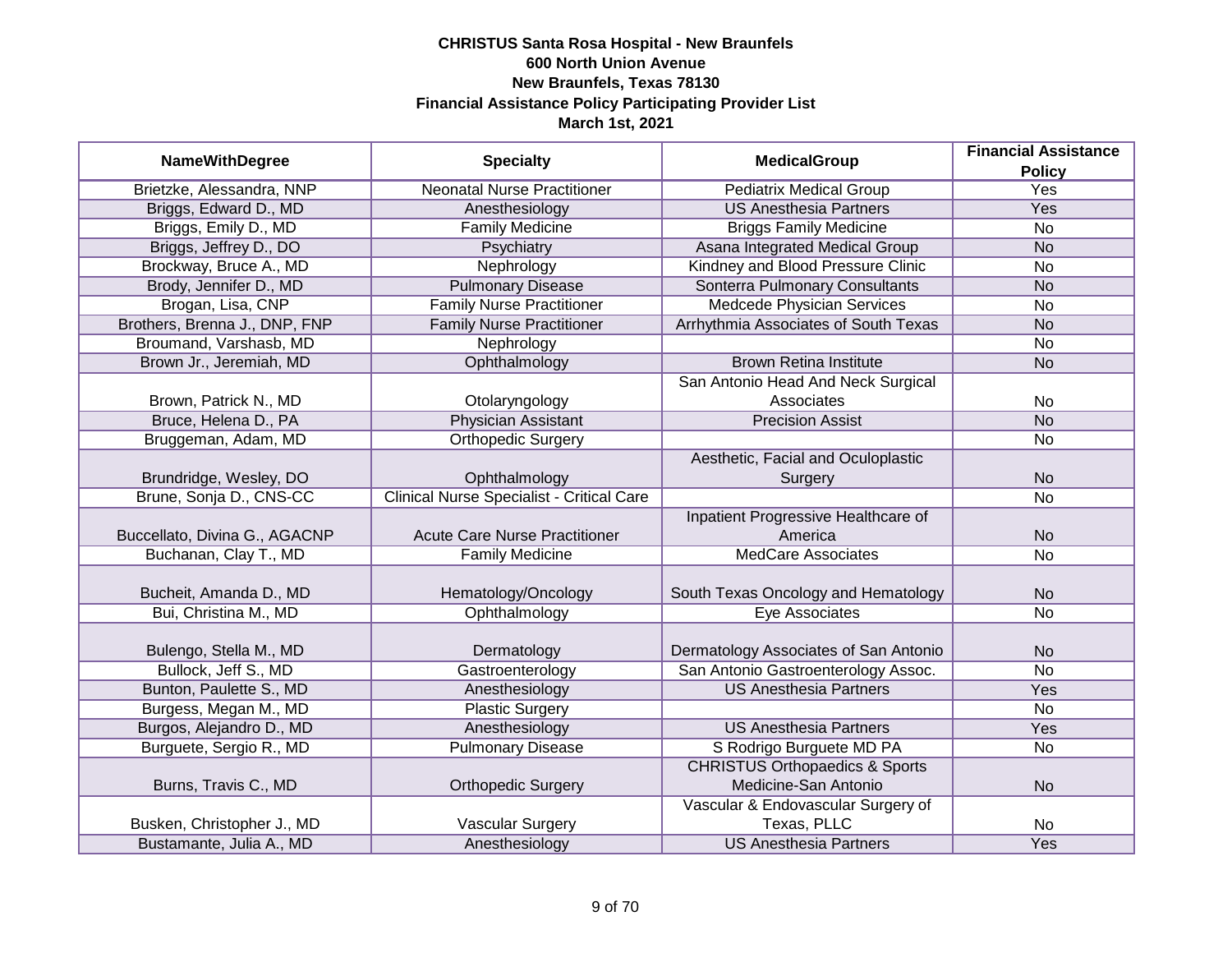**CHRISTUS Santa Rosa Hospital - New Braunfels**
**600 North Union Avenue**
**New Braunfels, Texas 78130**
**Financial Assistance Policy Participating Provider List**
**March 1st, 2021**

| NameWithDegree | Specialty | MedicalGroup | Financial Assistance Policy |
|---|---|---|---|
| Brietzke, Alessandra, NNP | Neonatal Nurse Practitioner | Pediatrix Medical Group | Yes |
| Briggs, Edward D., MD | Anesthesiology | US Anesthesia Partners | Yes |
| Briggs, Emily D., MD | Family Medicine | Briggs Family Medicine | No |
| Briggs, Jeffrey D., DO | Psychiatry | Asana Integrated Medical Group | No |
| Brockway, Bruce A., MD | Nephrology | Kindney and Blood Pressure Clinic | No |
| Brody, Jennifer D., MD | Pulmonary Disease | Sonterra Pulmonary Consultants | No |
| Brogan, Lisa, CNP | Family Nurse Practitioner | Medcede Physician Services | No |
| Brothers, Brenna J., DNP, FNP | Family Nurse Practitioner | Arrhythmia Associates of South Texas | No |
| Broumand, Varshasb, MD | Nephrology | | No |
| Brown Jr., Jeremiah, MD | Ophthalmology | Brown Retina Institute | No |
| Brown, Patrick N., MD | Otolaryngology | San Antonio Head And Neck Surgical Associates | No |
| Bruce, Helena D., PA | Physician Assistant | Precision Assist | No |
| Bruggeman, Adam, MD | Orthopedic Surgery | | No |
| Brundridge, Wesley, DO | Ophthalmology | Aesthetic, Facial and Oculoplastic Surgery | No |
| Brune, Sonja D., CNS-CC | Clinical Nurse Specialist - Critical Care | | No |
| Buccellato, Divina G., AGACNP | Acute Care Nurse Practitioner | Inpatient Progressive Healthcare of America | No |
| Buchanan, Clay T., MD | Family Medicine | MedCare Associates | No |
| Bucheit, Amanda D., MD | Hematology/Oncology | South Texas Oncology and Hematology | No |
| Bui, Christina M., MD | Ophthalmology | Eye Associates | No |
| Bulengo, Stella M., MD | Dermatology | Dermatology Associates of San Antonio | No |
| Bullock, Jeff S., MD | Gastroenterology | San Antonio Gastroenterology Assoc. | No |
| Bunton, Paulette S., MD | Anesthesiology | US Anesthesia Partners | Yes |
| Burgess, Megan M., MD | Plastic Surgery | | No |
| Burgos, Alejandro D., MD | Anesthesiology | US Anesthesia Partners | Yes |
| Burguete, Sergio R., MD | Pulmonary Disease | S Rodrigo Burguete MD PA | No |
| Burns, Travis C., MD | Orthopedic Surgery | CHRISTUS Orthopaedics & Sports Medicine-San Antonio | No |
| Busken, Christopher J., MD | Vascular Surgery | Vascular & Endovascular Surgery of Texas, PLLC | No |
| Bustamante, Julia A., MD | Anesthesiology | US Anesthesia Partners | Yes |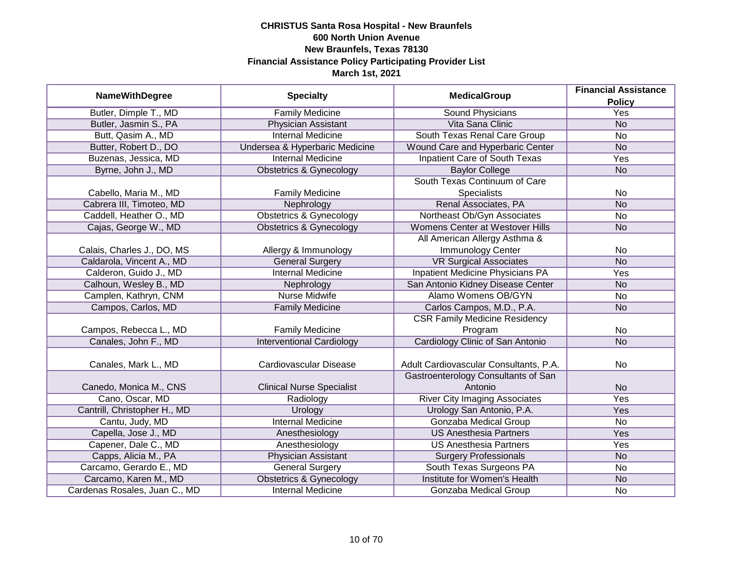**CHRISTUS Santa Rosa Hospital - New Braunfels**
**600 North Union Avenue**
**New Braunfels, Texas 78130**
**Financial Assistance Policy Participating Provider List**
**March 1st, 2021**

| NameWithDegree | Specialty | MedicalGroup | Financial Assistance Policy |
|---|---|---|---|
| Butler, Dimple T., MD | Family Medicine | Sound Physicians | Yes |
| Butler, Jasmin S., PA | Physician Assistant | Vita Sana Clinic | No |
| Butt, Qasim A., MD | Internal Medicine | South Texas Renal Care Group | No |
| Butter, Robert D., DO | Undersea & Hyperbaric Medicine | Wound Care and Hyperbaric Center | No |
| Buzenas, Jessica, MD | Internal Medicine | Inpatient Care of South Texas | Yes |
| Byrne, John J., MD | Obstetrics & Gynecology | Baylor College | No |
| Cabello, Maria M., MD | Family Medicine | South Texas Continuum of Care Specialists | No |
| Cabrera III, Timoteo, MD | Nephrology | Renal Associates, PA | No |
| Caddell, Heather O., MD | Obstetrics & Gynecology | Northeast Ob/Gyn Associates | No |
| Cajas, George W., MD | Obstetrics & Gynecology | Womens Center at Westover Hills | No |
| Calais, Charles J., DO, MS | Allergy & Immunology | All American Allergy Asthma & Immunology Center | No |
| Caldarola, Vincent A., MD | General Surgery | VR Surgical Associates | No |
| Calderon, Guido J., MD | Internal Medicine | Inpatient Medicine Physicians PA | Yes |
| Calhoun, Wesley B., MD | Nephrology | San Antonio Kidney Disease Center | No |
| Camplen, Kathryn, CNM | Nurse Midwife | Alamo Womens OB/GYN | No |
| Campos, Carlos, MD | Family Medicine | Carlos Campos, M.D., P.A. | No |
| Campos, Rebecca L., MD | Family Medicine | CSR Family Medicine Residency Program | No |
| Canales, John F., MD | Interventional Cardiology | Cardiology Clinic of San Antonio | No |
| Canales, Mark L., MD | Cardiovascular Disease | Adult Cardiovascular Consultants, P.A. | No |
| Canedo, Monica M., CNS | Clinical Nurse Specialist | Gastroenterology Consultants of San Antonio | No |
| Cano, Oscar, MD | Radiology | River City Imaging Associates | Yes |
| Cantrill, Christopher H., MD | Urology | Urology San Antonio, P.A. | Yes |
| Cantu, Judy, MD | Internal Medicine | Gonzaba Medical Group | No |
| Capella, Jose J., MD | Anesthesiology | US Anesthesia Partners | Yes |
| Capener, Dale C., MD | Anesthesiology | US Anesthesia Partners | Yes |
| Capps, Alicia M., PA | Physician Assistant | Surgery Professionals | No |
| Carcamo, Gerardo E., MD | General Surgery | South Texas Surgeons PA | No |
| Carcamo, Karen M., MD | Obstetrics & Gynecology | Institute for Women's Health | No |
| Cardenas Rosales, Juan C., MD | Internal Medicine | Gonzaba Medical Group | No |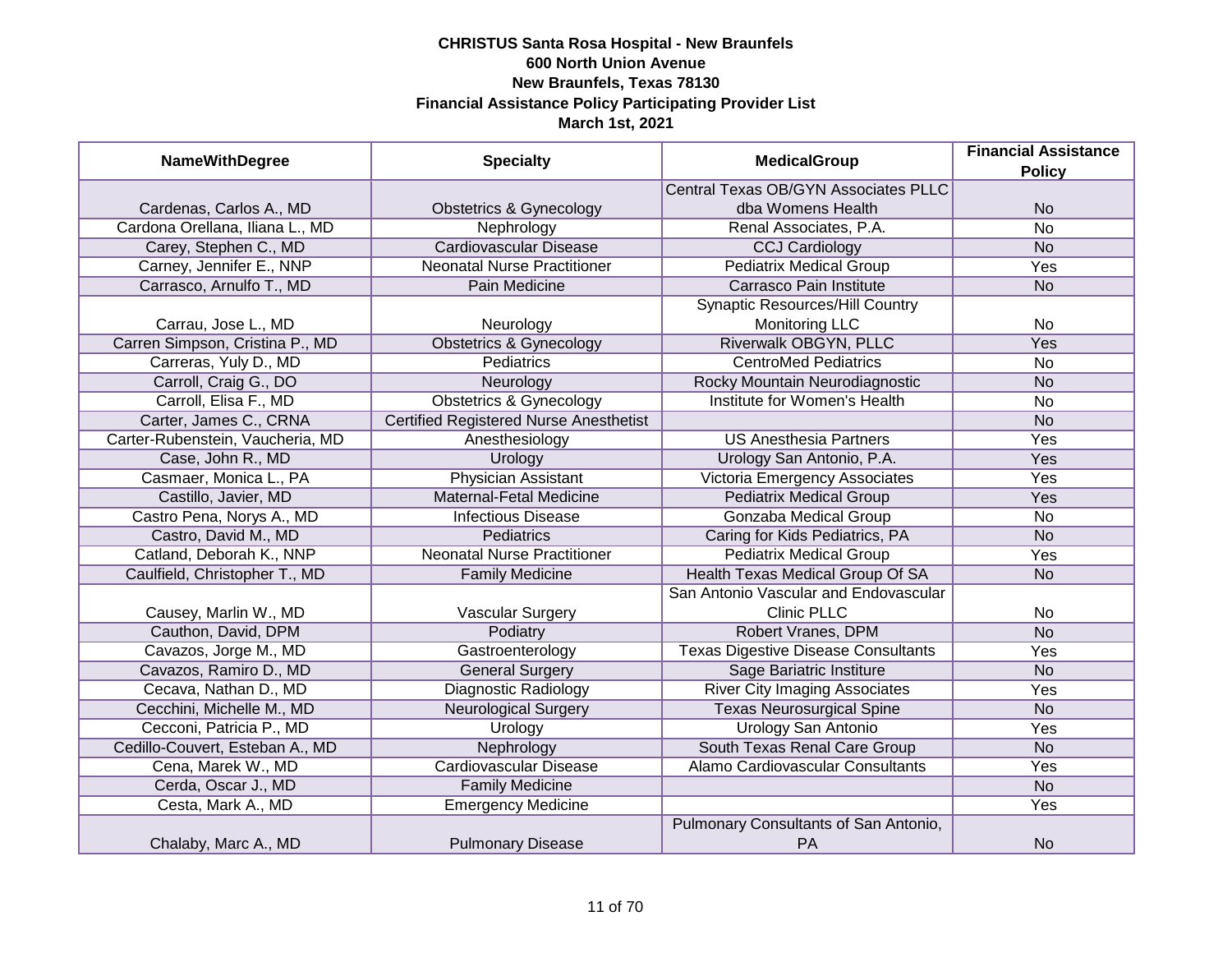**CHRISTUS Santa Rosa Hospital - New Braunfels**
**600 North Union Avenue**
**New Braunfels, Texas 78130**
**Financial Assistance Policy Participating Provider List**
**March 1st, 2021**

| NameWithDegree | Specialty | MedicalGroup | Financial Assistance Policy |
|---|---|---|---|
| Cardenas, Carlos A., MD | Obstetrics & Gynecology | Central Texas OB/GYN Associates PLLC dba Womens Health | No |
| Cardona Orellana, Iliana L., MD | Nephrology | Renal Associates, P.A. | No |
| Carey, Stephen C., MD | Cardiovascular Disease | CCJ Cardiology | No |
| Carney, Jennifer E., NNP | Neonatal Nurse Practitioner | Pediatrix Medical Group | Yes |
| Carrasco, Arnulfo T., MD | Pain Medicine | Carrasco Pain Institute | No |
| Carrau, Jose L., MD | Neurology | Synaptic Resources/Hill Country Monitoring LLC | No |
| Carren Simpson, Cristina P., MD | Obstetrics & Gynecology | Riverwalk OBGYN, PLLC | Yes |
| Carreras, Yuly D., MD | Pediatrics | CentroMed Pediatrics | No |
| Carroll, Craig G., DO | Neurology | Rocky Mountain Neurodiagnostic | No |
| Carroll, Elisa F., MD | Obstetrics & Gynecology | Institute for Women's Health | No |
| Carter, James C., CRNA | Certified Registered Nurse Anesthetist | | No |
| Carter-Rubenstein, Vaucheria, MD | Anesthesiology | US Anesthesia Partners | Yes |
| Case, John R., MD | Urology | Urology San Antonio, P.A. | Yes |
| Casmaer, Monica L., PA | Physician Assistant | Victoria Emergency Associates | Yes |
| Castillo, Javier, MD | Maternal-Fetal Medicine | Pediatrix Medical Group | Yes |
| Castro Pena, Norys A., MD | Infectious Disease | Gonzaba Medical Group | No |
| Castro, David M., MD | Pediatrics | Caring for Kids Pediatrics, PA | No |
| Catland, Deborah K., NNP | Neonatal Nurse Practitioner | Pediatrix Medical Group | Yes |
| Caulfield, Christopher T., MD | Family Medicine | Health Texas Medical Group Of SA | No |
| Causey, Marlin W., MD | Vascular Surgery | San Antonio Vascular and Endovascular Clinic PLLC | No |
| Cauthon, David, DPM | Podiatry | Robert Vranes, DPM | No |
| Cavazos, Jorge M., MD | Gastroenterology | Texas Digestive Disease Consultants | Yes |
| Cavazos, Ramiro D., MD | General Surgery | Sage Bariatric Institute | No |
| Cecava, Nathan D., MD | Diagnostic Radiology | River City Imaging Associates | Yes |
| Cecchini, Michelle M., MD | Neurological Surgery | Texas Neurosurgical Spine | No |
| Cecconi, Patricia P., MD | Urology | Urology San Antonio | Yes |
| Cedillo-Couvert, Esteban A., MD | Nephrology | South Texas Renal Care Group | No |
| Cena, Marek W., MD | Cardiovascular Disease | Alamo Cardiovascular Consultants | Yes |
| Cerda, Oscar J., MD | Family Medicine | | No |
| Cesta, Mark A., MD | Emergency Medicine | | Yes |
| Chalaby, Marc A., MD | Pulmonary Disease | Pulmonary Consultants of San Antonio, PA | No |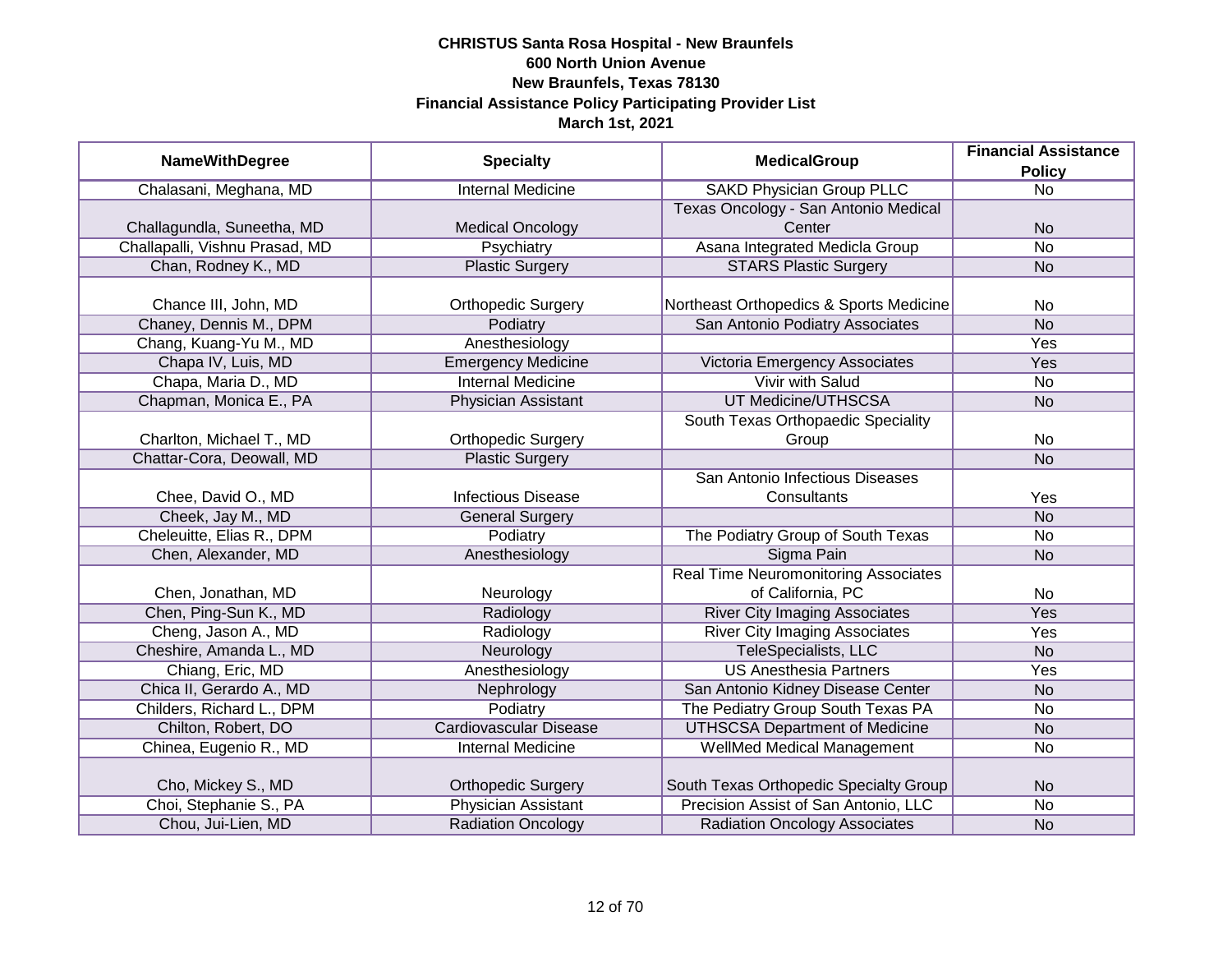**CHRISTUS Santa Rosa Hospital - New Braunfels**
**600 North Union Avenue**
**New Braunfels, Texas 78130**
**Financial Assistance Policy Participating Provider List**
**March 1st, 2021**

| NameWithDegree | Specialty | MedicalGroup | Financial Assistance Policy |
|---|---|---|---|
| Chalasani, Meghana, MD | Internal Medicine | SAKD Physician Group PLLC | No |
| Challagundla, Suneetha, MD | Medical Oncology | Texas Oncology - San Antonio Medical Center | No |
| Challapalli, Vishnu Prasad, MD | Psychiatry | Asana Integrated Medicla Group | No |
| Chan, Rodney K., MD | Plastic Surgery | STARS Plastic Surgery | No |
| Chance III, John, MD | Orthopedic Surgery | Northeast Orthopedics & Sports Medicine | No |
| Chaney, Dennis M., DPM | Podiatry | San Antonio Podiatry Associates | No |
| Chang, Kuang-Yu M., MD | Anesthesiology | | Yes |
| Chapa IV, Luis, MD | Emergency Medicine | Victoria Emergency Associates | Yes |
| Chapa, Maria D., MD | Internal Medicine | Vivir with Salud | No |
| Chapman, Monica E., PA | Physician Assistant | UT Medicine/UTHSCSA | No |
| Charlton, Michael T., MD | Orthopedic Surgery | South Texas Orthopaedic Speciality Group | No |
| Chattar-Cora, Deowall, MD | Plastic Surgery | | No |
| Chee, David O., MD | Infectious Disease | San Antonio Infectious Diseases Consultants | Yes |
| Cheek, Jay M., MD | General Surgery | | No |
| Cheleuitte, Elias R., DPM | Podiatry | The Podiatry Group of South Texas | No |
| Chen, Alexander, MD | Anesthesiology | Sigma Pain | No |
| Chen, Jonathan, MD | Neurology | Real Time Neuromonitoring Associates of California, PC | No |
| Chen, Ping-Sun K., MD | Radiology | River City Imaging Associates | Yes |
| Cheng, Jason A., MD | Radiology | River City Imaging Associates | Yes |
| Cheshire, Amanda L., MD | Neurology | TeleSpecialists, LLC | No |
| Chiang, Eric, MD | Anesthesiology | US Anesthesia Partners | Yes |
| Chica II, Gerardo A., MD | Nephrology | San Antonio Kidney Disease Center | No |
| Childers, Richard L., DPM | Podiatry | The Pediatry Group South Texas PA | No |
| Chilton, Robert, DO | Cardiovascular Disease | UTHSCSA Department of Medicine | No |
| Chinea, Eugenio R., MD | Internal Medicine | WellMed Medical Management | No |
| Cho, Mickey S., MD | Orthopedic Surgery | South Texas Orthopedic Specialty Group | No |
| Choi, Stephanie S., PA | Physician Assistant | Precision Assist of San Antonio, LLC | No |
| Chou, Jui-Lien, MD | Radiation Oncology | Radiation Oncology Associates | No |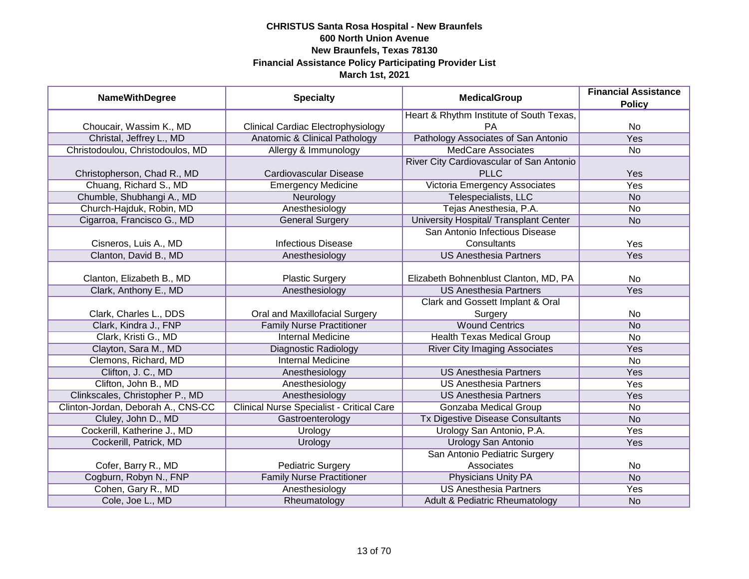**CHRISTUS Santa Rosa Hospital - New Braunfels**
**600 North Union Avenue**
**New Braunfels, Texas 78130**
**Financial Assistance Policy Participating Provider List**
**March 1st, 2021**

| NameWithDegree | Specialty | MedicalGroup | Financial Assistance Policy |
|---|---|---|---|
| Choucair, Wassim K., MD | Clinical Cardiac Electrophysiology | Heart & Rhythm Institute of South Texas, PA | No |
| Christal, Jeffrey L., MD | Anatomic & Clinical Pathology | Pathology Associates of San Antonio | Yes |
| Christodoulou, Christodoulos, MD | Allergy & Immunology | MedCare Associates | No |
| Christopherson, Chad R., MD | Cardiovascular Disease | River City Cardiovascular of San Antonio PLLC | Yes |
| Chuang, Richard S., MD | Emergency Medicine | Victoria Emergency Associates | Yes |
| Chumble, Shubhangi A., MD | Neurology | Telespecialists, LLC | No |
| Church-Hajduk, Robin, MD | Anesthesiology | Tejas Anesthesia, P.A. | No |
| Cigarroa, Francisco G., MD | General Surgery | University Hospital/ Transplant Center | No |
| Cisneros, Luis A., MD | Infectious Disease | San Antonio Infectious Disease Consultants | Yes |
| Clanton, David B., MD | Anesthesiology | US Anesthesia Partners | Yes |
| Clanton, Elizabeth B., MD | Plastic Surgery | Elizabeth Bohnenblust Clanton, MD, PA | No |
| Clark, Anthony E., MD | Anesthesiology | US Anesthesia Partners | Yes |
| Clark, Charles L., DDS | Oral and Maxillofacial Surgery | Clark and Gossett Implant & Oral Surgery | No |
| Clark, Kindra J., FNP | Family Nurse Practitioner | Wound Centrics | No |
| Clark, Kristi G., MD | Internal Medicine | Health Texas Medical Group | No |
| Clayton, Sara M., MD | Diagnostic Radiology | River City Imaging Associates | Yes |
| Clemons, Richard, MD | Internal Medicine | | No |
| Clifton, J. C., MD | Anesthesiology | US Anesthesia Partners | Yes |
| Clifton, John B., MD | Anesthesiology | US Anesthesia Partners | Yes |
| Clinkscales, Christopher P., MD | Anesthesiology | US Anesthesia Partners | Yes |
| Clinton-Jordan, Deborah A., CNS-CC | Clinical Nurse Specialist - Critical Care | Gonzaba Medical Group | No |
| Cluley, John D., MD | Gastroenterology | Tx Digestive Disease Consultants | No |
| Cockerill, Katherine J., MD | Urology | Urology San Antonio, P.A. | Yes |
| Cockerill, Patrick, MD | Urology | Urology San Antonio | Yes |
| Cofer, Barry R., MD | Pediatric Surgery | San Antonio Pediatric Surgery Associates | No |
| Cogburn, Robyn N., FNP | Family Nurse Practitioner | Physicians Unity PA | No |
| Cohen, Gary R., MD | Anesthesiology | US Anesthesia Partners | Yes |
| Cole, Joe L., MD | Rheumatology | Adult & Pediatric Rheumatology | No |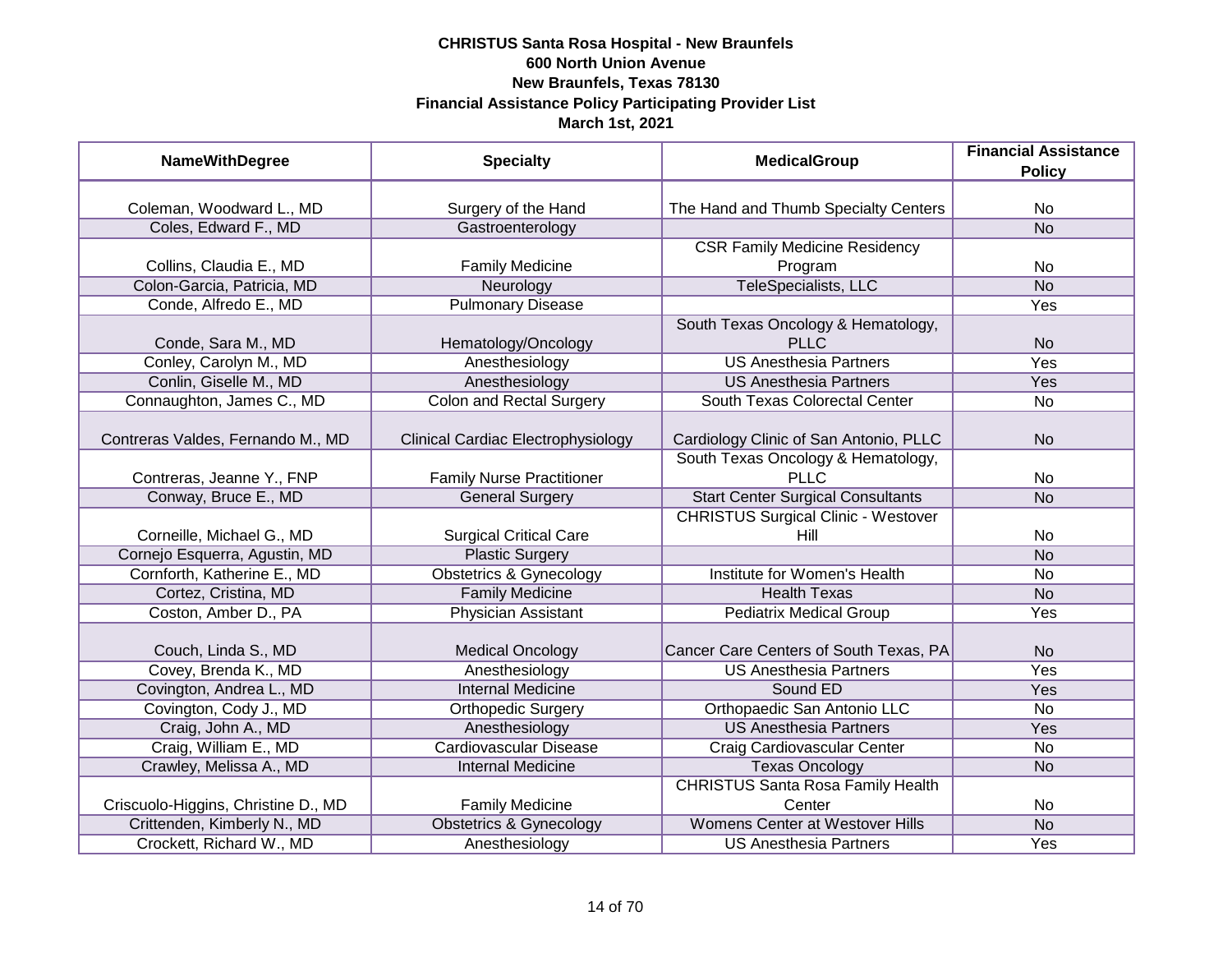**CHRISTUS Santa Rosa Hospital - New Braunfels**
**600 North Union Avenue**
**New Braunfels, Texas 78130**
**Financial Assistance Policy Participating Provider List**
**March 1st, 2021**

| NameWithDegree | Specialty | MedicalGroup | Financial Assistance Policy |
|---|---|---|---|
| Coleman, Woodward L., MD | Surgery of the Hand | The Hand and Thumb Specialty Centers | No |
| Coles, Edward F., MD | Gastroenterology | | No |
| Collins, Claudia E., MD | Family Medicine | CSR Family Medicine Residency Program | No |
| Colon-Garcia, Patricia, MD | Neurology | TeleSpecialists, LLC | No |
| Conde, Alfredo E., MD | Pulmonary Disease | | Yes |
| Conde, Sara M., MD | Hematology/Oncology | South Texas Oncology & Hematology, PLLC | No |
| Conley, Carolyn M., MD | Anesthesiology | US Anesthesia Partners | Yes |
| Conlin, Giselle M., MD | Anesthesiology | US Anesthesia Partners | Yes |
| Connaughton, James C., MD | Colon and Rectal Surgery | South Texas Colorectal Center | No |
| Contreras Valdes, Fernando M., MD | Clinical Cardiac Electrophysiology | Cardiology Clinic of San Antonio, PLLC | No |
| Contreras, Jeanne Y., FNP | Family Nurse Practitioner | South Texas Oncology & Hematology, PLLC | No |
| Conway, Bruce E., MD | General Surgery | Start Center Surgical Consultants | No |
| Corneille, Michael G., MD | Surgical Critical Care | CHRISTUS Surgical Clinic - Westover Hill | No |
| Cornejo Esquerra, Agustin, MD | Plastic Surgery | | No |
| Cornforth, Katherine E., MD | Obstetrics & Gynecology | Institute for Women's Health | No |
| Cortez, Cristina, MD | Family Medicine | Health Texas | No |
| Coston, Amber D., PA | Physician Assistant | Pediatrix Medical Group | Yes |
| Couch, Linda S., MD | Medical Oncology | Cancer Care Centers of South Texas, PA | No |
| Covey, Brenda K., MD | Anesthesiology | US Anesthesia Partners | Yes |
| Covington, Andrea L., MD | Internal Medicine | Sound ED | Yes |
| Covington, Cody J., MD | Orthopedic Surgery | Orthopaedic San Antonio LLC | No |
| Craig, John A., MD | Anesthesiology | US Anesthesia Partners | Yes |
| Craig, William E., MD | Cardiovascular Disease | Craig Cardiovascular Center | No |
| Crawley, Melissa A., MD | Internal Medicine | Texas Oncology | No |
| Criscuolo-Higgins, Christine D., MD | Family Medicine | CHRISTUS Santa Rosa Family Health Center | No |
| Crittenden, Kimberly N., MD | Obstetrics & Gynecology | Womens Center at Westover Hills | No |
| Crockett, Richard W., MD | Anesthesiology | US Anesthesia Partners | Yes |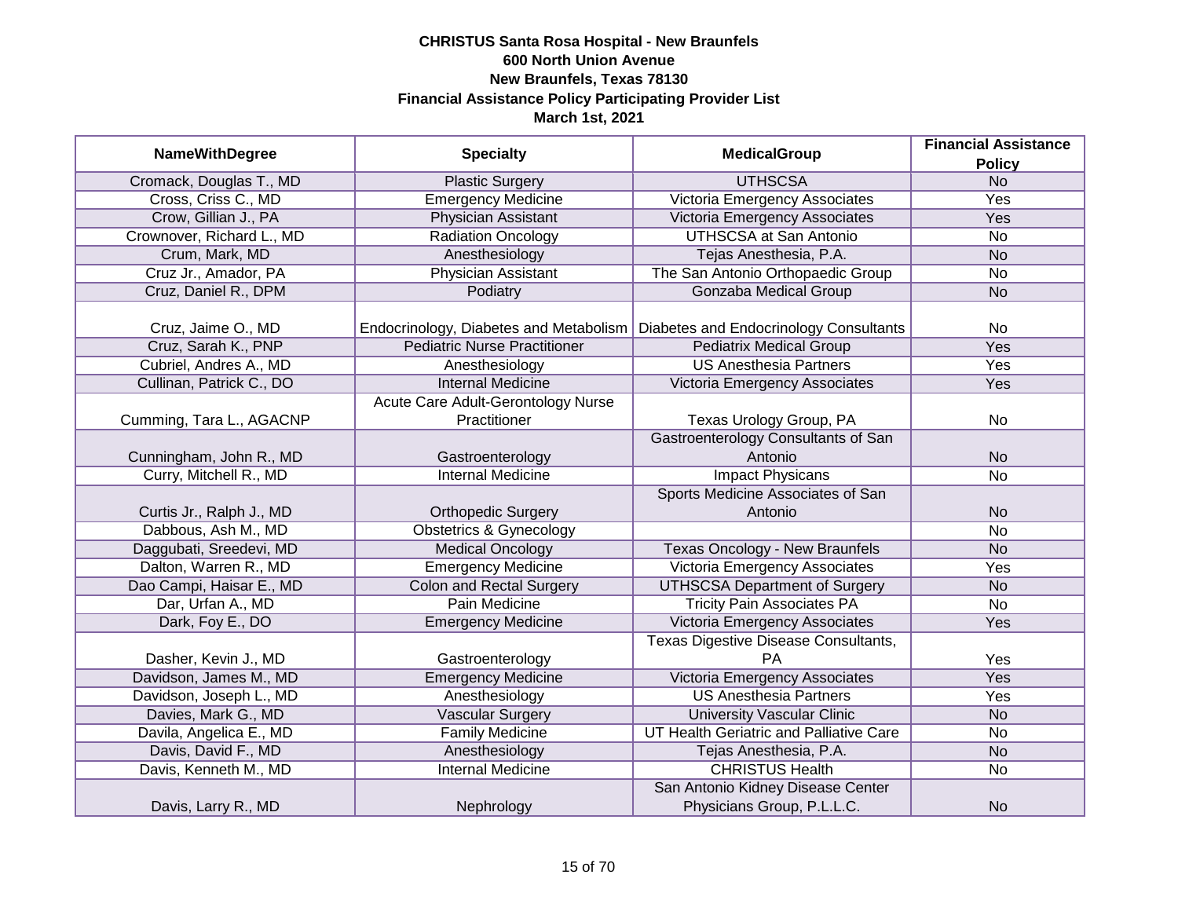**CHRISTUS Santa Rosa Hospital - New Braunfels**
**600 North Union Avenue**
**New Braunfels, Texas 78130**
**Financial Assistance Policy Participating Provider List**
**March 1st, 2021**

| NameWithDegree | Specialty | MedicalGroup | Financial Assistance Policy |
|---|---|---|---|
| Cromack, Douglas T., MD | Plastic Surgery | UTHSCSA | No |
| Cross, Criss C., MD | Emergency Medicine | Victoria Emergency Associates | Yes |
| Crow, Gillian J., PA | Physician Assistant | Victoria Emergency Associates | Yes |
| Crownover, Richard L., MD | Radiation Oncology | UTHSCSA at San Antonio | No |
| Crum, Mark, MD | Anesthesiology | Tejas Anesthesia, P.A. | No |
| Cruz Jr., Amador, PA | Physician Assistant | The San Antonio Orthopaedic Group | No |
| Cruz, Daniel R., DPM | Podiatry | Gonzaba Medical Group | No |
| Cruz, Jaime O., MD | Endocrinology, Diabetes and Metabolism | Diabetes and Endocrinology Consultants | No |
| Cruz, Sarah K., PNP | Pediatric Nurse Practitioner | Pediatrix Medical Group | Yes |
| Cubriel, Andres A., MD | Anesthesiology | US Anesthesia Partners | Yes |
| Cullinan, Patrick C., DO | Internal Medicine | Victoria Emergency Associates | Yes |
| Cumming, Tara L., AGACNP | Acute Care Adult-Gerontology Nurse Practitioner | Texas Urology Group, PA | No |
| Cunningham, John R., MD | Gastroenterology | Gastroenterology Consultants of San Antonio | No |
| Curry, Mitchell R., MD | Internal Medicine | Impact Physicans | No |
| Curtis Jr., Ralph J., MD | Orthopedic Surgery | Sports Medicine Associates of San Antonio | No |
| Dabbous, Ash M., MD | Obstetrics & Gynecology | | No |
| Daggubati, Sreedevi, MD | Medical Oncology | Texas Oncology - New Braunfels | No |
| Dalton, Warren R., MD | Emergency Medicine | Victoria Emergency Associates | Yes |
| Dao Campi, Haisar E., MD | Colon and Rectal Surgery | UTHSCSA Department of Surgery | No |
| Dar, Urfan A., MD | Pain Medicine | Tricity Pain Associates PA | No |
| Dark, Foy E., DO | Emergency Medicine | Victoria Emergency Associates | Yes |
| Dasher, Kevin J., MD | Gastroenterology | Texas Digestive Disease Consultants, PA | Yes |
| Davidson, James M., MD | Emergency Medicine | Victoria Emergency Associates | Yes |
| Davidson, Joseph L., MD | Anesthesiology | US Anesthesia Partners | Yes |
| Davies, Mark G., MD | Vascular Surgery | University Vascular Clinic | No |
| Davila, Angelica E., MD | Family Medicine | UT Health Geriatric and Palliative Care | No |
| Davis, David F., MD | Anesthesiology | Tejas Anesthesia, P.A. | No |
| Davis, Kenneth M., MD | Internal Medicine | CHRISTUS Health | No |
| Davis, Larry R., MD | Nephrology | San Antonio Kidney Disease Center Physicians Group, P.L.L.C. | No |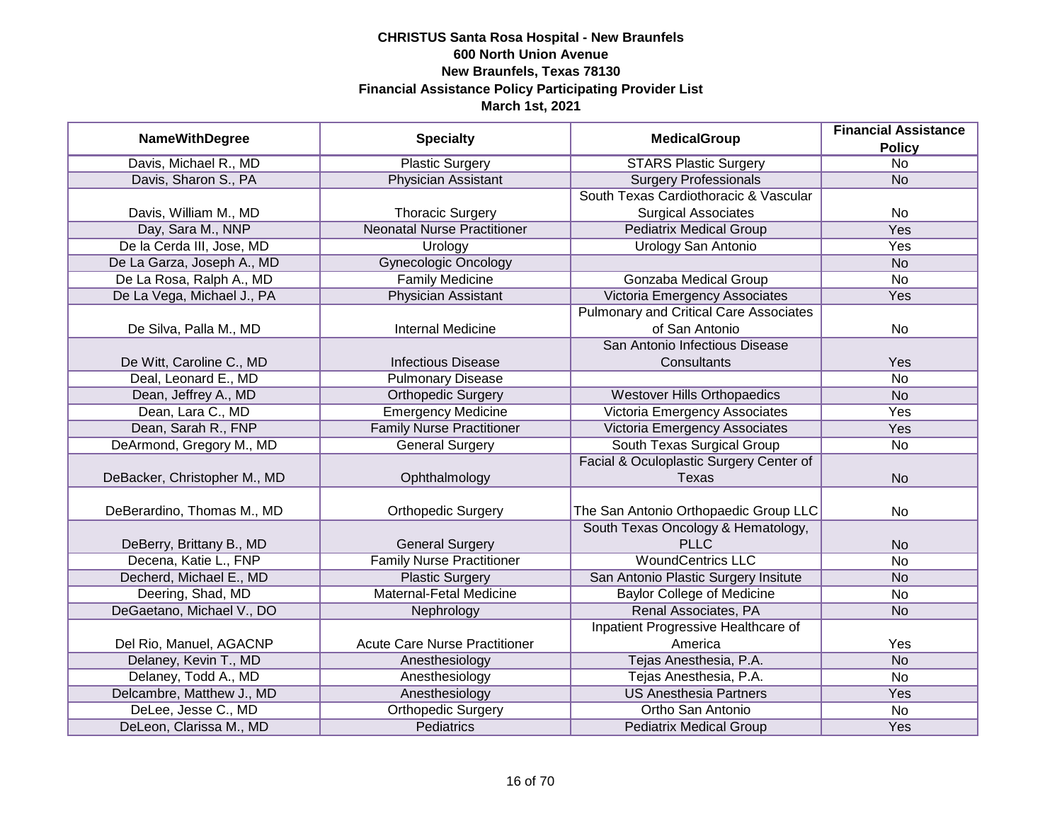**CHRISTUS Santa Rosa Hospital - New Braunfels**
**600 North Union Avenue**
**New Braunfels, Texas 78130**
**Financial Assistance Policy Participating Provider List**
**March 1st, 2021**

| NameWithDegree | Specialty | MedicalGroup | Financial Assistance Policy |
|---|---|---|---|
| Davis, Michael R., MD | Plastic Surgery | STARS Plastic Surgery | No |
| Davis, Sharon S., PA | Physician Assistant | Surgery Professionals | No |
| Davis, William M., MD | Thoracic Surgery | South Texas Cardiothoracic & Vascular Surgical Associates | No |
| Day, Sara M., NNP | Neonatal Nurse Practitioner | Pediatrix Medical Group | Yes |
| De la Cerda III, Jose, MD | Urology | Urology San Antonio | Yes |
| De La Garza, Joseph A., MD | Gynecologic Oncology | | No |
| De La Rosa, Ralph A., MD | Family Medicine | Gonzaba Medical Group | No |
| De La Vega, Michael J., PA | Physician Assistant | Victoria Emergency Associates | Yes |
| De Silva, Palla M., MD | Internal Medicine | Pulmonary and Critical Care Associates of San Antonio | No |
| De Witt, Caroline C., MD | Infectious Disease | San Antonio Infectious Disease Consultants | Yes |
| Deal, Leonard E., MD | Pulmonary Disease | | No |
| Dean, Jeffrey A., MD | Orthopedic Surgery | Westover Hills Orthopaedics | No |
| Dean, Lara C., MD | Emergency Medicine | Victoria Emergency Associates | Yes |
| Dean, Sarah R., FNP | Family Nurse Practitioner | Victoria Emergency Associates | Yes |
| DeArmond, Gregory M., MD | General Surgery | South Texas Surgical Group | No |
| DeBacker, Christopher M., MD | Ophthalmology | Facial & Oculoplastic Surgery Center of Texas | No |
| DeBerardino, Thomas M., MD | Orthopedic Surgery | The San Antonio Orthopaedic Group LLC | No |
| DeBerry, Brittany B., MD | General Surgery | South Texas Oncology & Hematology, PLLC | No |
| Decena, Katie L., FNP | Family Nurse Practitioner | WoundCentrics LLC | No |
| Decherd, Michael E., MD | Plastic Surgery | San Antonio Plastic Surgery Insitute | No |
| Deering, Shad, MD | Maternal-Fetal Medicine | Baylor College of Medicine | No |
| DeGaetano, Michael V., DO | Nephrology | Renal Associates, PA | No |
| Del Rio, Manuel, AGACNP | Acute Care Nurse Practitioner | Inpatient Progressive Healthcare of America | Yes |
| Delaney, Kevin T., MD | Anesthesiology | Tejas Anesthesia, P.A. | No |
| Delaney, Todd A., MD | Anesthesiology | Tejas Anesthesia, P.A. | No |
| Delcambre, Matthew J., MD | Anesthesiology | US Anesthesia Partners | Yes |
| DeLee, Jesse C., MD | Orthopedic Surgery | Ortho San Antonio | No |
| DeLeon, Clarissa M., MD | Pediatrics | Pediatrix Medical Group | Yes |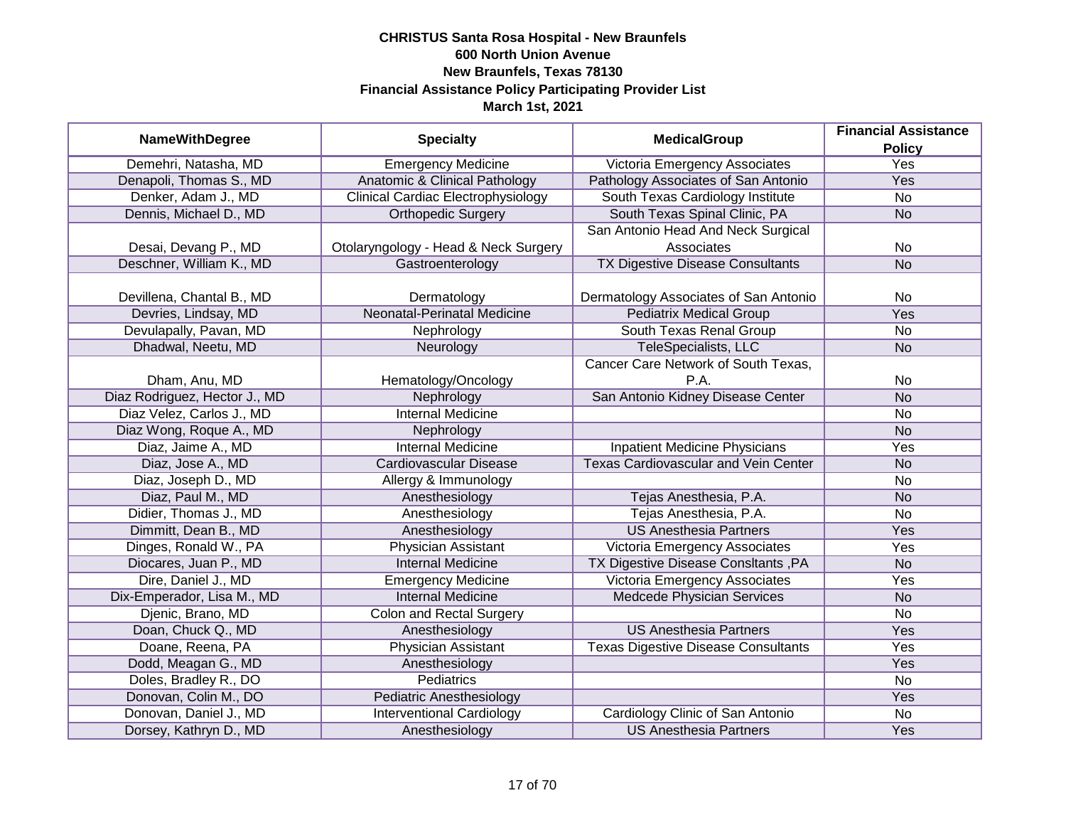**CHRISTUS Santa Rosa Hospital - New Braunfels**
**600 North Union Avenue**
**New Braunfels, Texas 78130**
**Financial Assistance Policy Participating Provider List**
**March 1st, 2021**

| NameWithDegree | Specialty | MedicalGroup | Financial Assistance Policy |
|---|---|---|---|
| Demehri, Natasha, MD | Emergency Medicine | Victoria Emergency Associates | Yes |
| Denapoli, Thomas S., MD | Anatomic & Clinical Pathology | Pathology Associates of San Antonio | Yes |
| Denker, Adam J., MD | Clinical Cardiac Electrophysiology | South Texas Cardiology Institute | No |
| Dennis, Michael D., MD | Orthopedic Surgery | South Texas Spinal Clinic, PA | No |
| Desai, Devang P., MD | Otolaryngology - Head & Neck Surgery | San Antonio Head And Neck Surgical Associates | No |
| Deschner, William K., MD | Gastroenterology | TX Digestive Disease Consultants | No |
| Devillena, Chantal B., MD | Dermatology | Dermatology Associates of San Antonio | No |
| Devries, Lindsay, MD | Neonatal-Perinatal Medicine | Pediatrix Medical Group | Yes |
| Devulapally, Pavan, MD | Nephrology | South Texas Renal Group | No |
| Dhadwal, Neetu, MD | Neurology | TeleSpecialists, LLC | No |
| Dham, Anu, MD | Hematology/Oncology | Cancer Care Network of South Texas, P.A. | No |
| Diaz Rodriguez, Hector J., MD | Nephrology | San Antonio Kidney Disease Center | No |
| Diaz Velez, Carlos J., MD | Internal Medicine | | No |
| Diaz Wong, Roque A., MD | Nephrology | | No |
| Diaz, Jaime A., MD | Internal Medicine | Inpatient Medicine Physicians | Yes |
| Diaz, Jose A., MD | Cardiovascular Disease | Texas Cardiovascular and Vein Center | No |
| Diaz, Joseph D., MD | Allergy & Immunology | | No |
| Diaz, Paul M., MD | Anesthesiology | Tejas Anesthesia, P.A. | No |
| Didier, Thomas J., MD | Anesthesiology | Tejas Anesthesia, P.A. | No |
| Dimmitt, Dean B., MD | Anesthesiology | US Anesthesia Partners | Yes |
| Dinges, Ronald W., PA | Physician Assistant | Victoria Emergency Associates | Yes |
| Diocares, Juan P., MD | Internal Medicine | TX Digestive Disease Consltants ,PA | No |
| Dire, Daniel J., MD | Emergency Medicine | Victoria Emergency Associates | Yes |
| Dix-Emperador, Lisa M., MD | Internal Medicine | Medcede Physician Services | No |
| Djenic, Brano, MD | Colon and Rectal Surgery | | No |
| Doan, Chuck Q., MD | Anesthesiology | US Anesthesia Partners | Yes |
| Doane, Reena, PA | Physician Assistant | Texas Digestive Disease Consultants | Yes |
| Dodd, Meagan G., MD | Anesthesiology | | Yes |
| Doles, Bradley R., DO | Pediatrics | | No |
| Donovan, Colin M., DO | Pediatric Anesthesiology | | Yes |
| Donovan, Daniel J., MD | Interventional Cardiology | Cardiology Clinic of San Antonio | No |
| Dorsey, Kathryn D., MD | Anesthesiology | US Anesthesia Partners | Yes |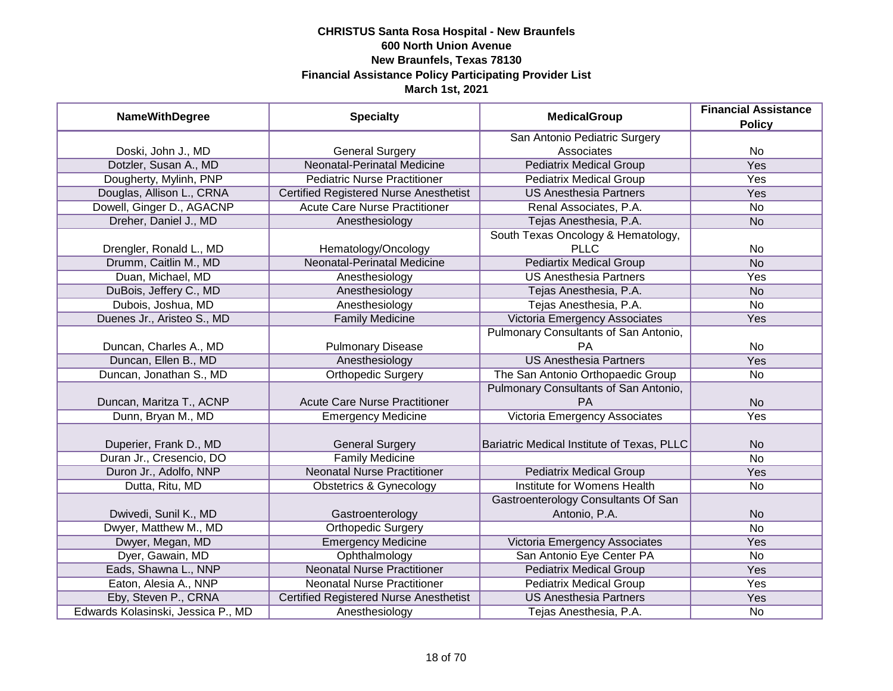**CHRISTUS Santa Rosa Hospital - New Braunfels**
**600 North Union Avenue**
**New Braunfels, Texas 78130**
**Financial Assistance Policy Participating Provider List**
**March 1st, 2021**

| NameWithDegree | Specialty | MedicalGroup | Financial Assistance Policy |
|---|---|---|---|
| Doski, John J., MD | General Surgery | San Antonio Pediatric Surgery Associates | No |
| Dotzler, Susan A., MD | Neonatal-Perinatal Medicine | Pediatrix Medical Group | Yes |
| Dougherty, Mylinh, PNP | Pediatric Nurse Practitioner | Pediatrix Medical Group | Yes |
| Douglas, Allison L., CRNA | Certified Registered Nurse Anesthetist | US Anesthesia Partners | Yes |
| Dowell, Ginger D., AGACNP | Acute Care Nurse Practitioner | Renal Associates, P.A. | No |
| Dreher, Daniel J., MD | Anesthesiology | Tejas Anesthesia, P.A. | No |
| Drengler, Ronald L., MD | Hematology/Oncology | South Texas Oncology & Hematology, PLLC | No |
| Drumm, Caitlin M., MD | Neonatal-Perinatal Medicine | Pediartix Medical Group | No |
| Duan, Michael, MD | Anesthesiology | US Anesthesia Partners | Yes |
| DuBois, Jeffery C., MD | Anesthesiology | Tejas Anesthesia, P.A. | No |
| Dubois, Joshua, MD | Anesthesiology | Tejas Anesthesia, P.A. | No |
| Duenes Jr., Aristeo S., MD | Family Medicine | Victoria Emergency Associates | Yes |
| Duncan, Charles A., MD | Pulmonary Disease | Pulmonary Consultants of San Antonio, PA | No |
| Duncan, Ellen B., MD | Anesthesiology | US Anesthesia Partners | Yes |
| Duncan, Jonathan S., MD | Orthopedic Surgery | The San Antonio Orthopaedic Group | No |
| Duncan, Maritza T., ACNP | Acute Care Nurse Practitioner | Pulmonary Consultants of San Antonio, PA | No |
| Dunn, Bryan M., MD | Emergency Medicine | Victoria Emergency Associates | Yes |
| Duperier, Frank D., MD | General Surgery | Bariatric Medical Institute of Texas, PLLC | No |
| Duran Jr., Cresencio, DO | Family Medicine | | No |
| Duron Jr., Adolfo, NNP | Neonatal Nurse Practitioner | Pediatrix Medical Group | Yes |
| Dutta, Ritu, MD | Obstetrics & Gynecology | Institute for Womens Health | No |
| Dwivedi, Sunil K., MD | Gastroenterology | Gastroenterology Consultants Of San Antonio, P.A. | No |
| Dwyer, Matthew M., MD | Orthopedic Surgery | | No |
| Dwyer, Megan, MD | Emergency Medicine | Victoria Emergency Associates | Yes |
| Dyer, Gawain, MD | Ophthalmology | San Antonio Eye Center PA | No |
| Eads, Shawna L., NNP | Neonatal Nurse Practitioner | Pediatrix Medical Group | Yes |
| Eaton, Alesia A., NNP | Neonatal Nurse Practitioner | Pediatrix Medical Group | Yes |
| Eby, Steven P., CRNA | Certified Registered Nurse Anesthetist | US Anesthesia Partners | Yes |
| Edwards Kolasinski, Jessica P., MD | Anesthesiology | Tejas Anesthesia, P.A. | No |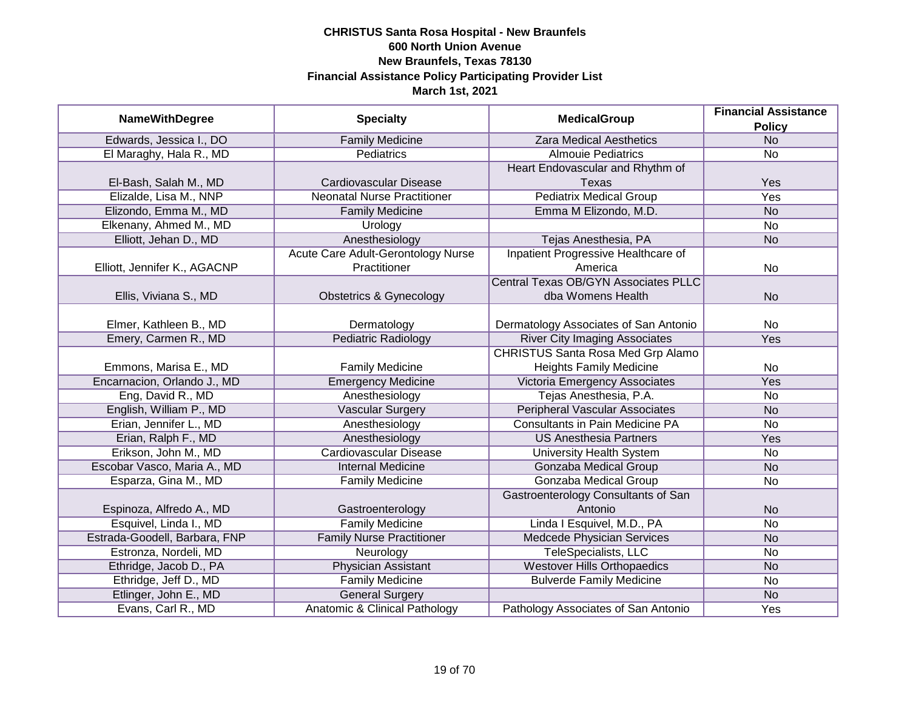**CHRISTUS Santa Rosa Hospital - New Braunfels**
**600 North Union Avenue**
**New Braunfels, Texas 78130**
**Financial Assistance Policy Participating Provider List**
**March 1st, 2021**

| NameWithDegree | Specialty | MedicalGroup | Financial Assistance Policy |
|---|---|---|---|
| Edwards, Jessica I., DO | Family Medicine | Zara Medical Aesthetics | No |
| El Maraghy, Hala R., MD | Pediatrics | Almouie Pediatrics | No |
| El-Bash, Salah M., MD | Cardiovascular Disease | Heart Endovascular and Rhythm of Texas | Yes |
| Elizalde, Lisa M., NNP | Neonatal Nurse Practitioner | Pediatrix Medical Group | Yes |
| Elizondo, Emma M., MD | Family Medicine | Emma M Elizondo, M.D. | No |
| Elkenany, Ahmed M., MD | Urology | | No |
| Elliott, Jehan D., MD | Anesthesiology | Tejas Anesthesia, PA | No |
| Elliott, Jennifer K., AGACNP | Acute Care Adult-Gerontology Nurse Practitioner | Inpatient Progressive Healthcare of America | No |
| Ellis, Viviana S., MD | Obstetrics & Gynecology | Central Texas OB/GYN Associates PLLC dba Womens Health | No |
| Elmer, Kathleen B., MD | Dermatology | Dermatology Associates of San Antonio | No |
| Emery, Carmen R., MD | Pediatric Radiology | River City Imaging Associates | Yes |
| Emmons, Marisa E., MD | Family Medicine | CHRISTUS Santa Rosa Med Grp Alamo Heights Family Medicine | No |
| Encarnacion, Orlando J., MD | Emergency Medicine | Victoria Emergency Associates | Yes |
| Eng, David R., MD | Anesthesiology | Tejas Anesthesia, P.A. | No |
| English, William P., MD | Vascular Surgery | Peripheral Vascular Associates | No |
| Erian, Jennifer L., MD | Anesthesiology | Consultants in Pain Medicine PA | No |
| Erian, Ralph F., MD | Anesthesiology | US Anesthesia Partners | Yes |
| Erikson, John M., MD | Cardiovascular Disease | University Health System | No |
| Escobar Vasco, Maria A., MD | Internal Medicine | Gonzaba Medical Group | No |
| Esparza, Gina M., MD | Family Medicine | Gonzaba Medical Group | No |
| Espinoza, Alfredo A., MD | Gastroenterology | Gastroenterology Consultants of San Antonio | No |
| Esquivel, Linda I., MD | Family Medicine | Linda I Esquivel, M.D., PA | No |
| Estrada-Goodell, Barbara, FNP | Family Nurse Practitioner | Medcede Physician Services | No |
| Estronza, Nordeli, MD | Neurology | TeleSpecialists, LLC | No |
| Ethridge, Jacob D., PA | Physician Assistant | Westover Hills Orthopaedics | No |
| Ethridge, Jeff D., MD | Family Medicine | Bulverde Family Medicine | No |
| Etlinger, John E., MD | General Surgery | | No |
| Evans, Carl R., MD | Anatomic & Clinical Pathology | Pathology Associates of San Antonio | Yes |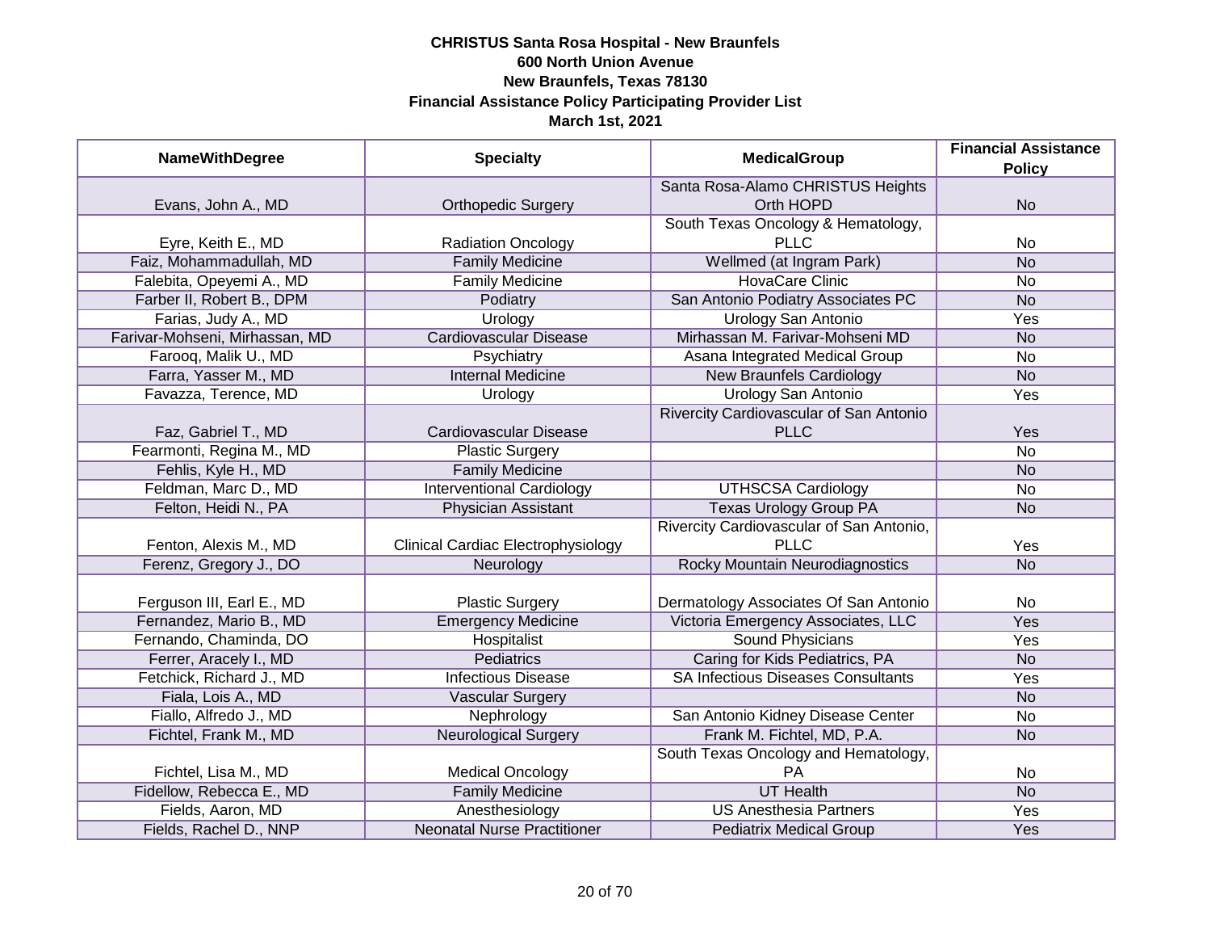**CHRISTUS Santa Rosa Hospital - New Braunfels**
**600 North Union Avenue**
**New Braunfels, Texas 78130**
**Financial Assistance Policy Participating Provider List**
**March 1st, 2021**

| NameWithDegree | Specialty | MedicalGroup | Financial Assistance Policy |
|---|---|---|---|
| Evans, John A., MD | Orthopedic Surgery | Santa Rosa-Alamo CHRISTUS Heights Orth HOPD | No |
| Eyre, Keith E., MD | Radiation Oncology | South Texas Oncology & Hematology, PLLC | No |
| Faiz, Mohammadullah, MD | Family Medicine | Wellmed (at Ingram Park) | No |
| Falebita, Opeyemi A., MD | Family Medicine | HovaCare Clinic | No |
| Farber II, Robert B., DPM | Podiatry | San Antonio Podiatry Associates PC | No |
| Farias, Judy A., MD | Urology | Urology San Antonio | Yes |
| Farivar-Mohseni, Mirhassan, MD | Cardiovascular Disease | Mirhassan M. Farivar-Mohseni MD | No |
| Farooq, Malik U., MD | Psychiatry | Asana Integrated Medical Group | No |
| Farra, Yasser M., MD | Internal Medicine | New Braunfels Cardiology | No |
| Favazza, Terence, MD | Urology | Urology San Antonio | Yes |
| Faz, Gabriel T., MD | Cardiovascular Disease | Rivercity Cardiovascular of San Antonio PLLC | Yes |
| Fearmonti, Regina M., MD | Plastic Surgery | | No |
| Fehlis, Kyle H., MD | Family Medicine | | No |
| Feldman, Marc D., MD | Interventional Cardiology | UTHSCSA Cardiology | No |
| Felton, Heidi N., PA | Physician Assistant | Texas Urology Group PA | No |
| Fenton, Alexis M., MD | Clinical Cardiac Electrophysiology | Rivercity Cardiovascular of San Antonio, PLLC | Yes |
| Ferenz, Gregory J., DO | Neurology | Rocky Mountain Neurodiagnostics | No |
| Ferguson III, Earl E., MD | Plastic Surgery | Dermatology Associates Of San Antonio | No |
| Fernandez, Mario B., MD | Emergency Medicine | Victoria Emergency Associates, LLC | Yes |
| Fernando, Chaminda, DO | Hospitalist | Sound Physicians | Yes |
| Ferrer, Aracely I., MD | Pediatrics | Caring for Kids Pediatrics, PA | No |
| Fetchick, Richard J., MD | Infectious Disease | SA Infectious Diseases Consultants | Yes |
| Fiala, Lois A., MD | Vascular Surgery | | No |
| Fiallo, Alfredo J., MD | Nephrology | San Antonio Kidney Disease Center | No |
| Fichtel, Frank M., MD | Neurological Surgery | Frank M. Fichtel, MD, P.A. | No |
| Fichtel, Lisa M., MD | Medical Oncology | South Texas Oncology and Hematology, PA | No |
| Fidellow, Rebecca E., MD | Family Medicine | UT Health | No |
| Fields, Aaron, MD | Anesthesiology | US Anesthesia Partners | Yes |
| Fields, Rachel D., NNP | Neonatal Nurse Practitioner | Pediatrix Medical Group | Yes |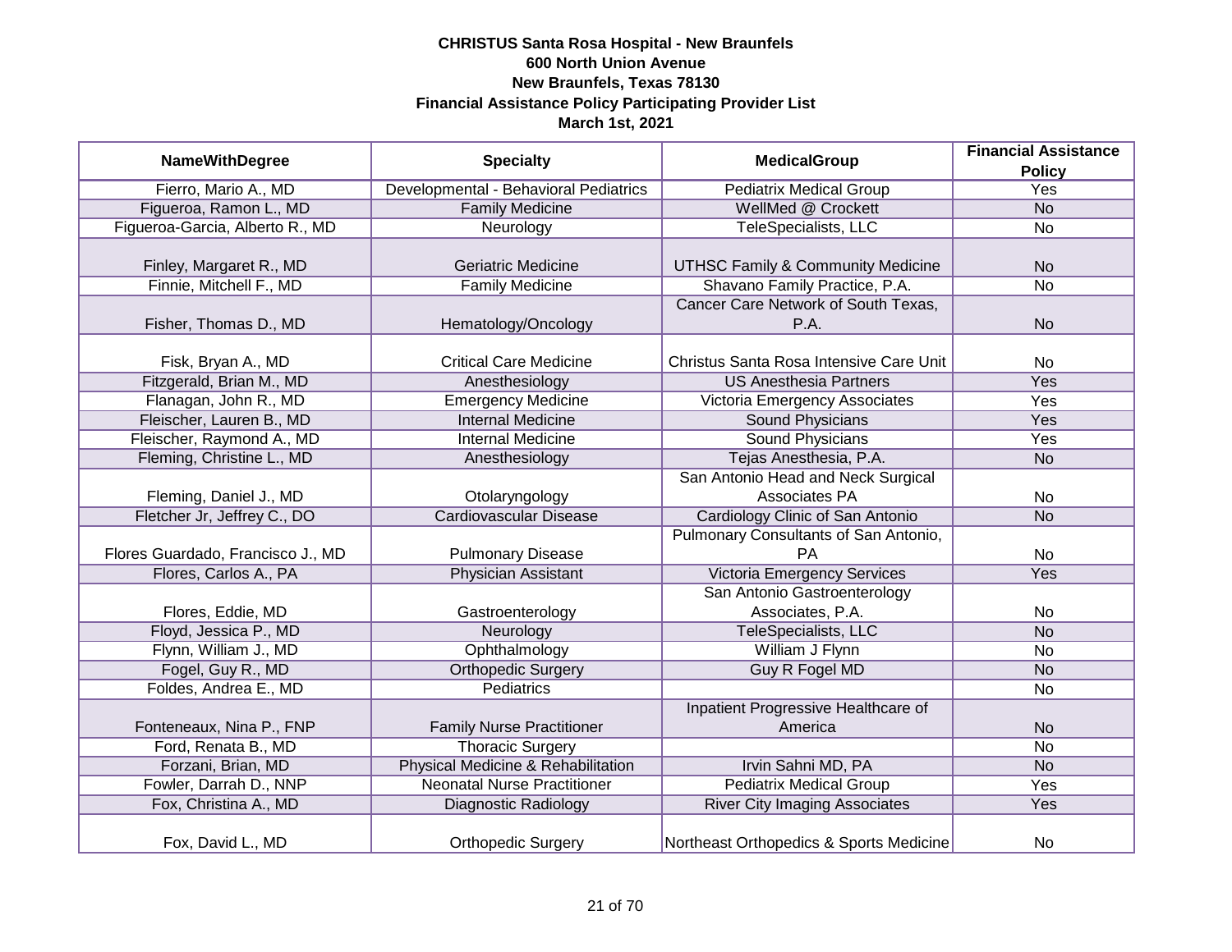**CHRISTUS Santa Rosa Hospital - New Braunfels**
**600 North Union Avenue**
**New Braunfels, Texas 78130**
**Financial Assistance Policy Participating Provider List**
**March 1st, 2021**

| NameWithDegree | Specialty | MedicalGroup | Financial Assistance Policy |
|---|---|---|---|
| Fierro, Mario A., MD | Developmental - Behavioral Pediatrics | Pediatrix Medical Group | Yes |
| Figueroa, Ramon L., MD | Family Medicine | WellMed @ Crockett | No |
| Figueroa-Garcia, Alberto R., MD | Neurology | TeleSpecialists, LLC | No |
| Finley, Margaret R., MD | Geriatric Medicine | UTHSC Family & Community Medicine | No |
| Finnie, Mitchell F., MD | Family Medicine | Shavano Family Practice, P.A. | No |
| Fisher, Thomas D., MD | Hematology/Oncology | Cancer Care Network of South Texas, P.A. | No |
| Fisk, Bryan A., MD | Critical Care Medicine | Christus Santa Rosa Intensive Care Unit | No |
| Fitzgerald, Brian M., MD | Anesthesiology | US Anesthesia Partners | Yes |
| Flanagan, John R., MD | Emergency Medicine | Victoria Emergency Associates | Yes |
| Fleischer, Lauren B., MD | Internal Medicine | Sound Physicians | Yes |
| Fleischer, Raymond A., MD | Internal Medicine | Sound Physicians | Yes |
| Fleming, Christine L., MD | Anesthesiology | Tejas Anesthesia, P.A. | No |
| Fleming, Daniel J., MD | Otolaryngology | San Antonio Head and Neck Surgical Associates PA | No |
| Fletcher Jr, Jeffrey C., DO | Cardiovascular Disease | Cardiology Clinic of San Antonio | No |
| Flores Guardado, Francisco J., MD | Pulmonary Disease | Pulmonary Consultants of San Antonio, PA | No |
| Flores, Carlos A., PA | Physician Assistant | Victoria Emergency Services | Yes |
| Flores, Eddie, MD | Gastroenterology | San Antonio Gastroenterology Associates, P.A. | No |
| Floyd, Jessica P., MD | Neurology | TeleSpecialists, LLC | No |
| Flynn, William J., MD | Ophthalmology | William J Flynn | No |
| Fogel, Guy R., MD | Orthopedic Surgery | Guy R Fogel MD | No |
| Foldes, Andrea E., MD | Pediatrics | | No |
| Fonteneaux, Nina P., FNP | Family Nurse Practitioner | Inpatient Progressive Healthcare of America | No |
| Ford, Renata B., MD | Thoracic Surgery | | No |
| Forzani, Brian, MD | Physical Medicine & Rehabilitation | Irvin Sahni MD, PA | No |
| Fowler, Darrah D., NNP | Neonatal Nurse Practitioner | Pediatrix Medical Group | Yes |
| Fox, Christina A., MD | Diagnostic Radiology | River City Imaging Associates | Yes |
| Fox, David L., MD | Orthopedic Surgery | Northeast Orthopedics & Sports Medicine | No |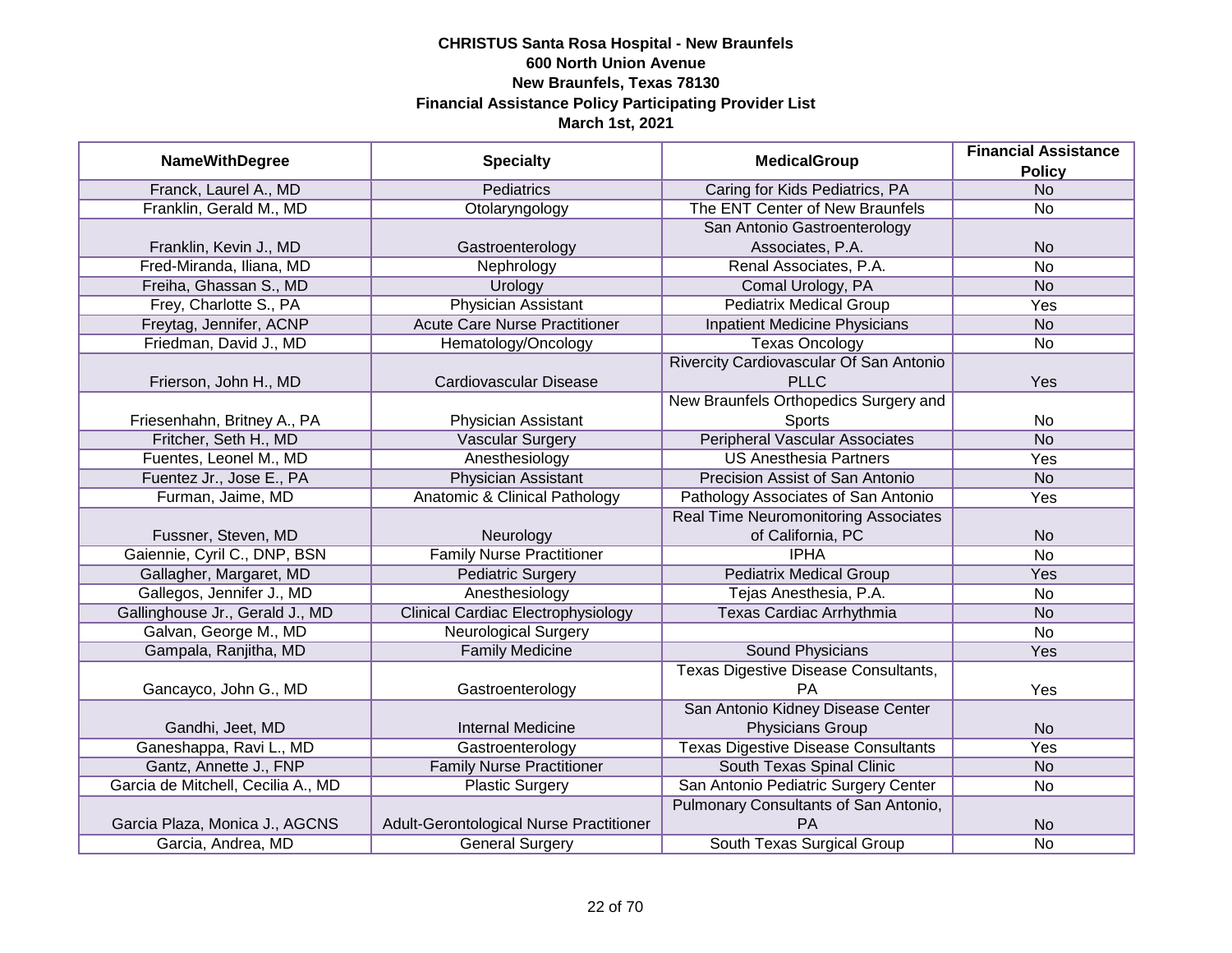**CHRISTUS Santa Rosa Hospital - New Braunfels**
**600 North Union Avenue**
**New Braunfels, Texas 78130**
**Financial Assistance Policy Participating Provider List**
**March 1st, 2021**

| NameWithDegree | Specialty | MedicalGroup | Financial Assistance Policy |
|---|---|---|---|
| Franck, Laurel A., MD | Pediatrics | Caring for Kids Pediatrics, PA | No |
| Franklin, Gerald M., MD | Otolaryngology | The ENT Center of New Braunfels | No |
| Franklin, Kevin J., MD | Gastroenterology | San Antonio Gastroenterology Associates, P.A. | No |
| Fred-Miranda, Iliana, MD | Nephrology | Renal Associates, P.A. | No |
| Freiha, Ghassan S., MD | Urology | Comal Urology, PA | No |
| Frey, Charlotte S., PA | Physician Assistant | Pediatrix Medical Group | Yes |
| Freytag, Jennifer, ACNP | Acute Care Nurse Practitioner | Inpatient Medicine Physicians | No |
| Friedman, David J., MD | Hematology/Oncology | Texas Oncology | No |
| Frierson, John H., MD | Cardiovascular Disease | Rivercity Cardiovascular Of San Antonio PLLC | Yes |
| Friesenhahn, Britney A., PA | Physician Assistant | New Braunfels Orthopedics Surgery and Sports | No |
| Fritcher, Seth H., MD | Vascular Surgery | Peripheral Vascular Associates | No |
| Fuentes, Leonel M., MD | Anesthesiology | US Anesthesia Partners | Yes |
| Fuentez Jr., Jose E., PA | Physician Assistant | Precision Assist of San Antonio | No |
| Furman, Jaime, MD | Anatomic & Clinical Pathology | Pathology Associates of San Antonio | Yes |
| Fussner, Steven, MD | Neurology | Real Time Neuromonitoring Associates of California, PC | No |
| Gaiennie, Cyril C., DNP, BSN | Family Nurse Practitioner | IPHA | No |
| Gallagher, Margaret, MD | Pediatric Surgery | Pediatrix Medical Group | Yes |
| Gallegos, Jennifer J., MD | Anesthesiology | Tejas Anesthesia, P.A. | No |
| Gallinghouse Jr., Gerald J., MD | Clinical Cardiac Electrophysiology | Texas Cardiac Arrhythmia | No |
| Galvan, George M., MD | Neurological Surgery | | No |
| Gampala, Ranjitha, MD | Family Medicine | Sound Physicians | Yes |
| Gancayco, John G., MD | Gastroenterology | Texas Digestive Disease Consultants, PA | Yes |
| Gandhi, Jeet, MD | Internal Medicine | San Antonio Kidney Disease Center Physicians Group | No |
| Ganeshappa, Ravi L., MD | Gastroenterology | Texas Digestive Disease Consultants | Yes |
| Gantz, Annette J., FNP | Family Nurse Practitioner | South Texas Spinal Clinic | No |
| Garcia de Mitchell, Cecilia A., MD | Plastic Surgery | San Antonio Pediatric Surgery Center | No |
| Garcia Plaza, Monica J., AGCNS | Adult-Gerontological Nurse Practitioner | Pulmonary Consultants of San Antonio, PA | No |
| Garcia, Andrea, MD | General Surgery | South Texas Surgical Group | No |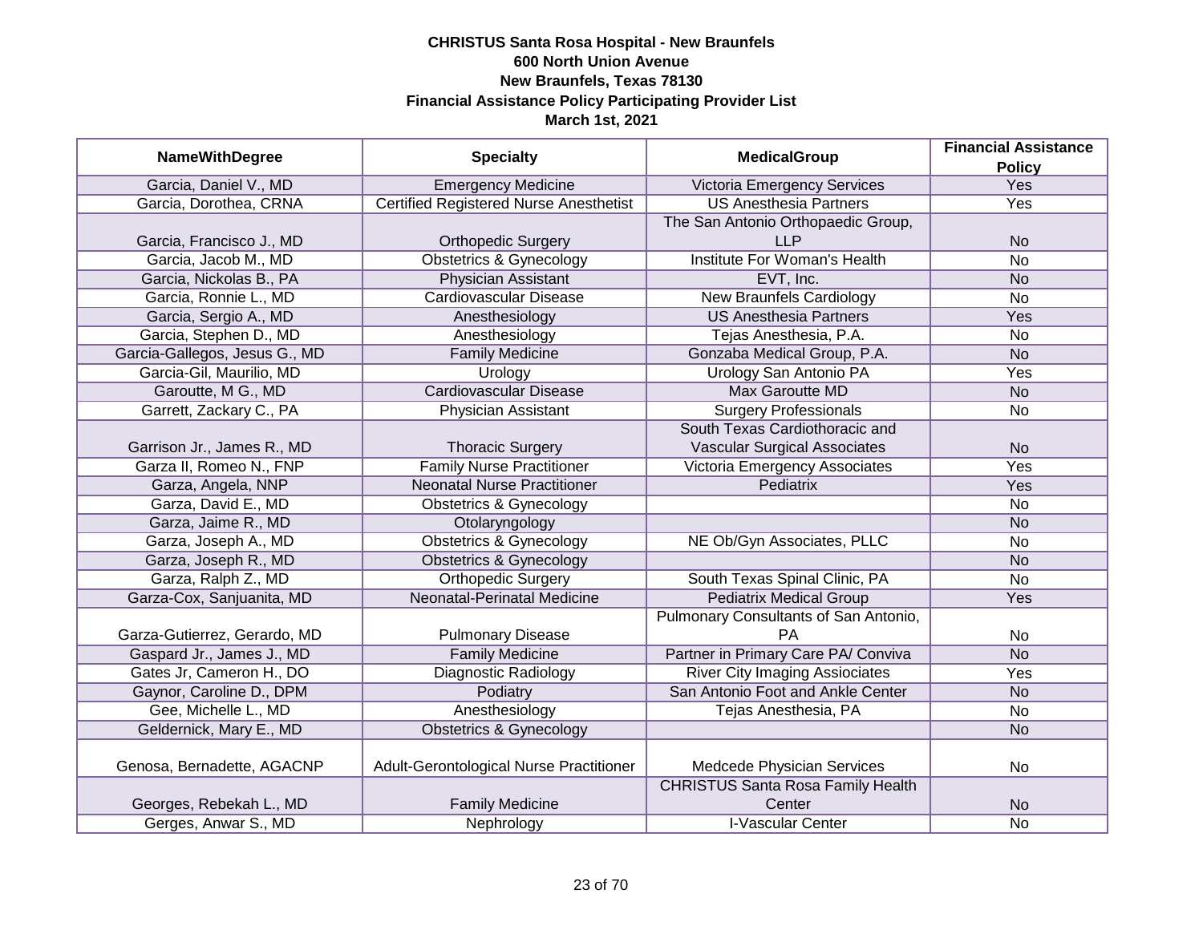**CHRISTUS Santa Rosa Hospital - New Braunfels**
**600 North Union Avenue**
**New Braunfels, Texas 78130**
**Financial Assistance Policy Participating Provider List**
**March 1st, 2021**

| NameWithDegree | Specialty | MedicalGroup | Financial Assistance Policy |
|---|---|---|---|
| Garcia, Daniel V., MD | Emergency Medicine | Victoria Emergency Services | Yes |
| Garcia, Dorothea, CRNA | Certified Registered Nurse Anesthetist | US Anesthesia Partners | Yes |
| Garcia, Francisco J., MD | Orthopedic Surgery | The San Antonio Orthopaedic Group, LLP | No |
| Garcia, Jacob M., MD | Obstetrics & Gynecology | Institute For Woman's Health | No |
| Garcia, Nickolas B., PA | Physician Assistant | EVT, Inc. | No |
| Garcia, Ronnie L., MD | Cardiovascular Disease | New Braunfels Cardiology | No |
| Garcia, Sergio A., MD | Anesthesiology | US Anesthesia Partners | Yes |
| Garcia, Stephen D., MD | Anesthesiology | Tejas Anesthesia, P.A. | No |
| Garcia-Gallegos, Jesus G., MD | Family Medicine | Gonzaba Medical Group, P.A. | No |
| Garcia-Gil, Maurilio, MD | Urology | Urology San Antonio PA | Yes |
| Garoutte, M G., MD | Cardiovascular Disease | Max Garoutte MD | No |
| Garrett, Zackary C., PA | Physician Assistant | Surgery Professionals | No |
| Garrison Jr., James R., MD | Thoracic Surgery | South Texas Cardiothoracic and Vascular Surgical Associates | No |
| Garza II, Romeo N., FNP | Family Nurse Practitioner | Victoria Emergency Associates | Yes |
| Garza, Angela, NNP | Neonatal Nurse Practitioner | Pediatrix | Yes |
| Garza, David E., MD | Obstetrics & Gynecology | | No |
| Garza, Jaime R., MD | Otolaryngology | | No |
| Garza, Joseph A., MD | Obstetrics & Gynecology | NE Ob/Gyn Associates, PLLC | No |
| Garza, Joseph R., MD | Obstetrics & Gynecology | | No |
| Garza, Ralph Z., MD | Orthopedic Surgery | South Texas Spinal Clinic, PA | No |
| Garza-Cox, Sanjuanita, MD | Neonatal-Perinatal Medicine | Pediatrix Medical Group | Yes |
| Garza-Gutierrez, Gerardo, MD | Pulmonary Disease | Pulmonary Consultants of San Antonio, PA | No |
| Gaspard Jr., James J., MD | Family Medicine | Partner in Primary Care PA/ Conviva | No |
| Gates Jr, Cameron H., DO | Diagnostic Radiology | River City Imaging Asisociates | Yes |
| Gaynor, Caroline D., DPM | Podiatry | San Antonio Foot and Ankle Center | No |
| Gee, Michelle L., MD | Anesthesiology | Tejas Anesthesia, PA | No |
| Geldernick, Mary E., MD | Obstetrics & Gynecology | | No |
| Genosa, Bernadette, AGACNP | Adult-Gerontological Nurse Practitioner | Medcede Physician Services | No |
| Georges, Rebekah L., MD | Family Medicine | CHRISTUS Santa Rosa Family Health Center | No |
| Gerges, Anwar S., MD | Nephrology | I-Vascular Center | No |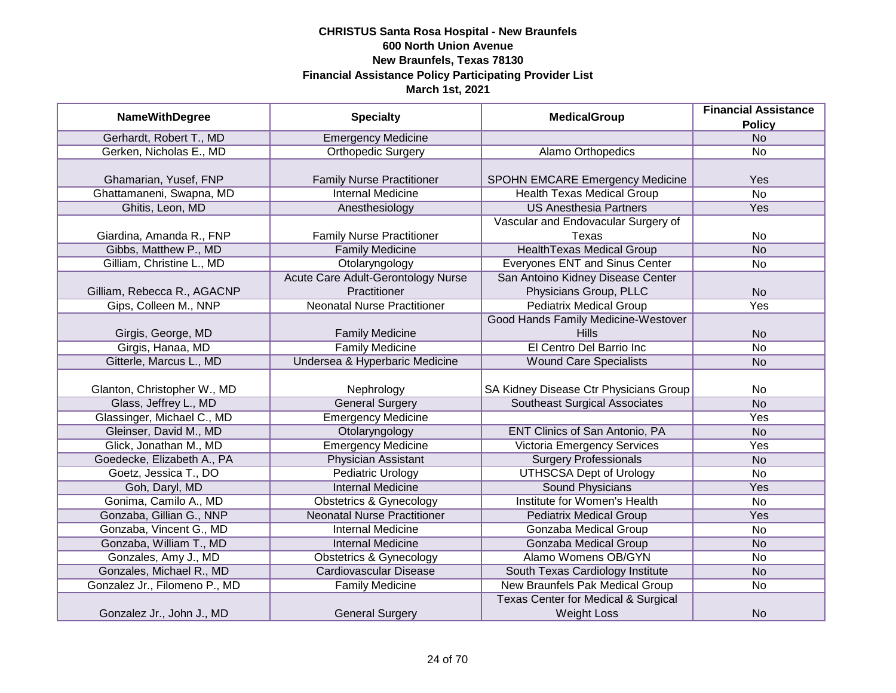**CHRISTUS Santa Rosa Hospital - New Braunfels**
**600 North Union Avenue**
**New Braunfels, Texas 78130**
**Financial Assistance Policy Participating Provider List**
**March 1st, 2021**

| NameWithDegree | Specialty | MedicalGroup | Financial Assistance Policy |
|---|---|---|---|
| Gerhardt, Robert T., MD | Emergency Medicine | | No |
| Gerken, Nicholas E., MD | Orthopedic Surgery | Alamo Orthopedics | No |
| Ghamarian, Yusef, FNP | Family Nurse Practitioner | SPOHN EMCARE Emergency Medicine | Yes |
| Ghattamaneni, Swapna, MD | Internal Medicine | Health Texas Medical Group | No |
| Ghitis, Leon, MD | Anesthesiology | US Anesthesia Partners | Yes |
| Giardina, Amanda R., FNP | Family Nurse Practitioner | Vascular and Endovacular Surgery of Texas | No |
| Gibbs, Matthew P., MD | Family Medicine | HealthTexas Medical Group | No |
| Gilliam, Christine L., MD | Otolaryngology | Everyones ENT and Sinus Center | No |
| Gilliam, Rebecca R., AGACNP | Acute Care Adult-Gerontology Nurse Practitioner | San Antoino Kidney Disease Center Physicians Group, PLLC | No |
| Gips, Colleen M., NNP | Neonatal Nurse Practitioner | Pediatrix Medical Group | Yes |
| Girgis, George, MD | Family Medicine | Good Hands Family Medicine-Westover Hills | No |
| Girgis, Hanaa, MD | Family Medicine | El Centro Del Barrio Inc | No |
| Gitterle, Marcus L., MD | Undersea & Hyperbaric Medicine | Wound Care Specialists | No |
| Glanton, Christopher W., MD | Nephrology | SA Kidney Disease Ctr Physicians Group | No |
| Glass, Jeffrey L., MD | General Surgery | Southeast Surgical Associates | No |
| Glassinger, Michael C., MD | Emergency Medicine | | Yes |
| Gleinser, David M., MD | Otolaryngology | ENT Clinics of San Antonio, PA | No |
| Glick, Jonathan M., MD | Emergency Medicine | Victoria Emergency Services | Yes |
| Goedecke, Elizabeth A., PA | Physician Assistant | Surgery Professionals | No |
| Goetz, Jessica T., DO | Pediatric Urology | UTHSCSA Dept of Urology | No |
| Goh, Daryl, MD | Internal Medicine | Sound Physicians | Yes |
| Gonima, Camilo A., MD | Obstetrics & Gynecology | Institute for Women's Health | No |
| Gonzaba, Gillian G., NNP | Neonatal Nurse Practitioner | Pediatrix Medical Group | Yes |
| Gonzaba, Vincent G., MD | Internal Medicine | Gonzaba Medical Group | No |
| Gonzaba, William T., MD | Internal Medicine | Gonzaba Medical Group | No |
| Gonzales, Amy J., MD | Obstetrics & Gynecology | Alamo Womens OB/GYN | No |
| Gonzales, Michael R., MD | Cardiovascular Disease | South Texas Cardiology Institute | No |
| Gonzalez Jr., Filomeno P., MD | Family Medicine | New Braunfels Pak Medical Group | No |
| Gonzalez Jr., John J., MD | General Surgery | Texas Center for Medical & Surgical Weight Loss | No |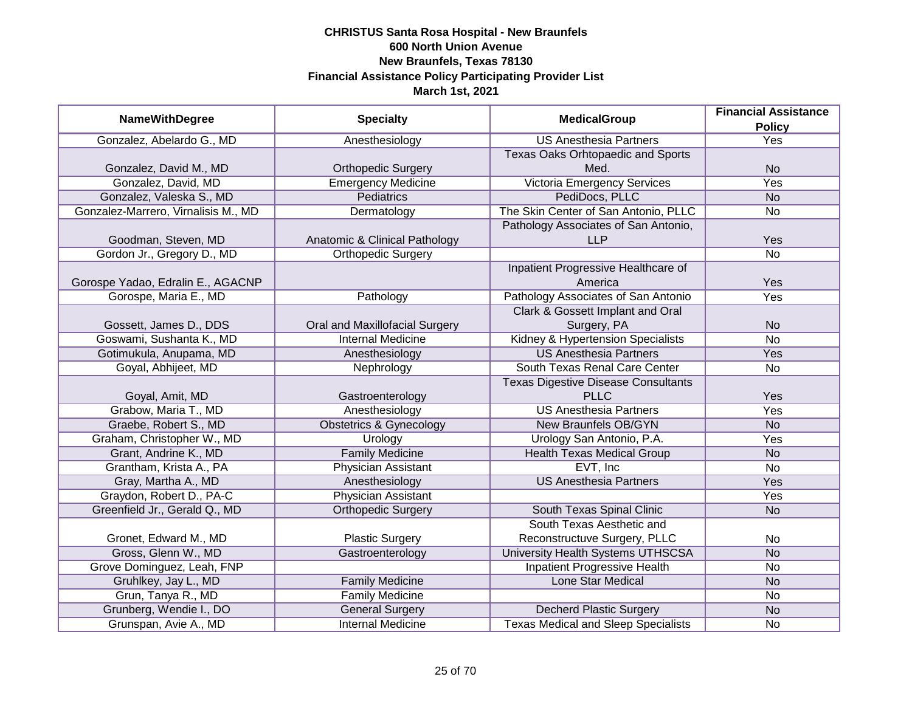**CHRISTUS Santa Rosa Hospital - New Braunfels**
**600 North Union Avenue**
**New Braunfels, Texas 78130**
**Financial Assistance Policy Participating Provider List**
**March 1st, 2021**

| NameWithDegree | Specialty | MedicalGroup | Financial Assistance Policy |
|---|---|---|---|
| Gonzalez, Abelardo G., MD | Anesthesiology | US Anesthesia Partners | Yes |
| Gonzalez, David M., MD | Orthopedic Surgery | Texas Oaks Orhtopaedic and Sports Med. | No |
| Gonzalez, David, MD | Emergency Medicine | Victoria Emergency Services | Yes |
| Gonzalez, Valeska S., MD | Pediatrics | PediDocs, PLLC | No |
| Gonzalez-Marrero, Virnalisis M., MD | Dermatology | The Skin Center of San Antonio, PLLC | No |
| Goodman, Steven, MD | Anatomic & Clinical Pathology | Pathology Associates of San Antonio, LLP | Yes |
| Gordon Jr., Gregory D., MD | Orthopedic Surgery | | No |
| Gorospe Yadao, Edralin E., AGACNP | | Inpatient Progressive Healthcare of America | Yes |
| Gorospe, Maria E., MD | Pathology | Pathology Associates of San Antonio | Yes |
| Gossett, James D., DDS | Oral and Maxillofacial Surgery | Clark & Gossett Implant and Oral Surgery, PA | No |
| Goswami, Sushanta K., MD | Internal Medicine | Kidney & Hypertension Specialists | No |
| Gotimukula, Anupama, MD | Anesthesiology | US Anesthesia Partners | Yes |
| Goyal, Abhijeet, MD | Nephrology | South Texas Renal Care Center | No |
| Goyal, Amit, MD | Gastroenterology | Texas Digestive Disease Consultants PLLC | Yes |
| Grabow, Maria T., MD | Anesthesiology | US Anesthesia Partners | Yes |
| Graebe, Robert S., MD | Obstetrics & Gynecology | New Braunfels OB/GYN | No |
| Graham, Christopher W., MD | Urology | Urology San Antonio, P.A. | Yes |
| Grant, Andrine K., MD | Family Medicine | Health Texas Medical Group | No |
| Grantham, Krista A., PA | Physician Assistant | EVT, Inc | No |
| Gray, Martha A., MD | Anesthesiology | US Anesthesia Partners | Yes |
| Graydon, Robert D., PA-C | Physician Assistant | | Yes |
| Greenfield Jr., Gerald Q., MD | Orthopedic Surgery | South Texas Spinal Clinic | No |
| Gronet, Edward M., MD | Plastic Surgery | South Texas Aesthetic and Reconstructuve Surgery, PLLC | No |
| Gross, Glenn W., MD | Gastroenterology | University Health Systems UTHSCSA | No |
| Grove Dominguez, Leah, FNP | | Inpatient Progressive Health | No |
| Gruhlkey, Jay L., MD | Family Medicine | Lone Star Medical | No |
| Grun, Tanya R., MD | Family Medicine | | No |
| Grunberg, Wendie I., DO | General Surgery | Decherd Plastic Surgery | No |
| Grunspan, Avie A., MD | Internal Medicine | Texas Medical and Sleep Specialists | No |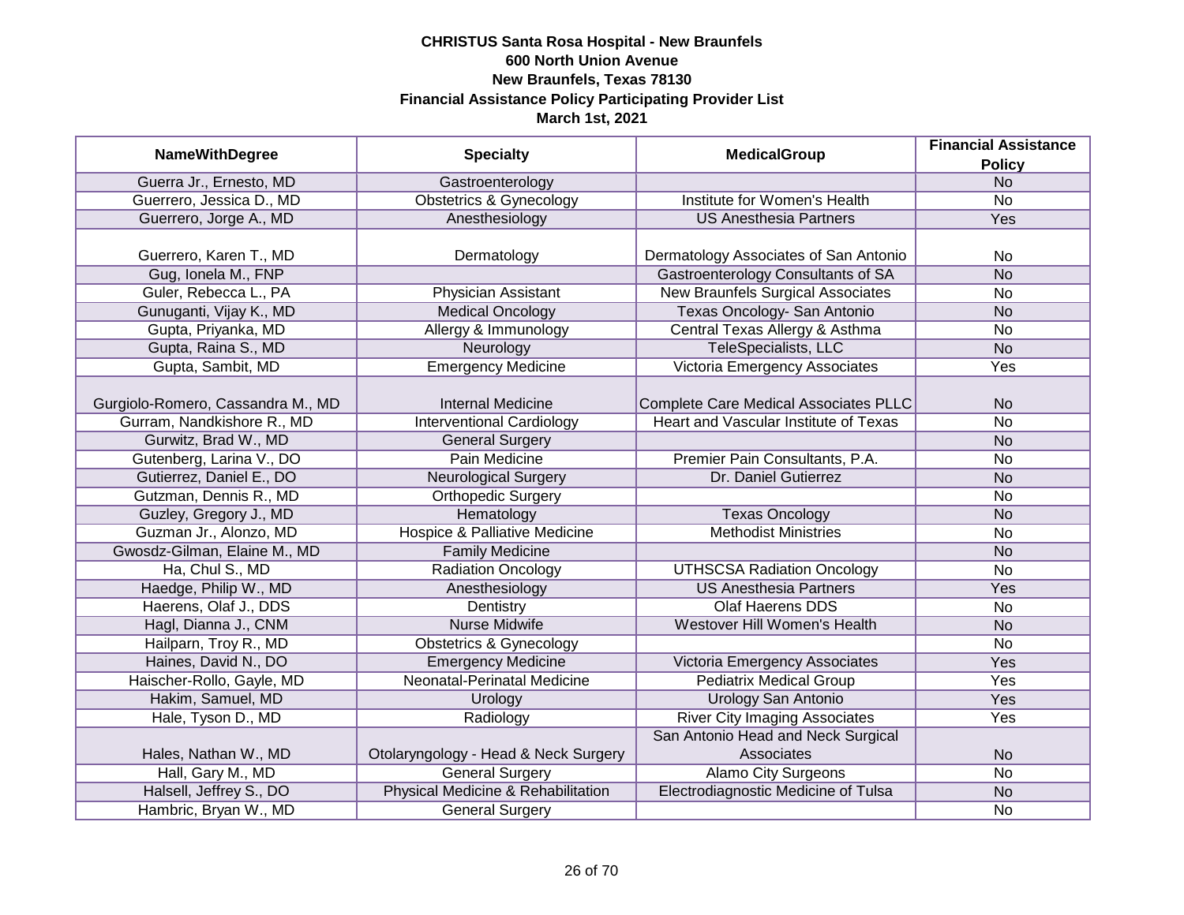**CHRISTUS Santa Rosa Hospital - New Braunfels**
**600 North Union Avenue**
**New Braunfels, Texas 78130**
**Financial Assistance Policy Participating Provider List**
**March 1st, 2021**

| NameWithDegree | Specialty | MedicalGroup | Financial Assistance Policy |
|---|---|---|---|
| Guerra Jr., Ernesto, MD | Gastroenterology | | No |
| Guerrero, Jessica D., MD | Obstetrics & Gynecology | Institute for Women's Health | No |
| Guerrero, Jorge A., MD | Anesthesiology | US Anesthesia Partners | Yes |
| Guerrero, Karen T., MD | Dermatology | Dermatology Associates of San Antonio | No |
| Gug, Ionela M., FNP | | Gastroenterology Consultants of SA | No |
| Guler, Rebecca L., PA | Physician Assistant | New Braunfels Surgical Associates | No |
| Gunuganti, Vijay K., MD | Medical Oncology | Texas Oncology- San Antonio | No |
| Gupta, Priyanka, MD | Allergy & Immunology | Central Texas Allergy & Asthma | No |
| Gupta, Raina S., MD | Neurology | TeleSpecialists, LLC | No |
| Gupta, Sambit, MD | Emergency Medicine | Victoria Emergency Associates | Yes |
| Gurgiolo-Romero, Cassandra M., MD | Internal Medicine | Complete Care Medical Associates PLLC | No |
| Gurram, Nandkishore R., MD | Interventional Cardiology | Heart and Vascular Institute of Texas | No |
| Gurwitz, Brad W., MD | General Surgery | | No |
| Gutenberg, Larina V., DO | Pain Medicine | Premier Pain Consultants, P.A. | No |
| Gutierrez, Daniel E., DO | Neurological Surgery | Dr. Daniel Gutierrez | No |
| Gutzman, Dennis R., MD | Orthopedic Surgery | | No |
| Guzley, Gregory J., MD | Hematology | Texas Oncology | No |
| Guzman Jr., Alonzo, MD | Hospice & Palliative Medicine | Methodist Ministries | No |
| Gwosdz-Gilman, Elaine M., MD | Family Medicine | | No |
| Ha, Chul S., MD | Radiation Oncology | UTHSCSA Radiation Oncology | No |
| Haedge, Philip W., MD | Anesthesiology | US Anesthesia Partners | Yes |
| Haerens, Olaf J., DDS | Dentistry | Olaf Haerens DDS | No |
| Hagl, Dianna J., CNM | Nurse Midwife | Westover Hill Women's Health | No |
| Hailparn, Troy R., MD | Obstetrics & Gynecology | | No |
| Haines, David N., DO | Emergency Medicine | Victoria Emergency Associates | Yes |
| Haischer-Rollo, Gayle, MD | Neonatal-Perinatal Medicine | Pediatrix Medical Group | Yes |
| Hakim, Samuel, MD | Urology | Urology San Antonio | Yes |
| Hale, Tyson D., MD | Radiology | River City Imaging Associates | Yes |
| Hales, Nathan W., MD | Otolaryngology - Head & Neck Surgery | San Antonio Head and Neck Surgical Associates | No |
| Hall, Gary M., MD | General Surgery | Alamo City Surgeons | No |
| Halsell, Jeffrey S., DO | Physical Medicine & Rehabilitation | Electrodiagnostic Medicine of Tulsa | No |
| Hambric, Bryan W., MD | General Surgery | | No |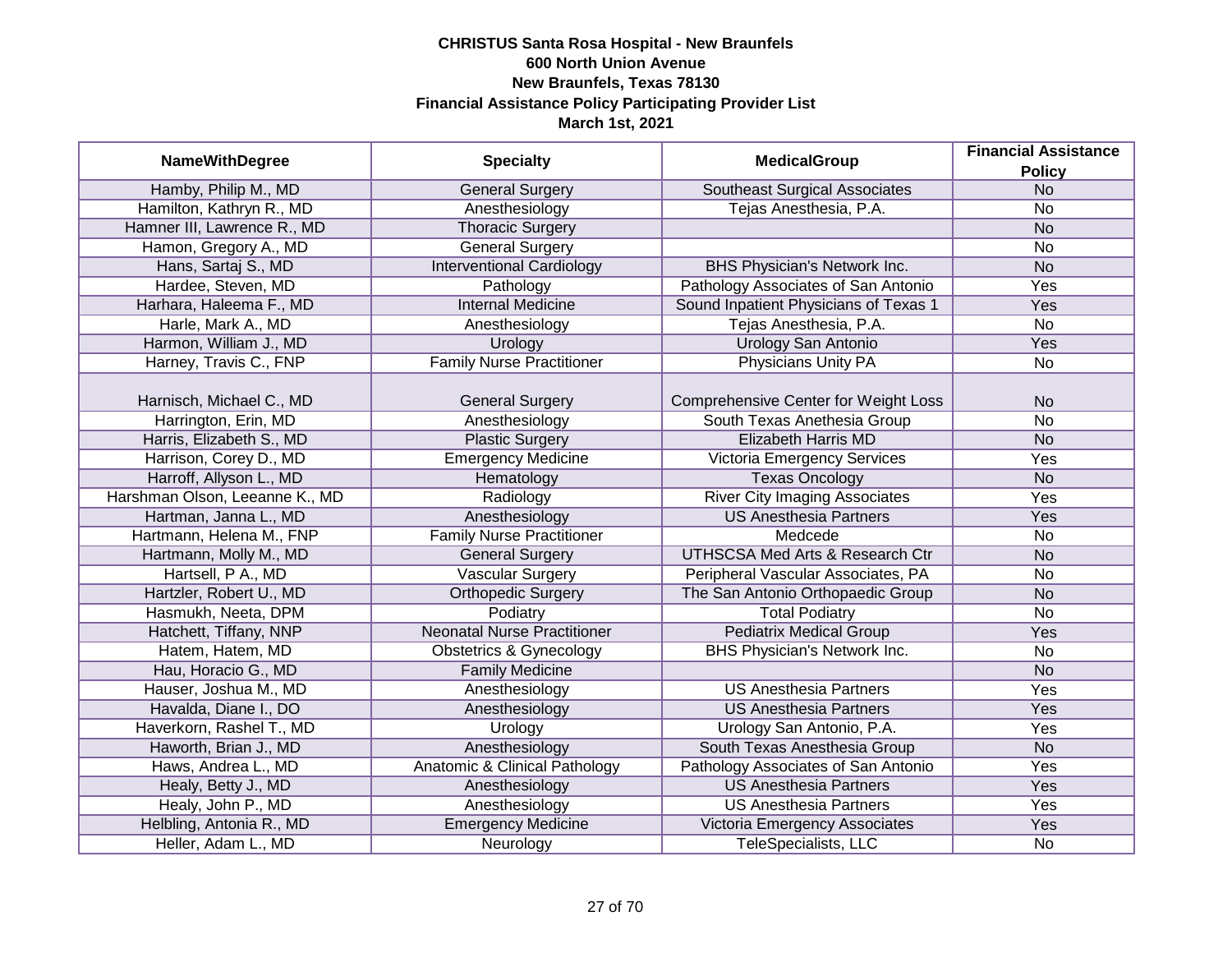**CHRISTUS Santa Rosa Hospital - New Braunfels**
**600 North Union Avenue**
**New Braunfels, Texas 78130**
**Financial Assistance Policy Participating Provider List**
**March 1st, 2021**

| NameWithDegree | Specialty | MedicalGroup | Financial Assistance Policy |
|---|---|---|---|
| Hamby, Philip M., MD | General Surgery | Southeast Surgical Associates | No |
| Hamilton, Kathryn R., MD | Anesthesiology | Tejas Anesthesia, P.A. | No |
| Hamner III, Lawrence R., MD | Thoracic Surgery | | No |
| Hamon, Gregory A., MD | General Surgery | | No |
| Hans, Sartaj S., MD | Interventional Cardiology | BHS Physician's Network Inc. | No |
| Hardee, Steven, MD | Pathology | Pathology Associates of San Antonio | Yes |
| Harhara, Haleema F., MD | Internal Medicine | Sound Inpatient Physicians of Texas 1 | Yes |
| Harle, Mark A., MD | Anesthesiology | Tejas Anesthesia, P.A. | No |
| Harmon, William J., MD | Urology | Urology San Antonio | Yes |
| Harney, Travis C., FNP | Family Nurse Practitioner | Physicians Unity PA | No |
| Harnisch, Michael C., MD | General Surgery | Comprehensive Center for Weight Loss | No |
| Harrington, Erin, MD | Anesthesiology | South Texas Anethesia Group | No |
| Harris, Elizabeth S., MD | Plastic Surgery | Elizabeth Harris MD | No |
| Harrison, Corey D., MD | Emergency Medicine | Victoria Emergency Services | Yes |
| Harroff, Allyson L., MD | Hematology | Texas Oncology | No |
| Harshman Olson, Leeanne K., MD | Radiology | River City Imaging Associates | Yes |
| Hartman, Janna L., MD | Anesthesiology | US Anesthesia Partners | Yes |
| Hartmann, Helena M., FNP | Family Nurse Practitioner | Medcede | No |
| Hartmann, Molly M., MD | General Surgery | UTHSCSA Med Arts & Research Ctr | No |
| Hartsell, P A., MD | Vascular Surgery | Peripheral Vascular Associates, PA | No |
| Hartzler, Robert U., MD | Orthopedic Surgery | The San Antonio Orthopaedic Group | No |
| Hasmukh, Neeta, DPM | Podiatry | Total Podiatry | No |
| Hatchett, Tiffany, NNP | Neonatal Nurse Practitioner | Pediatrix Medical Group | Yes |
| Hatem, Hatem, MD | Obstetrics & Gynecology | BHS Physician's Network Inc. | No |
| Hau, Horacio G., MD | Family Medicine | | No |
| Hauser, Joshua M., MD | Anesthesiology | US Anesthesia Partners | Yes |
| Havalda, Diane I., DO | Anesthesiology | US Anesthesia Partners | Yes |
| Haverkorn, Rashel T., MD | Urology | Urology San Antonio, P.A. | Yes |
| Haworth, Brian J., MD | Anesthesiology | South Texas Anesthesia Group | No |
| Haws, Andrea L., MD | Anatomic & Clinical Pathology | Pathology Associates of San Antonio | Yes |
| Healy, Betty J., MD | Anesthesiology | US Anesthesia Partners | Yes |
| Healy, John P., MD | Anesthesiology | US Anesthesia Partners | Yes |
| Helbling, Antonia R., MD | Emergency Medicine | Victoria Emergency Associates | Yes |
| Heller, Adam L., MD | Neurology | TeleSpecialists, LLC | No |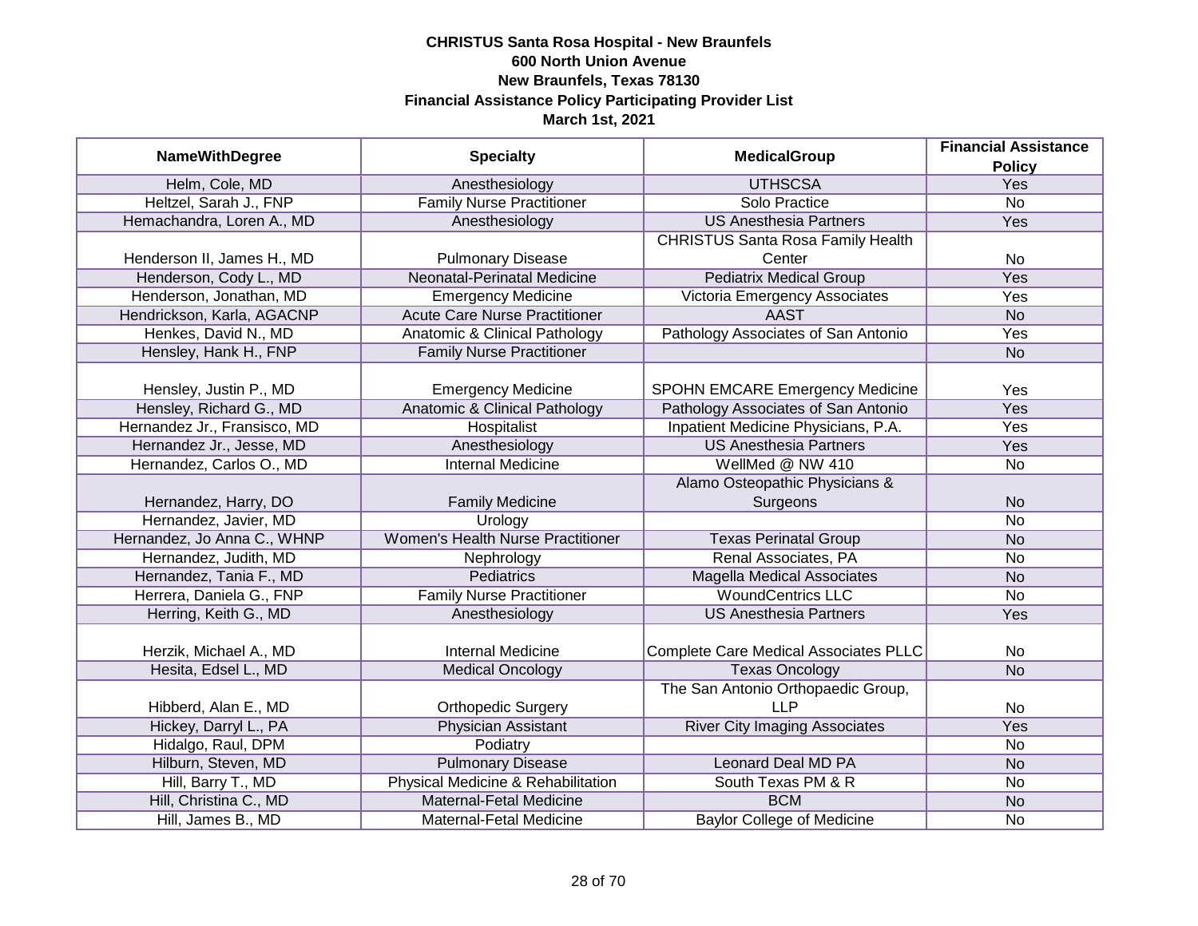**CHRISTUS Santa Rosa Hospital - New Braunfels**
**600 North Union Avenue**
**New Braunfels, Texas 78130**
**Financial Assistance Policy Participating Provider List**
**March 1st, 2021**

| NameWithDegree | Specialty | MedicalGroup | Financial Assistance Policy |
|---|---|---|---|
| Helm, Cole, MD | Anesthesiology | UTHSCSA | Yes |
| Heltzel, Sarah J., FNP | Family Nurse Practitioner | Solo Practice | No |
| Hemachandra, Loren A., MD | Anesthesiology | US Anesthesia Partners | Yes |
| Henderson II, James H., MD | Pulmonary Disease | CHRISTUS Santa Rosa Family Health Center | No |
| Henderson, Cody L., MD | Neonatal-Perinatal Medicine | Pediatrix Medical Group | Yes |
| Henderson, Jonathan, MD | Emergency Medicine | Victoria Emergency Associates | Yes |
| Hendrickson, Karla, AGACNP | Acute Care Nurse Practitioner | AAST | No |
| Henkes, David N., MD | Anatomic & Clinical Pathology | Pathology Associates of San Antonio | Yes |
| Hensley, Hank H., FNP | Family Nurse Practitioner | | No |
| Hensley, Justin P., MD | Emergency Medicine | SPOHN EMCARE Emergency Medicine | Yes |
| Hensley, Richard G., MD | Anatomic & Clinical Pathology | Pathology Associates of San Antonio | Yes |
| Hernandez Jr., Fransisco, MD | Hospitalist | Inpatient Medicine Physicians, P.A. | Yes |
| Hernandez Jr., Jesse, MD | Anesthesiology | US Anesthesia Partners | Yes |
| Hernandez, Carlos O., MD | Internal Medicine | WellMed @ NW 410 | No |
| Hernandez, Harry, DO | Family Medicine | Alamo Osteopathic Physicians & Surgeons | No |
| Hernandez, Javier, MD | Urology | | No |
| Hernandez, Jo Anna C., WHNP | Women's Health Nurse Practitioner | Texas Perinatal Group | No |
| Hernandez, Judith, MD | Nephrology | Renal Associates, PA | No |
| Hernandez, Tania F., MD | Pediatrics | Magella Medical Associates | No |
| Herrera, Daniela G., FNP | Family Nurse Practitioner | WoundCentrics LLC | No |
| Herring, Keith G., MD | Anesthesiology | US Anesthesia Partners | Yes |
| Herzik, Michael A., MD | Internal Medicine | Complete Care Medical Associates PLLC | No |
| Hesita, Edsel L., MD | Medical Oncology | Texas Oncology | No |
| Hibberd, Alan E., MD | Orthopedic Surgery | The San Antonio Orthopaedic Group, LLP | No |
| Hickey, Darryl L., PA | Physician Assistant | River City Imaging Associates | Yes |
| Hidalgo, Raul, DPM | Podiatry | | No |
| Hilburn, Steven, MD | Pulmonary Disease | Leonard Deal MD PA | No |
| Hill, Barry T., MD | Physical Medicine & Rehabilitation | South Texas PM & R | No |
| Hill, Christina C., MD | Maternal-Fetal Medicine | BCM | No |
| Hill, James B., MD | Maternal-Fetal Medicine | Baylor College of Medicine | No |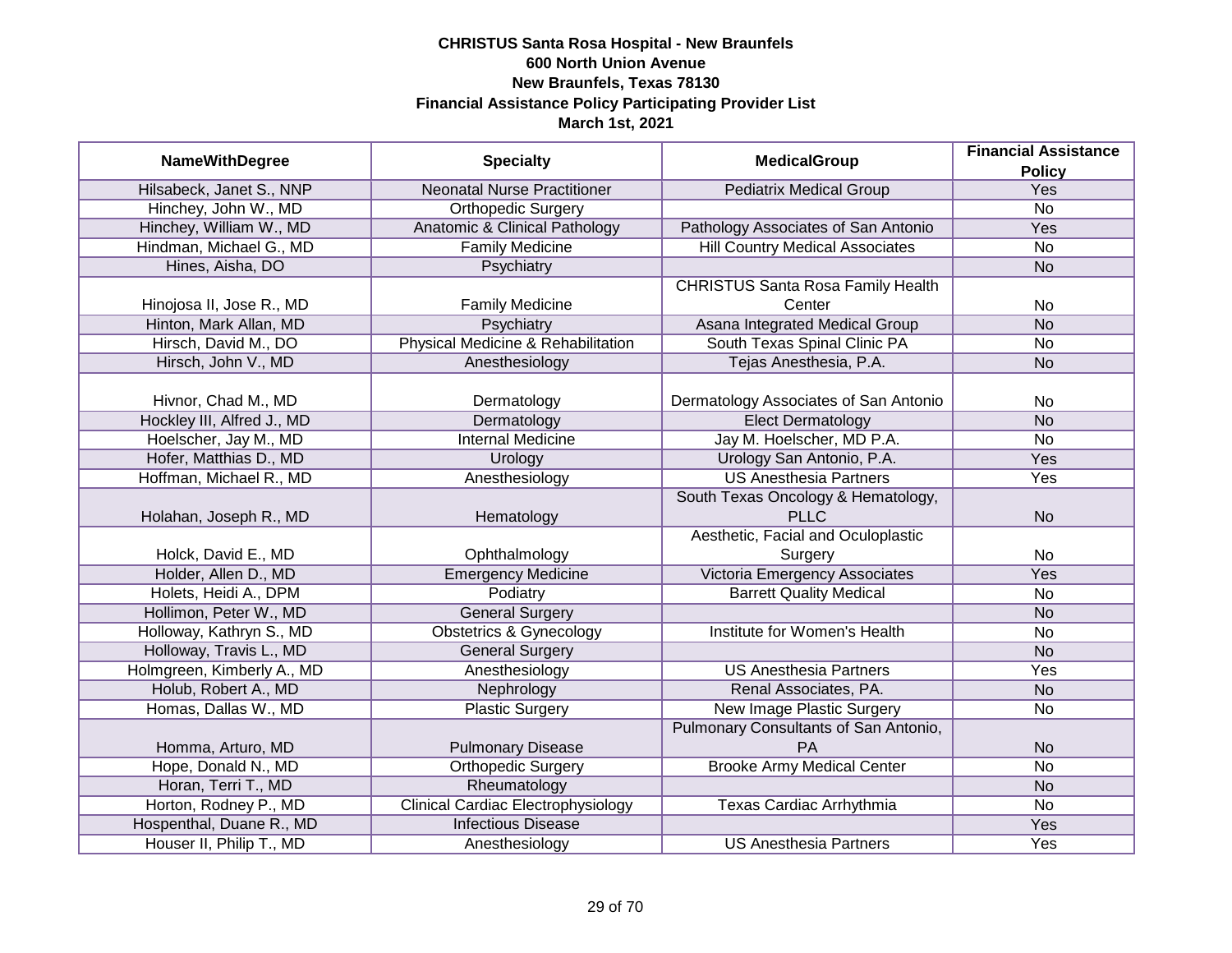**CHRISTUS Santa Rosa Hospital - New Braunfels**
**600 North Union Avenue**
**New Braunfels, Texas 78130**
**Financial Assistance Policy Participating Provider List**
**March 1st, 2021**

| NameWithDegree | Specialty | MedicalGroup | Financial Assistance Policy |
|---|---|---|---|
| Hilsabeck, Janet S., NNP | Neonatal Nurse Practitioner | Pediatrix Medical Group | Yes |
| Hinchey, John W., MD | Orthopedic Surgery | | No |
| Hinchey, William W., MD | Anatomic & Clinical Pathology | Pathology Associates of San Antonio | Yes |
| Hindman, Michael G., MD | Family Medicine | Hill Country Medical Associates | No |
| Hines, Aisha, DO | Psychiatry | | No |
| Hinojosa II, Jose R., MD | Family Medicine | CHRISTUS Santa Rosa Family Health Center | No |
| Hinton, Mark Allan, MD | Psychiatry | Asana Integrated Medical Group | No |
| Hirsch, David M., DO | Physical Medicine & Rehabilitation | South Texas Spinal Clinic PA | No |
| Hirsch, John V., MD | Anesthesiology | Tejas Anesthesia, P.A. | No |
| Hivnor, Chad M., MD | Dermatology | Dermatology Associates of San Antonio | No |
| Hockley III, Alfred J., MD | Dermatology | Elect Dermatology | No |
| Hoelscher, Jay M., MD | Internal Medicine | Jay M. Hoelscher, MD P.A. | No |
| Hofer, Matthias D., MD | Urology | Urology San Antonio, P.A. | Yes |
| Hoffman, Michael R., MD | Anesthesiology | US Anesthesia Partners | Yes |
| Holahan, Joseph R., MD | Hematology | South Texas Oncology & Hematology, PLLC | No |
| Holck, David E., MD | Ophthalmology | Aesthetic, Facial and Oculoplastic Surgery | No |
| Holder, Allen D., MD | Emergency Medicine | Victoria Emergency Associates | Yes |
| Holets, Heidi A., DPM | Podiatry | Barrett Quality Medical | No |
| Hollimon, Peter W., MD | General Surgery | | No |
| Holloway, Kathryn S., MD | Obstetrics & Gynecology | Institute for Women's Health | No |
| Holloway, Travis L., MD | General Surgery | | No |
| Holmgreen, Kimberly A., MD | Anesthesiology | US Anesthesia Partners | Yes |
| Holub, Robert A., MD | Nephrology | Renal Associates, PA. | No |
| Homas, Dallas W., MD | Plastic Surgery | New Image Plastic Surgery | No |
| Homma, Arturo, MD | Pulmonary Disease | Pulmonary Consultants of San Antonio, PA | No |
| Hope, Donald N., MD | Orthopedic Surgery | Brooke Army Medical Center | No |
| Horan, Terri T., MD | Rheumatology | | No |
| Horton, Rodney P., MD | Clinical Cardiac Electrophysiology | Texas Cardiac Arrhythmia | No |
| Hospenthal, Duane R., MD | Infectious Disease | | Yes |
| Houser II, Philip T., MD | Anesthesiology | US Anesthesia Partners | Yes |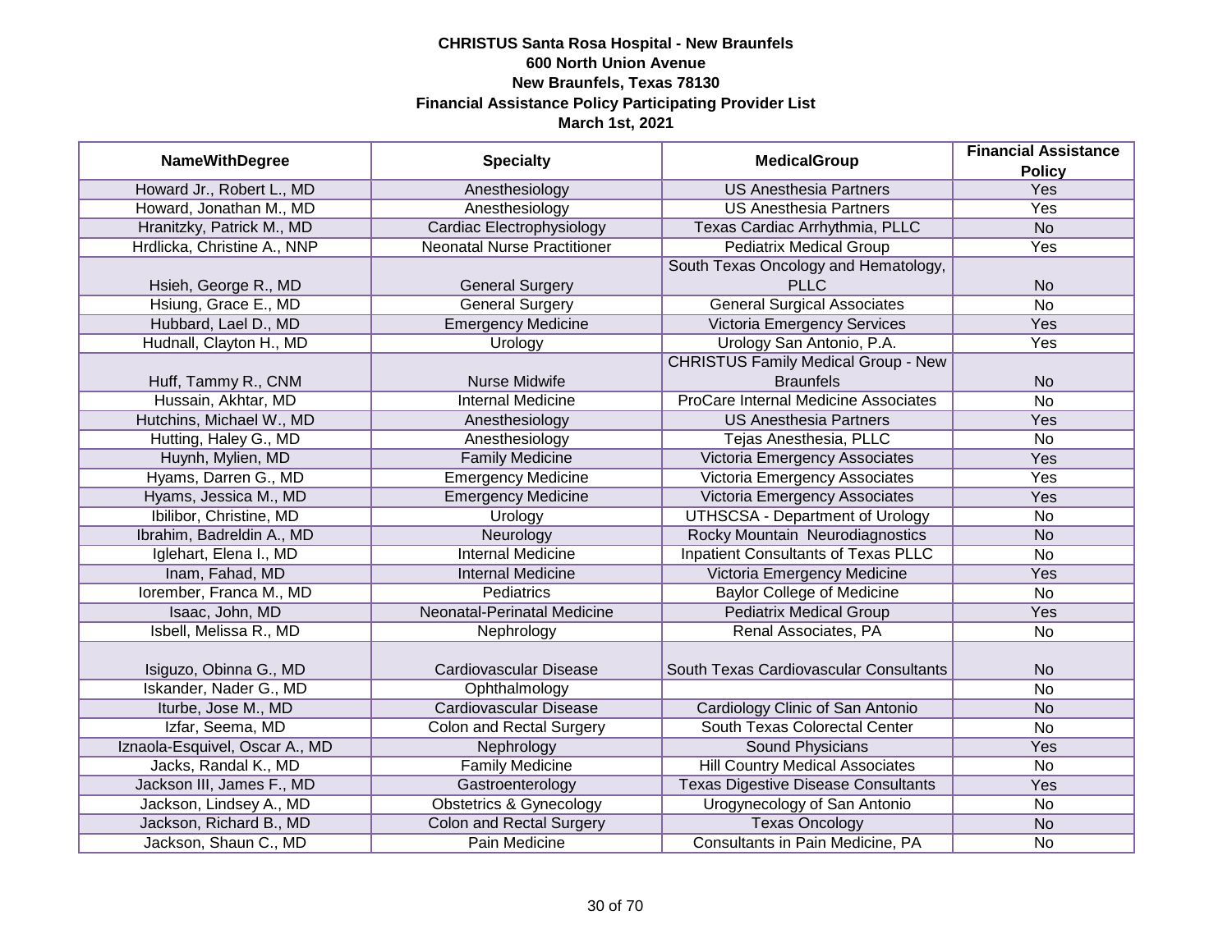**CHRISTUS Santa Rosa Hospital - New Braunfels**
**600 North Union Avenue**
**New Braunfels, Texas 78130**
**Financial Assistance Policy Participating Provider List**
**March 1st, 2021**

| NameWithDegree | Specialty | MedicalGroup | Financial Assistance Policy |
|---|---|---|---|
| Howard Jr., Robert L., MD | Anesthesiology | US Anesthesia Partners | Yes |
| Howard, Jonathan M., MD | Anesthesiology | US Anesthesia Partners | Yes |
| Hranitzky, Patrick M., MD | Cardiac Electrophysiology | Texas Cardiac Arrhythmia, PLLC | No |
| Hrdlicka, Christine A., NNP | Neonatal Nurse Practitioner | Pediatrix Medical Group | Yes |
| Hsieh, George R., MD | General Surgery | South Texas Oncology and Hematology, PLLC | No |
| Hsiung, Grace E., MD | General Surgery | General Surgical Associates | No |
| Hubbard, Lael D., MD | Emergency Medicine | Victoria Emergency Services | Yes |
| Hudnall, Clayton H., MD | Urology | Urology San Antonio, P.A. | Yes |
| Huff, Tammy R., CNM | Nurse Midwife | CHRISTUS Family Medical Group - New Braunfels | No |
| Hussain, Akhtar, MD | Internal Medicine | ProCare Internal Medicine Associates | No |
| Hutchins, Michael W., MD | Anesthesiology | US Anesthesia Partners | Yes |
| Hutting, Haley G., MD | Anesthesiology | Tejas Anesthesia, PLLC | No |
| Huynh, Mylien, MD | Family Medicine | Victoria Emergency Associates | Yes |
| Hyams, Darren G., MD | Emergency Medicine | Victoria Emergency Associates | Yes |
| Hyams, Jessica M., MD | Emergency Medicine | Victoria Emergency Associates | Yes |
| Ibilibor, Christine, MD | Urology | UTHSCSA - Department of Urology | No |
| Ibrahim, Badreldin A., MD | Neurology | Rocky Mountain Neurodiagnostics | No |
| Iglehart, Elena I., MD | Internal Medicine | Inpatient Consultants of Texas PLLC | No |
| Inam, Fahad, MD | Internal Medicine | Victoria Emergency Medicine | Yes |
| Iorember, Franca M., MD | Pediatrics | Baylor College of Medicine | No |
| Isaac, John, MD | Neonatal-Perinatal Medicine | Pediatrix Medical Group | Yes |
| Isbell, Melissa R., MD | Nephrology | Renal Associates, PA | No |
| Isiguzo, Obinna G., MD | Cardiovascular Disease | South Texas Cardiovascular Consultants | No |
| Iskander, Nader G., MD | Ophthalmology | | No |
| Iturbe, Jose M., MD | Cardiovascular Disease | Cardiology Clinic of San Antonio | No |
| Izfar, Seema, MD | Colon and Rectal Surgery | South Texas Colorectal Center | No |
| Iznaola-Esquivel, Oscar A., MD | Nephrology | Sound Physicians | Yes |
| Jacks, Randal K., MD | Family Medicine | Hill Country Medical Associates | No |
| Jackson III, James F., MD | Gastroenterology | Texas Digestive Disease Consultants | Yes |
| Jackson, Lindsey A., MD | Obstetrics & Gynecology | Urogynecology of San Antonio | No |
| Jackson, Richard B., MD | Colon and Rectal Surgery | Texas Oncology | No |
| Jackson, Shaun C., MD | Pain Medicine | Consultants in Pain Medicine, PA | No |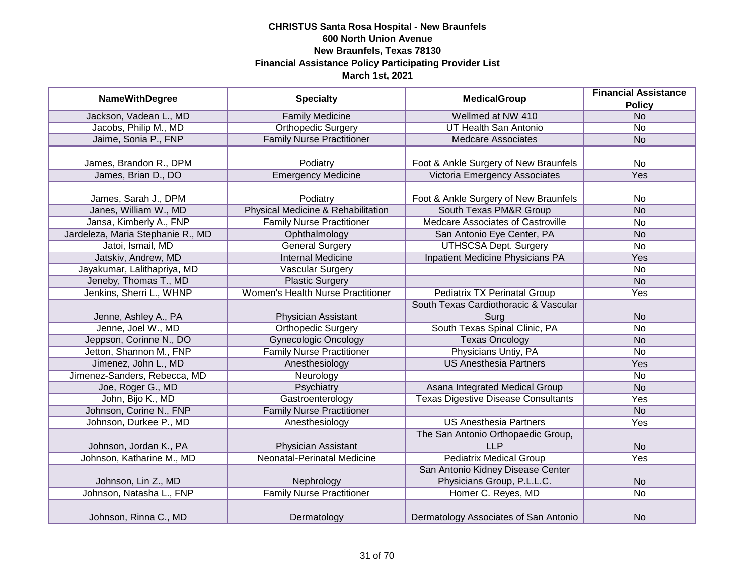**CHRISTUS Santa Rosa Hospital - New Braunfels**
**600 North Union Avenue**
**New Braunfels, Texas 78130**
**Financial Assistance Policy Participating Provider List**
**March 1st, 2021**

| NameWithDegree | Specialty | MedicalGroup | Financial Assistance Policy |
|---|---|---|---|
| Jackson, Vadean L., MD | Family Medicine | Wellmed at NW 410 | No |
| Jacobs, Philip M., MD | Orthopedic Surgery | UT Health San Antonio | No |
| Jaime, Sonia P., FNP | Family Nurse Practitioner | Medcare Associates | No |
| James, Brandon R., DPM | Podiatry | Foot & Ankle Surgery of New Braunfels | No |
| James, Brian D., DO | Emergency Medicine | Victoria Emergency Associates | Yes |
| James, Sarah J., DPM | Podiatry | Foot & Ankle Surgery of New Braunfels | No |
| Janes, William W., MD | Physical Medicine & Rehabilitation | South Texas PM&R Group | No |
| Jansa, Kimberly A., FNP | Family Nurse Practitioner | Medcare Associates of Castroville | No |
| Jardeleza, Maria Stephanie R., MD | Ophthalmology | San Antonio Eye Center, PA | No |
| Jatoi, Ismail, MD | General Surgery | UTHSCSA Dept. Surgery | No |
| Jatskiv, Andrew, MD | Internal Medicine | Inpatient Medicine Physicians PA | Yes |
| Jayakumar, Lalithapriya, MD | Vascular Surgery | | No |
| Jeneby, Thomas T., MD | Plastic Surgery | | No |
| Jenkins, Sherri L., WHNP | Women's Health Nurse Practitioner | Pediatrix TX Perinatal Group | Yes |
| Jenne, Ashley A., PA | Physician Assistant | South Texas Cardiothoracic & Vascular Surg | No |
| Jenne, Joel W., MD | Orthopedic Surgery | South Texas Spinal Clinic, PA | No |
| Jeppson, Corinne N., DO | Gynecologic Oncology | Texas Oncology | No |
| Jetton, Shannon M., FNP | Family Nurse Practitioner | Physicians Untiy, PA | No |
| Jimenez, John L., MD | Anesthesiology | US Anesthesia Partners | Yes |
| Jimenez-Sanders, Rebecca, MD | Neurology | | No |
| Joe, Roger G., MD | Psychiatry | Asana Integrated Medical Group | No |
| John, Bijo K., MD | Gastroenterology | Texas Digestive Disease Consultants | Yes |
| Johnson, Corine N., FNP | Family Nurse Practitioner | | No |
| Johnson, Durkee P., MD | Anesthesiology | US Anesthesia Partners | Yes |
| Johnson, Jordan K., PA | Physician Assistant | The San Antonio Orthopaedic Group, LLP | No |
| Johnson, Katharine M., MD | Neonatal-Perinatal Medicine | Pediatrix Medical Group | Yes |
| Johnson, Lin Z., MD | Nephrology | San Antonio Kidney Disease Center Physicians Group, P.L.L.C. | No |
| Johnson, Natasha L., FNP | Family Nurse Practitioner | Homer C. Reyes, MD | No |
| Johnson, Rinna C., MD | Dermatology | Dermatology Associates of San Antonio | No |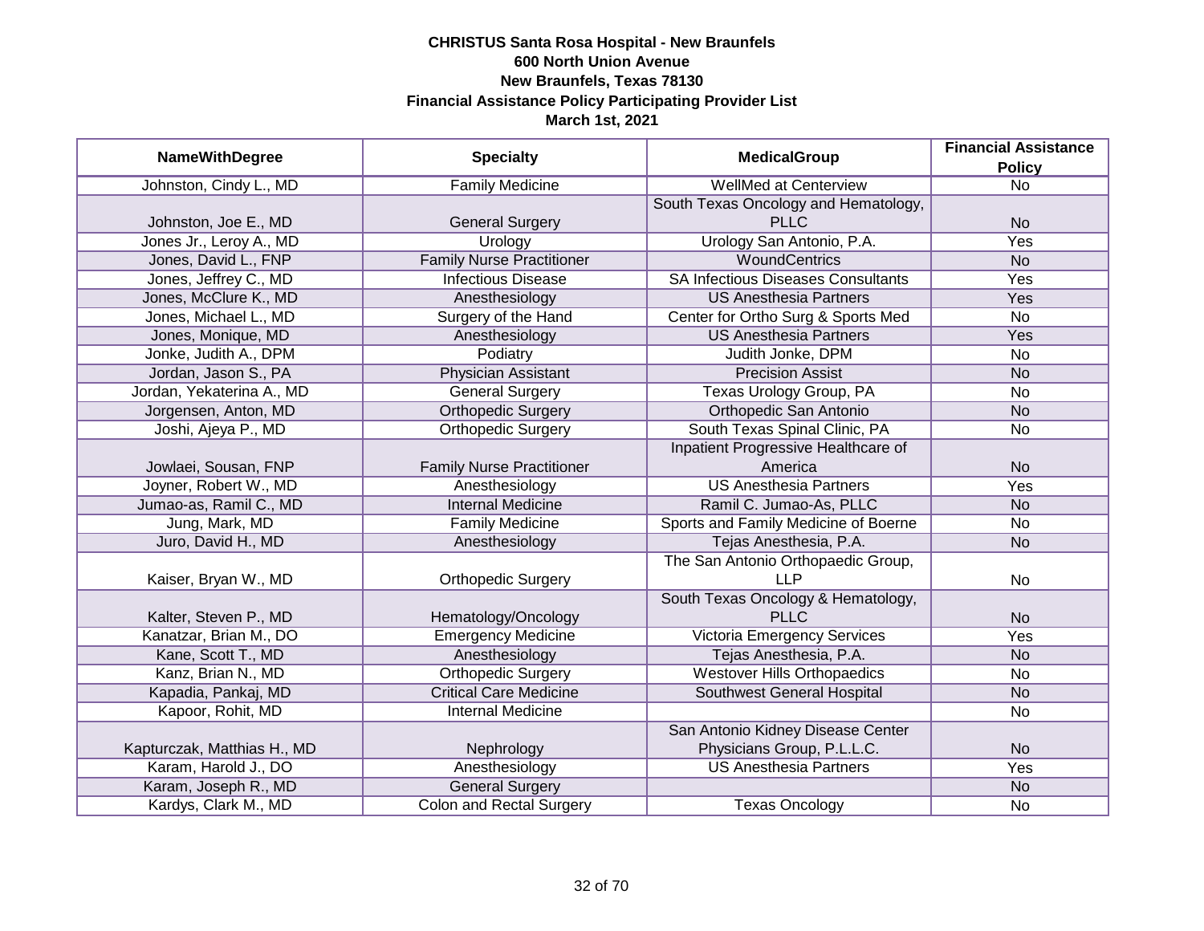**CHRISTUS Santa Rosa Hospital - New Braunfels**
**600 North Union Avenue**
**New Braunfels, Texas 78130**
**Financial Assistance Policy Participating Provider List**
**March 1st, 2021**

| NameWithDegree | Specialty | MedicalGroup | Financial Assistance Policy |
|---|---|---|---|
| Johnston, Cindy L., MD | Family Medicine | WellMed at Centerview | No |
| Johnston, Joe E., MD | General Surgery | South Texas Oncology and Hematology, PLLC | No |
| Jones Jr., Leroy A., MD | Urology | Urology San Antonio, P.A. | Yes |
| Jones, David L., FNP | Family Nurse Practitioner | WoundCentrics | No |
| Jones, Jeffrey C., MD | Infectious Disease | SA Infectious Diseases Consultants | Yes |
| Jones, McClure K., MD | Anesthesiology | US Anesthesia Partners | Yes |
| Jones, Michael L., MD | Surgery of the Hand | Center for Ortho Surg & Sports Med | No |
| Jones, Monique, MD | Anesthesiology | US Anesthesia Partners | Yes |
| Jonke, Judith A., DPM | Podiatry | Judith Jonke, DPM | No |
| Jordan, Jason S., PA | Physician Assistant | Precision Assist | No |
| Jordan, Yekaterina A., MD | General Surgery | Texas Urology Group, PA | No |
| Jorgensen, Anton, MD | Orthopedic Surgery | Orthopedic San Antonio | No |
| Joshi, Ajeya P., MD | Orthopedic Surgery | South Texas Spinal Clinic, PA | No |
| Jowlaei, Sousan, FNP | Family Nurse Practitioner | Inpatient Progressive Healthcare of America | No |
| Joyner, Robert W., MD | Anesthesiology | US Anesthesia Partners | Yes |
| Jumao-as, Ramil C., MD | Internal Medicine | Ramil C. Jumao-As, PLLC | No |
| Jung, Mark, MD | Family Medicine | Sports and Family Medicine of Boerne | No |
| Juro, David H., MD | Anesthesiology | Tejas Anesthesia, P.A. | No |
| Kaiser, Bryan W., MD | Orthopedic Surgery | The San Antonio Orthopaedic Group, LLP | No |
| Kalter, Steven P., MD | Hematology/Oncology | South Texas Oncology & Hematology, PLLC | No |
| Kanatzar, Brian M., DO | Emergency Medicine | Victoria Emergency Services | Yes |
| Kane, Scott T., MD | Anesthesiology | Tejas Anesthesia, P.A. | No |
| Kanz, Brian N., MD | Orthopedic Surgery | Westover Hills Orthopaedics | No |
| Kapadia, Pankaj, MD | Critical Care Medicine | Southwest General Hospital | No |
| Kapoor, Rohit, MD | Internal Medicine | | No |
| Kapturczak, Matthias H., MD | Nephrology | San Antonio Kidney Disease Center Physicians Group, P.L.L.C. | No |
| Karam, Harold J., DO | Anesthesiology | US Anesthesia Partners | Yes |
| Karam, Joseph R., MD | General Surgery | | No |
| Kardys, Clark M., MD | Colon and Rectal Surgery | Texas Oncology | No |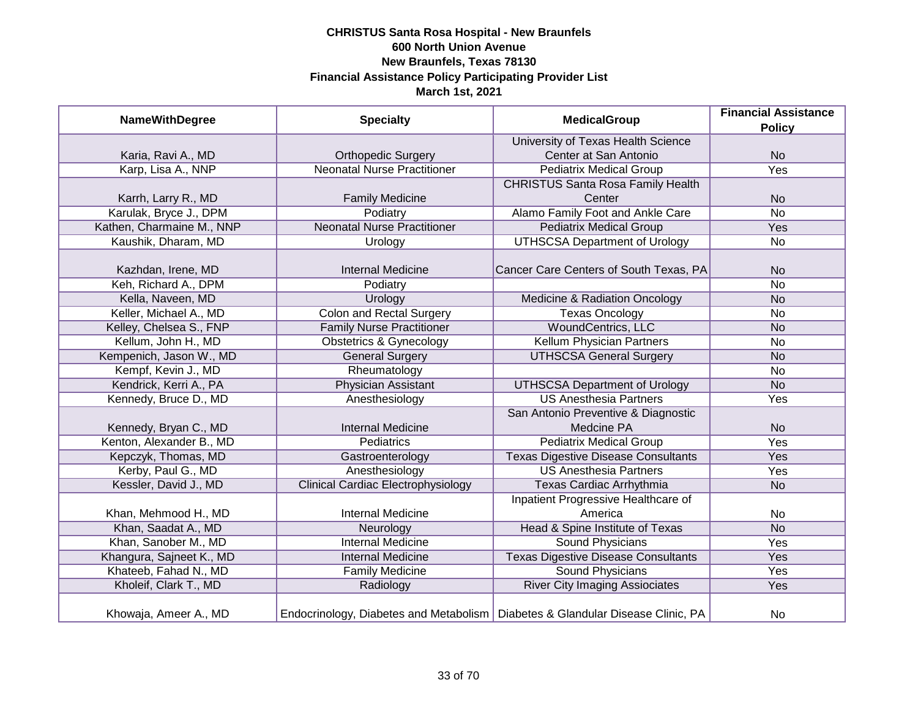**CHRISTUS Santa Rosa Hospital - New Braunfels**
**600 North Union Avenue**
**New Braunfels, Texas 78130**
**Financial Assistance Policy Participating Provider List**
**March 1st, 2021**

| NameWithDegree | Specialty | MedicalGroup | Financial Assistance Policy |
|---|---|---|---|
| Karia, Ravi A., MD | Orthopedic Surgery | University of Texas Health Science Center at San Antonio | No |
| Karp, Lisa A., NNP | Neonatal Nurse Practitioner | Pediatrix Medical Group | Yes |
| Karrh, Larry R., MD | Family Medicine | CHRISTUS Santa Rosa Family Health Center | No |
| Karulak, Bryce J., DPM | Podiatry | Alamo Family Foot and Ankle Care | No |
| Kathen, Charmaine M., NNP | Neonatal Nurse Practitioner | Pediatrix Medical Group | Yes |
| Kaushik, Dharam, MD | Urology | UTHSCSA Department of Urology | No |
| Kazhdan, Irene, MD | Internal Medicine | Cancer Care Centers of South Texas, PA | No |
| Keh, Richard A., DPM | Podiatry | | No |
| Kella, Naveen, MD | Urology | Medicine & Radiation Oncology | No |
| Keller, Michael A., MD | Colon and Rectal Surgery | Texas Oncology | No |
| Kelley, Chelsea S., FNP | Family Nurse Practitioner | WoundCentrics, LLC | No |
| Kellum, John H., MD | Obstetrics & Gynecology | Kellum Physician Partners | No |
| Kempenich, Jason W., MD | General Surgery | UTHSCSA General Surgery | No |
| Kempf, Kevin J., MD | Rheumatology | | No |
| Kendrick, Kerri A., PA | Physician Assistant | UTHSCSA Department of Urology | No |
| Kennedy, Bruce D., MD | Anesthesiology | US Anesthesia Partners | Yes |
| Kennedy, Bryan C., MD | Internal Medicine | San Antonio Preventive & Diagnostic Medcine PA | No |
| Kenton, Alexander B., MD | Pediatrics | Pediatrix Medical Group | Yes |
| Kepczyk, Thomas, MD | Gastroenterology | Texas Digestive Disease Consultants | Yes |
| Kerby, Paul G., MD | Anesthesiology | US Anesthesia Partners | Yes |
| Kessler, David J., MD | Clinical Cardiac Electrophysiology | Texas Cardiac Arrhythmia | No |
| Khan, Mehmood H., MD | Internal Medicine | Inpatient Progressive Healthcare of America | No |
| Khan, Saadat A., MD | Neurology | Head & Spine Institute of Texas | No |
| Khan, Sanober M., MD | Internal Medicine | Sound Physicians | Yes |
| Khangura, Sajneet K., MD | Internal Medicine | Texas Digestive Disease Consultants | Yes |
| Khateeb, Fahad N., MD | Family Medicine | Sound Physicians | Yes |
| Kholeif, Clark T., MD | Radiology | River City Imaging Assiociates | Yes |
| Khowaja, Ameer A., MD | Endocrinology, Diabetes and Metabolism | Diabetes & Glandular Disease Clinic, PA | No |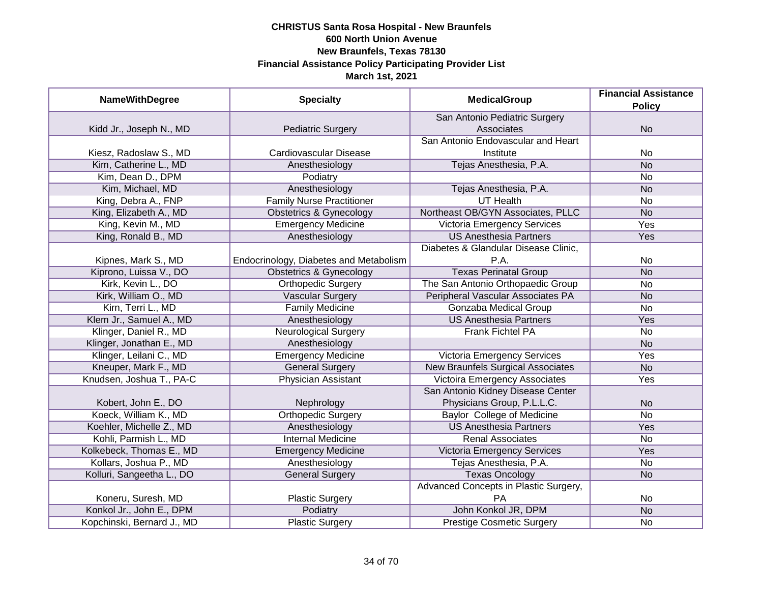**CHRISTUS Santa Rosa Hospital - New Braunfels**
**600 North Union Avenue**
**New Braunfels, Texas 78130**
**Financial Assistance Policy Participating Provider List**
**March 1st, 2021**

| NameWithDegree | Specialty | MedicalGroup | Financial Assistance Policy |
|---|---|---|---|
| Kidd Jr., Joseph N., MD | Pediatric Surgery | San Antonio Pediatric Surgery Associates | No |
| Kiesz, Radoslaw S., MD | Cardiovascular Disease | San Antonio Endovascular and Heart Institute | No |
| Kim, Catherine L., MD | Anesthesiology | Tejas Anesthesia, P.A. | No |
| Kim, Dean D., DPM | Podiatry | | No |
| Kim, Michael, MD | Anesthesiology | Tejas Anesthesia, P.A. | No |
| King, Debra A., FNP | Family Nurse Practitioner | UT Health | No |
| King, Elizabeth A., MD | Obstetrics & Gynecology | Northeast OB/GYN Associates, PLLC | No |
| King, Kevin M., MD | Emergency Medicine | Victoria Emergency Services | Yes |
| King, Ronald B., MD | Anesthesiology | US Anesthesia Partners | Yes |
| Kipnes, Mark S., MD | Endocrinology, Diabetes and Metabolism | Diabetes & Glandular Disease Clinic, P.A. | No |
| Kiprono, Luissa V., DO | Obstetrics & Gynecology | Texas Perinatal Group | No |
| Kirk, Kevin L., DO | Orthopedic Surgery | The San Antonio Orthopaedic Group | No |
| Kirk, William O., MD | Vascular Surgery | Peripheral Vascular Associates PA | No |
| Kirn, Terri L., MD | Family Medicine | Gonzaba Medical Group | No |
| Klem Jr., Samuel A., MD | Anesthesiology | US Anesthesia Partners | Yes |
| Klinger, Daniel R., MD | Neurological Surgery | Frank Fichtel PA | No |
| Klinger, Jonathan E., MD | Anesthesiology | | No |
| Klinger, Leilani C., MD | Emergency Medicine | Victoria Emergency Services | Yes |
| Kneuper, Mark F., MD | General Surgery | New Braunfels Surgical Associates | No |
| Knudsen, Joshua T., PA-C | Physician Assistant | Victoira Emergency Associates | Yes |
| Kobert, John E., DO | Nephrology | San Antonio Kidney Disease Center Physicians Group, P.L.L.C. | No |
| Koeck, William K., MD | Orthopedic Surgery | Baylor College of Medicine | No |
| Koehler, Michelle Z., MD | Anesthesiology | US Anesthesia Partners | Yes |
| Kohli, Parmish L., MD | Internal Medicine | Renal Associates | No |
| Kolkebeck, Thomas E., MD | Emergency Medicine | Victoria Emergency Services | Yes |
| Kollars, Joshua P., MD | Anesthesiology | Tejas Anesthesia, P.A. | No |
| Kolluri, Sangeetha L., DO | General Surgery | Texas Oncology | No |
| Koneru, Suresh, MD | Plastic Surgery | Advanced Concepts in Plastic Surgery, PA | No |
| Konkol Jr., John E., DPM | Podiatry | John Konkol JR, DPM | No |
| Kopchinski, Bernard J., MD | Plastic Surgery | Prestige Cosmetic Surgery | No |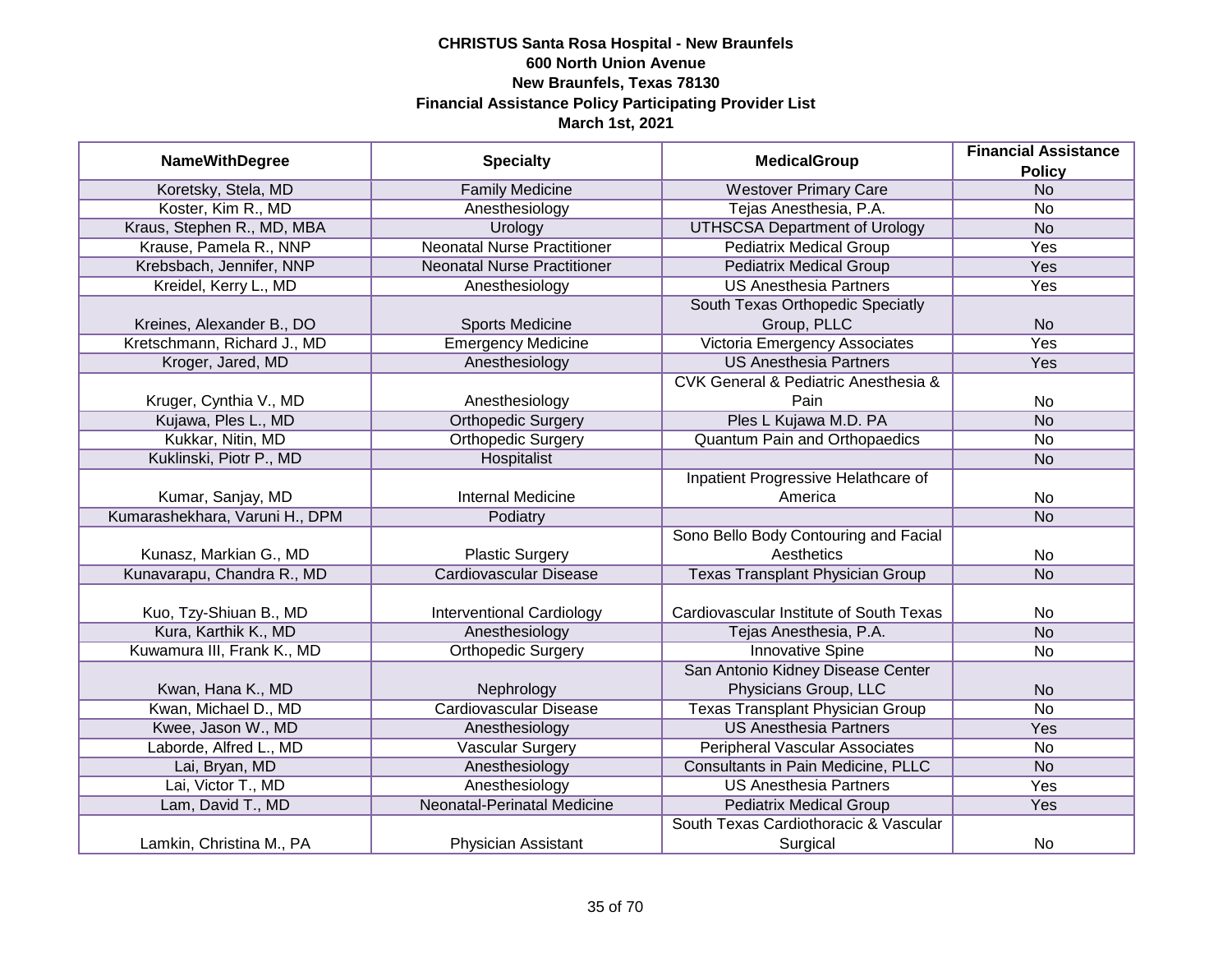**CHRISTUS Santa Rosa Hospital - New Braunfels**
**600 North Union Avenue**
**New Braunfels, Texas 78130**
**Financial Assistance Policy Participating Provider List**
**March 1st, 2021**

| NameWithDegree | Specialty | MedicalGroup | Financial Assistance Policy |
|---|---|---|---|
| Koretsky, Stela, MD | Family Medicine | Westover Primary Care | No |
| Koster, Kim R., MD | Anesthesiology | Tejas Anesthesia, P.A. | No |
| Kraus, Stephen R., MD, MBA | Urology | UTHSCSA Department of Urology | No |
| Krause, Pamela R., NNP | Neonatal Nurse Practitioner | Pediatrix Medical Group | Yes |
| Krebsbach, Jennifer, NNP | Neonatal Nurse Practitioner | Pediatrix Medical Group | Yes |
| Kreidel, Kerry L., MD | Anesthesiology | US Anesthesia Partners | Yes |
| Kreines, Alexander B., DO | Sports Medicine | South Texas Orthopedic Specialty Group, PLLC | No |
| Kretschmann, Richard J., MD | Emergency Medicine | Victoria Emergency Associates | Yes |
| Kroger, Jared, MD | Anesthesiology | US Anesthesia Partners | Yes |
| Kruger, Cynthia V., MD | Anesthesiology | CVK General & Pediatric Anesthesia & Pain | No |
| Kujawa, Ples L., MD | Orthopedic Surgery | Ples L Kujawa M.D. PA | No |
| Kukkar, Nitin, MD | Orthopedic Surgery | Quantum Pain and Orthopaedics | No |
| Kuklinski, Piotr P., MD | Hospitalist | | No |
| Kumar, Sanjay, MD | Internal Medicine | Inpatient Progressive Helathcare of America | No |
| Kumarashekhara, Varuni H., DPM | Podiatry | | No |
| Kunasz, Markian G., MD | Plastic Surgery | Sono Bello Body Contouring and Facial Aesthetics | No |
| Kunavarapu, Chandra R., MD | Cardiovascular Disease | Texas Transplant Physician Group | No |
| Kuo, Tzy-Shiuan B., MD | Interventional Cardiology | Cardiovascular Institute of South Texas | No |
| Kura, Karthik K., MD | Anesthesiology | Tejas Anesthesia, P.A. | No |
| Kuwamura III, Frank K., MD | Orthopedic Surgery | Innovative Spine | No |
| Kwan, Hana K., MD | Nephrology | San Antonio Kidney Disease Center Physicians Group, LLC | No |
| Kwan, Michael D., MD | Cardiovascular Disease | Texas Transplant Physician Group | No |
| Kwee, Jason W., MD | Anesthesiology | US Anesthesia Partners | Yes |
| Laborde, Alfred L., MD | Vascular Surgery | Peripheral Vascular Associates | No |
| Lai, Bryan, MD | Anesthesiology | Consultants in Pain Medicine, PLLC | No |
| Lai, Victor T., MD | Anesthesiology | US Anesthesia Partners | Yes |
| Lam, David T., MD | Neonatal-Perinatal Medicine | Pediatrix Medical Group | Yes |
| Lamkin, Christina M., PA | Physician Assistant | South Texas Cardiothoracic & Vascular Surgical | No |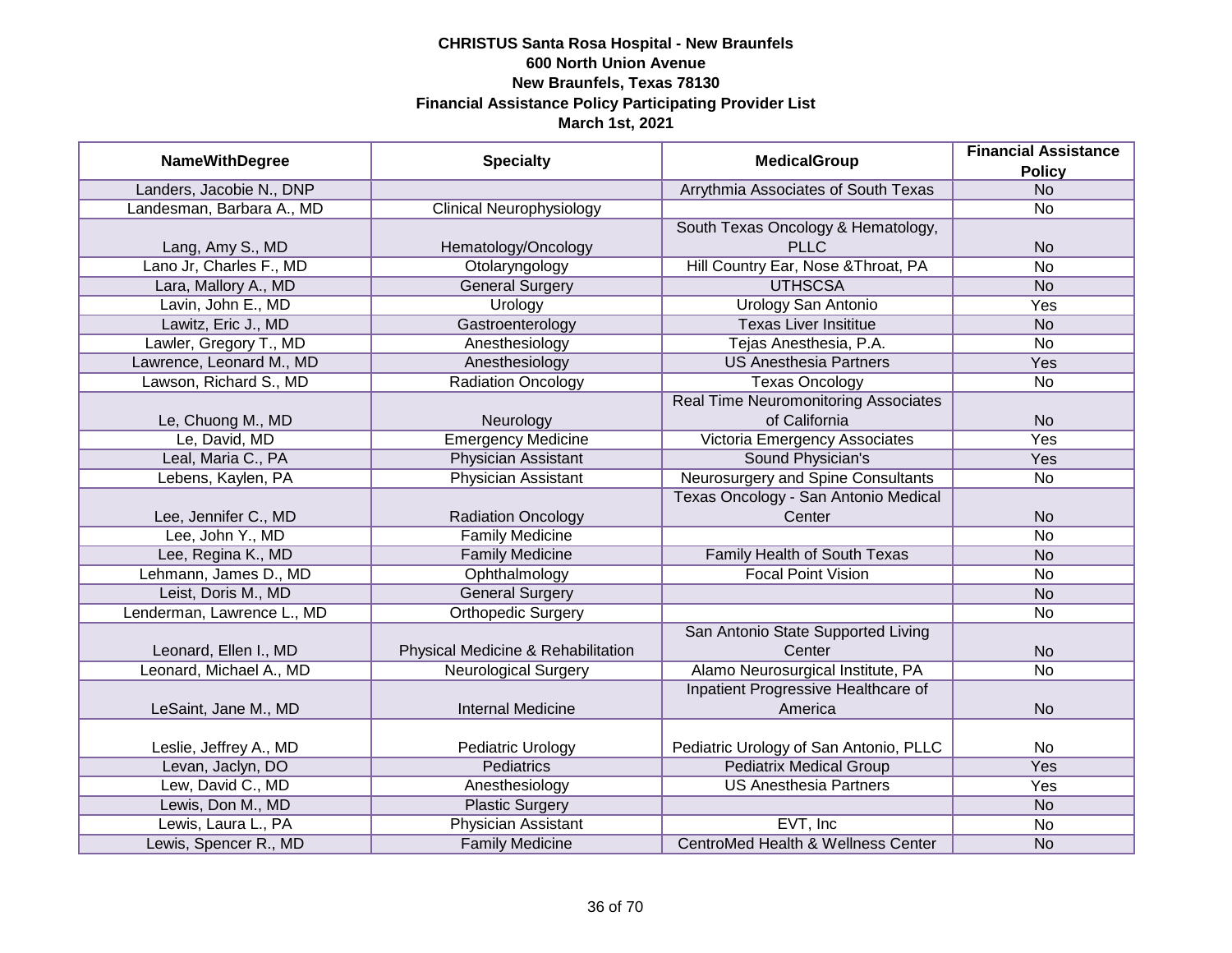**CHRISTUS Santa Rosa Hospital - New Braunfels**
**600 North Union Avenue**
**New Braunfels, Texas 78130**
**Financial Assistance Policy Participating Provider List**
**March 1st, 2021**

| NameWithDegree | Specialty | MedicalGroup | Financial Assistance Policy |
|---|---|---|---|
| Landers, Jacobie N., DNP | | Arrythmia Associates of South Texas | No |
| Landesman, Barbara A., MD | Clinical Neurophysiology | | No |
| Lang, Amy S., MD | Hematology/Oncology | South Texas Oncology & Hematology, PLLC | No |
| Lano Jr, Charles F., MD | Otolaryngology | Hill Country Ear, Nose &Throat, PA | No |
| Lara, Mallory A., MD | General Surgery | UTHSCSA | No |
| Lavin, John E., MD | Urology | Urology San Antonio | Yes |
| Lawitz, Eric J., MD | Gastroenterology | Texas Liver Insititue | No |
| Lawler, Gregory T., MD | Anesthesiology | Tejas Anesthesia, P.A. | No |
| Lawrence, Leonard M., MD | Anesthesiology | US Anesthesia Partners | Yes |
| Lawson, Richard S., MD | Radiation Oncology | Texas Oncology | No |
| Le, Chuong M., MD | Neurology | Real Time Neuromonitoring Associates of California | No |
| Le, David, MD | Emergency Medicine | Victoria Emergency Associates | Yes |
| Leal, Maria C., PA | Physician Assistant | Sound Physician's | Yes |
| Lebens, Kaylen, PA | Physician Assistant | Neurosurgery and Spine Consultants | No |
| Lee, Jennifer C., MD | Radiation Oncology | Texas Oncology - San Antonio Medical Center | No |
| Lee, John Y., MD | Family Medicine | | No |
| Lee, Regina K., MD | Family Medicine | Family Health of South Texas | No |
| Lehmann, James D., MD | Ophthalmology | Focal Point Vision | No |
| Leist, Doris M., MD | General Surgery | | No |
| Lenderman, Lawrence L., MD | Orthopedic Surgery | | No |
| Leonard, Ellen I., MD | Physical Medicine & Rehabilitation | San Antonio State Supported Living Center | No |
| Leonard, Michael A., MD | Neurological Surgery | Alamo Neurosurgical Institute, PA | No |
| LeSaint, Jane M., MD | Internal Medicine | Inpatient Progressive Healthcare of America | No |
| Leslie, Jeffrey A., MD | Pediatric Urology | Pediatric Urology of San Antonio, PLLC | No |
| Levan, Jaclyn, DO | Pediatrics | Pediatrix Medical Group | Yes |
| Lew, David C., MD | Anesthesiology | US Anesthesia Partners | Yes |
| Lewis, Don M., MD | Plastic Surgery | | No |
| Lewis, Laura L., PA | Physician Assistant | EVT, Inc | No |
| Lewis, Spencer R., MD | Family Medicine | CentroMed Health & Wellness Center | No |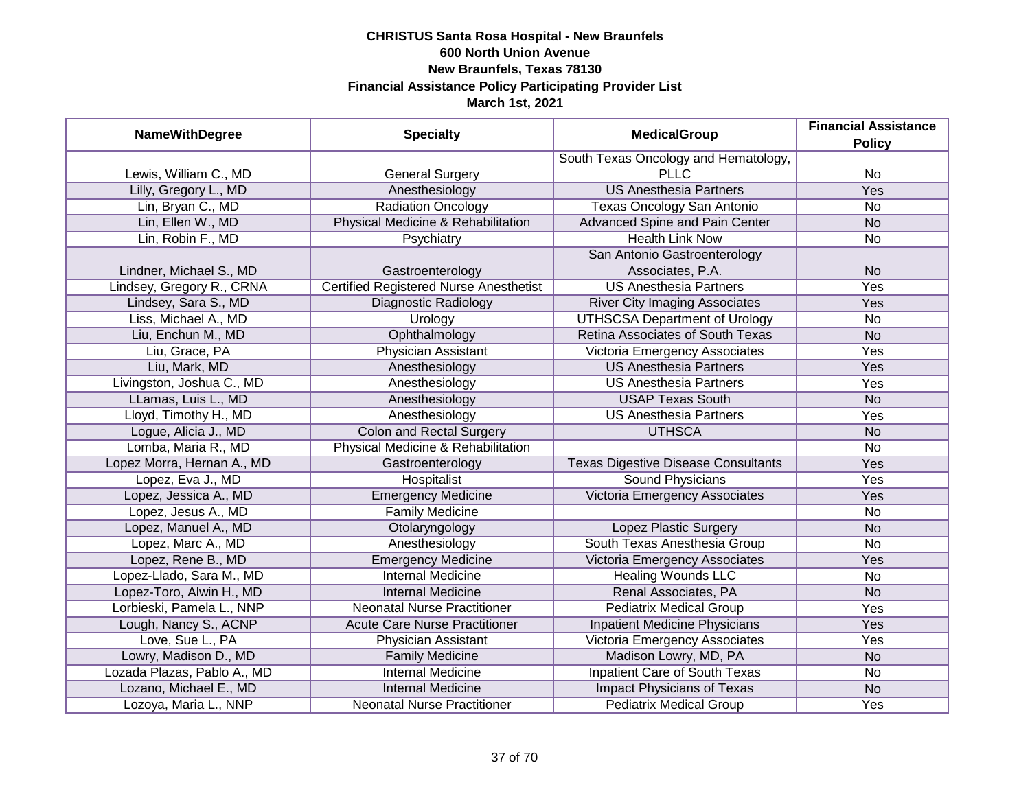**CHRISTUS Santa Rosa Hospital - New Braunfels**
**600 North Union Avenue**
**New Braunfels, Texas 78130**
**Financial Assistance Policy Participating Provider List**
**March 1st, 2021**

| NameWithDegree | Specialty | MedicalGroup | Financial Assistance Policy |
|---|---|---|---|
| Lewis, William C., MD | General Surgery | South Texas Oncology and Hematology, PLLC | No |
| Lilly, Gregory L., MD | Anesthesiology | US Anesthesia Partners | Yes |
| Lin, Bryan C., MD | Radiation Oncology | Texas Oncology San Antonio | No |
| Lin, Ellen W., MD | Physical Medicine & Rehabilitation | Advanced Spine and Pain Center | No |
| Lin, Robin F., MD | Psychiatry | Health Link Now | No |
| Lindner, Michael S., MD | Gastroenterology | San Antonio Gastroenterology Associates, P.A. | No |
| Lindsey, Gregory R., CRNA | Certified Registered Nurse Anesthetist | US Anesthesia Partners | Yes |
| Lindsey, Sara S., MD | Diagnostic Radiology | River City Imaging Associates | Yes |
| Liss, Michael A., MD | Urology | UTHSCSA Department of Urology | No |
| Liu, Enchun M., MD | Ophthalmology | Retina Associates of South Texas | No |
| Liu, Grace, PA | Physician Assistant | Victoria Emergency Associates | Yes |
| Liu, Mark, MD | Anesthesiology | US Anesthesia Partners | Yes |
| Livingston, Joshua C., MD | Anesthesiology | US Anesthesia Partners | Yes |
| LLamas, Luis L., MD | Anesthesiology | USAP Texas South | No |
| Lloyd, Timothy H., MD | Anesthesiology | US Anesthesia Partners | Yes |
| Logue, Alicia J., MD | Colon and Rectal Surgery | UTHSCA | No |
| Lomba, Maria R., MD | Physical Medicine & Rehabilitation | | No |
| Lopez Morra, Hernan A., MD | Gastroenterology | Texas Digestive Disease Consultants | Yes |
| Lopez, Eva J., MD | Hospitalist | Sound Physicians | Yes |
| Lopez, Jessica A., MD | Emergency Medicine | Victoria Emergency Associates | Yes |
| Lopez, Jesus A., MD | Family Medicine | | No |
| Lopez, Manuel A., MD | Otolaryngology | Lopez Plastic Surgery | No |
| Lopez, Marc A., MD | Anesthesiology | South Texas Anesthesia Group | No |
| Lopez, Rene B., MD | Emergency Medicine | Victoria Emergency Associates | Yes |
| Lopez-Llado, Sara M., MD | Internal Medicine | Healing Wounds LLC | No |
| Lopez-Toro, Alwin H., MD | Internal Medicine | Renal Associates, PA | No |
| Lorbieski, Pamela L., NNP | Neonatal Nurse Practitioner | Pediatrix Medical Group | Yes |
| Lough, Nancy S., ACNP | Acute Care Nurse Practitioner | Inpatient Medicine Physicians | Yes |
| Love, Sue L., PA | Physician Assistant | Victoria Emergency Associates | Yes |
| Lowry, Madison D., MD | Family Medicine | Madison Lowry, MD, PA | No |
| Lozada Plazas, Pablo A., MD | Internal Medicine | Inpatient Care of South Texas | No |
| Lozano, Michael E., MD | Internal Medicine | Impact Physicians of Texas | No |
| Lozoya, Maria L., NNP | Neonatal Nurse Practitioner | Pediatrix Medical Group | Yes |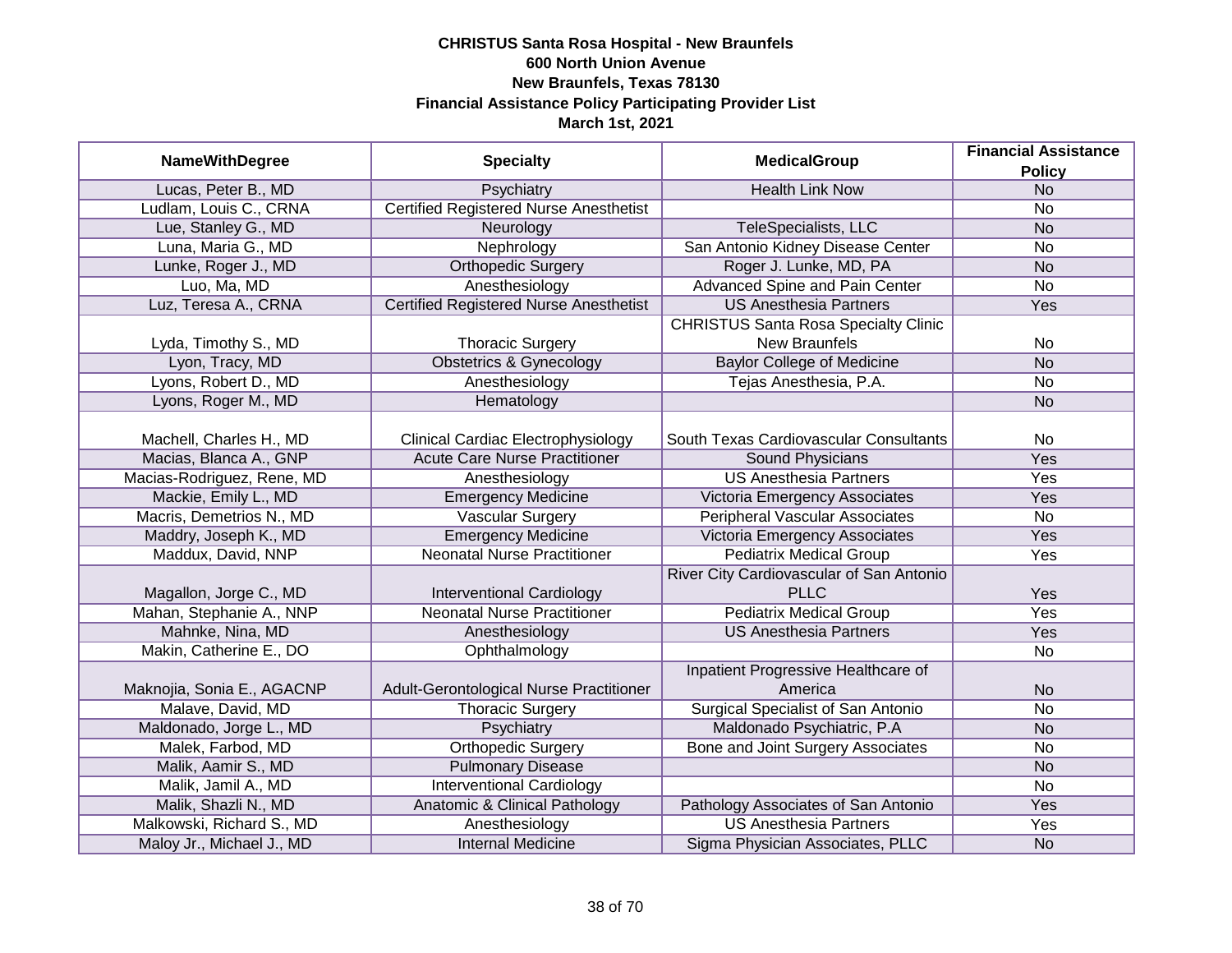**CHRISTUS Santa Rosa Hospital - New Braunfels**
**600 North Union Avenue**
**New Braunfels, Texas 78130**
**Financial Assistance Policy Participating Provider List**
**March 1st, 2021**

| NameWithDegree | Specialty | MedicalGroup | Financial Assistance Policy |
|---|---|---|---|
| Lucas, Peter B., MD | Psychiatry | Health Link Now | No |
| Ludlam, Louis C., CRNA | Certified Registered Nurse Anesthetist | | No |
| Lue, Stanley G., MD | Neurology | TeleSpecialists, LLC | No |
| Luna, Maria G., MD | Nephrology | San Antonio Kidney Disease Center | No |
| Lunke, Roger J., MD | Orthopedic Surgery | Roger J. Lunke, MD, PA | No |
| Luo, Ma, MD | Anesthesiology | Advanced Spine and Pain Center | No |
| Luz, Teresa A., CRNA | Certified Registered Nurse Anesthetist | US Anesthesia Partners | Yes |
| Lyda, Timothy S., MD | Thoracic Surgery | CHRISTUS Santa Rosa Specialty Clinic New Braunfels | No |
| Lyon, Tracy, MD | Obstetrics & Gynecology | Baylor College of Medicine | No |
| Lyons, Robert D., MD | Anesthesiology | Tejas Anesthesia, P.A. | No |
| Lyons, Roger M., MD | Hematology | | No |
| Machell, Charles H., MD | Clinical Cardiac Electrophysiology | South Texas Cardiovascular Consultants | No |
| Macias, Blanca A., GNP | Acute Care Nurse Practitioner | Sound Physicians | Yes |
| Macias-Rodriguez, Rene, MD | Anesthesiology | US Anesthesia Partners | Yes |
| Mackie, Emily L., MD | Emergency Medicine | Victoria Emergency Associates | Yes |
| Macris, Demetrios N., MD | Vascular Surgery | Peripheral Vascular Associates | No |
| Maddry, Joseph K., MD | Emergency Medicine | Victoria Emergency Associates | Yes |
| Maddux, David, NNP | Neonatal Nurse Practitioner | Pediatrix Medical Group | Yes |
| Magallon, Jorge C., MD | Interventional Cardiology | River City Cardiovascular of San Antonio PLLC | Yes |
| Mahan, Stephanie A., NNP | Neonatal Nurse Practitioner | Pediatrix Medical Group | Yes |
| Mahnke, Nina, MD | Anesthesiology | US Anesthesia Partners | Yes |
| Makin, Catherine E., DO | Ophthalmology | | No |
| Maknojia, Sonia E., AGACNP | Adult-Gerontological Nurse Practitioner | Inpatient Progressive Healthcare of America | No |
| Malave, David, MD | Thoracic Surgery | Surgical Specialist of San Antonio | No |
| Maldonado, Jorge L., MD | Psychiatry | Maldonado Psychiatric, P.A | No |
| Malek, Farbod, MD | Orthopedic Surgery | Bone and Joint Surgery Associates | No |
| Malik, Aamir S., MD | Pulmonary Disease | | No |
| Malik, Jamil A., MD | Interventional Cardiology | | No |
| Malik, Shazli N., MD | Anatomic & Clinical Pathology | Pathology Associates of San Antonio | Yes |
| Malkowski, Richard S., MD | Anesthesiology | US Anesthesia Partners | Yes |
| Maloy Jr., Michael J., MD | Internal Medicine | Sigma Physician Associates, PLLC | No |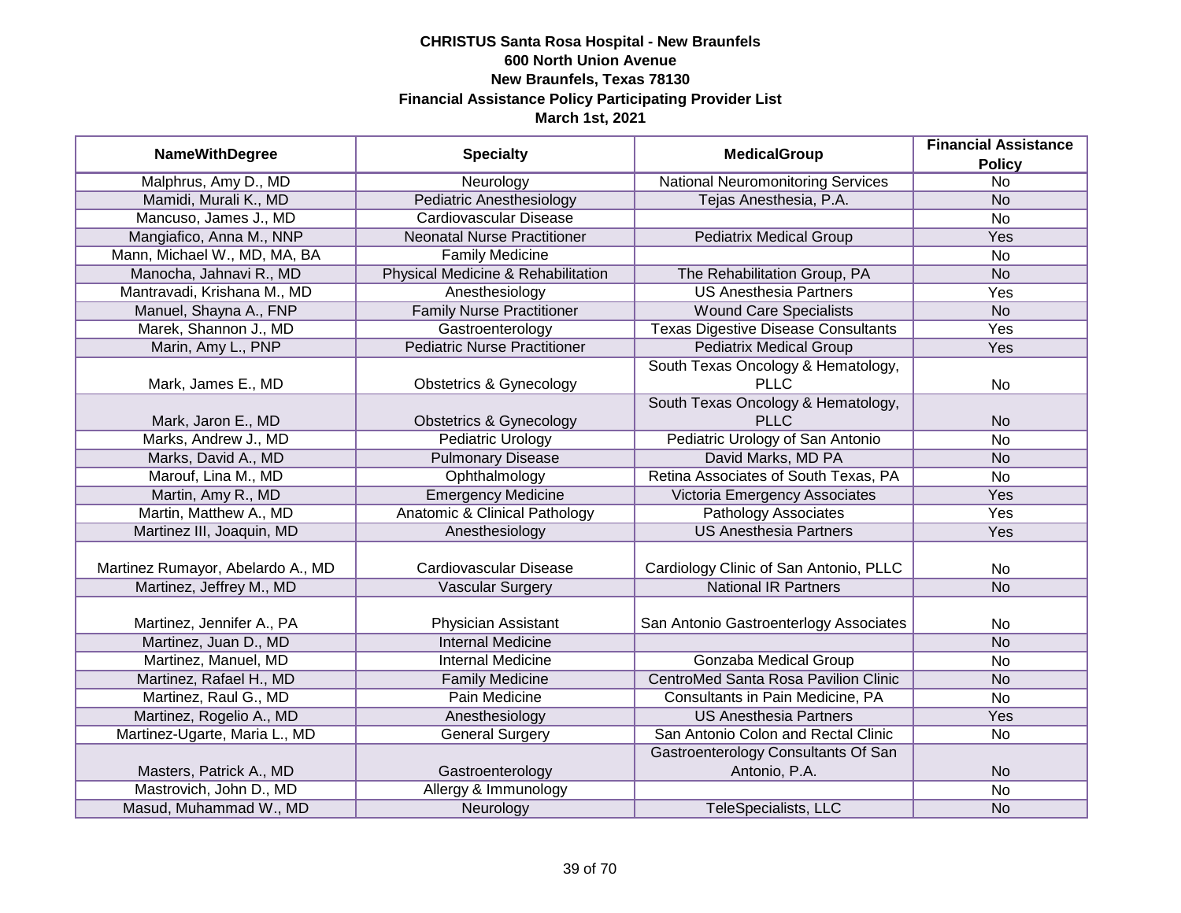**CHRISTUS Santa Rosa Hospital - New Braunfels**
**600 North Union Avenue**
**New Braunfels, Texas 78130**
**Financial Assistance Policy Participating Provider List**
**March 1st, 2021**

| NameWithDegree | Specialty | MedicalGroup | Financial Assistance Policy |
|---|---|---|---|
| Malphrus, Amy D., MD | Neurology | National Neuromonitoring Services | No |
| Mamidi, Murali K., MD | Pediatric Anesthesiology | Tejas Anesthesia, P.A. | No |
| Mancuso, James J., MD | Cardiovascular Disease | | No |
| Mangiafico, Anna M., NNP | Neonatal Nurse Practitioner | Pediatrix Medical Group | Yes |
| Mann, Michael W., MD, MA, BA | Family Medicine | | No |
| Manocha, Jahnavi R., MD | Physical Medicine & Rehabilitation | The Rehabilitation Group, PA | No |
| Mantravadi, Krishana M., MD | Anesthesiology | US Anesthesia Partners | Yes |
| Manuel, Shayna A., FNP | Family Nurse Practitioner | Wound Care Specialists | No |
| Marek, Shannon J., MD | Gastroenterology | Texas Digestive Disease Consultants | Yes |
| Marin, Amy L., PNP | Pediatric Nurse Practitioner | Pediatrix Medical Group | Yes |
| Mark, James E., MD | Obstetrics & Gynecology | South Texas Oncology & Hematology, PLLC | No |
| Mark, Jaron E., MD | Obstetrics & Gynecology | South Texas Oncology & Hematology, PLLC | No |
| Marks, Andrew J., MD | Pediatric Urology | Pediatric Urology of San Antonio | No |
| Marks, David A., MD | Pulmonary Disease | David Marks, MD PA | No |
| Marouf, Lina M., MD | Ophthalmology | Retina Associates of South Texas, PA | No |
| Martin, Amy R., MD | Emergency Medicine | Victoria Emergency Associates | Yes |
| Martin, Matthew A., MD | Anatomic & Clinical Pathology | Pathology Associates | Yes |
| Martinez III, Joaquin, MD | Anesthesiology | US Anesthesia Partners | Yes |
| Martinez Rumayor, Abelardo A., MD | Cardiovascular Disease | Cardiology Clinic of San Antonio, PLLC | No |
| Martinez, Jeffrey M., MD | Vascular Surgery | National IR Partners | No |
| Martinez, Jennifer A., PA | Physician Assistant | San Antonio Gastroenterlogy Associates | No |
| Martinez, Juan D., MD | Internal Medicine | | No |
| Martinez, Manuel, MD | Internal Medicine | Gonzaba Medical Group | No |
| Martinez, Rafael H., MD | Family Medicine | CentroMed Santa Rosa Pavilion Clinic | No |
| Martinez, Raul G., MD | Pain Medicine | Consultants in Pain Medicine, PA | No |
| Martinez, Rogelio A., MD | Anesthesiology | US Anesthesia Partners | Yes |
| Martinez-Ugarte, Maria L., MD | General Surgery | San Antonio Colon and Rectal Clinic | No |
| Masters, Patrick A., MD | Gastroenterology | Gastroenterology Consultants Of San Antonio, P.A. | No |
| Mastrovich, John D., MD | Allergy & Immunology | | No |
| Masud, Muhammad W., MD | Neurology | TeleSpecialists, LLC | No |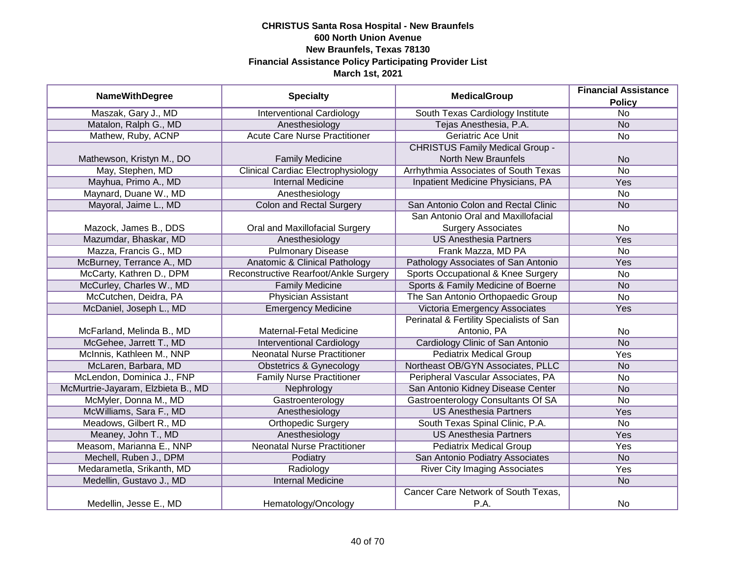**CHRISTUS Santa Rosa Hospital - New Braunfels**
**600 North Union Avenue**
**New Braunfels, Texas 78130**
**Financial Assistance Policy Participating Provider List**
**March 1st, 2021**

| NameWithDegree | Specialty | MedicalGroup | Financial Assistance Policy |
|---|---|---|---|
| Maszak, Gary J., MD | Interventional Cardiology | South Texas Cardiology Institute | No |
| Matalon, Ralph G., MD | Anesthesiology | Tejas Anesthesia, P.A. | No |
| Mathew, Ruby, ACNP | Acute Care Nurse Practitioner | Geriatric Ace Unit | No |
| Mathewson, Kristyn M., DO | Family Medicine | CHRISTUS Family Medical Group - North New Braunfels | No |
| May, Stephen, MD | Clinical Cardiac Electrophysiology | Arrhythmia Associates of South Texas | No |
| Mayhua, Primo A., MD | Internal Medicine | Inpatient Medicine Physicians, PA | Yes |
| Maynard, Duane W., MD | Anesthesiology | | No |
| Mayoral, Jaime L., MD | Colon and Rectal Surgery | San Antonio Colon and Rectal Clinic | No |
| Mazock, James B., DDS | Oral and Maxillofacial Surgery | San Antonio Oral and Maxillofacial Surgery Associates | No |
| Mazumdar, Bhaskar, MD | Anesthesiology | US Anesthesia Partners | Yes |
| Mazza, Francis G., MD | Pulmonary Disease | Frank Mazza, MD PA | No |
| McBurney, Terrance A., MD | Anatomic & Clinical Pathology | Pathology Associates of San Antonio | Yes |
| McCarty, Kathren D., DPM | Reconstructive Rearfoot/Ankle Surgery | Sports Occupational & Knee Surgery | No |
| McCurley, Charles W., MD | Family Medicine | Sports & Family Medicine of Boerne | No |
| McCutchen, Deidra, PA | Physician Assistant | The San Antonio Orthopaedic Group | No |
| McDaniel, Joseph L., MD | Emergency Medicine | Victoria Emergency Associates | Yes |
| McFarland, Melinda B., MD | Maternal-Fetal Medicine | Perinatal & Fertility Specialists of San Antonio, PA | No |
| McGehee, Jarrett T., MD | Interventional Cardiology | Cardiology Clinic of San Antonio | No |
| McInnis, Kathleen M., NNP | Neonatal Nurse Practitioner | Pediatrix Medical Group | Yes |
| McLaren, Barbara, MD | Obstetrics & Gynecology | Northeast OB/GYN Associates, PLLC | No |
| McLendon, Dominica J., FNP | Family Nurse Practitioner | Peripheral Vascular Associates, PA | No |
| McMurtrie-Jayaram, Elzbieta B., MD | Nephrology | San Antonio Kidney Disease Center | No |
| McMyler, Donna M., MD | Gastroenterology | Gastroenterology Consultants Of SA | No |
| McWilliams, Sara F., MD | Anesthesiology | US Anesthesia Partners | Yes |
| Meadows, Gilbert R., MD | Orthopedic Surgery | South Texas Spinal Clinic, P.A. | No |
| Meaney, John T., MD | Anesthesiology | US Anesthesia Partners | Yes |
| Measom, Marianna E., NNP | Neonatal Nurse Practitioner | Pediatrix Medical Group | Yes |
| Mechell, Ruben J., DPM | Podiatry | San Antonio Podiatry Associates | No |
| Medarametla, Srikanth, MD | Radiology | River City Imaging Associates | Yes |
| Medellin, Gustavo J., MD | Internal Medicine | | No |
| Medellin, Jesse E., MD | Hematology/Oncology | Cancer Care Network of South Texas, P.A. | No |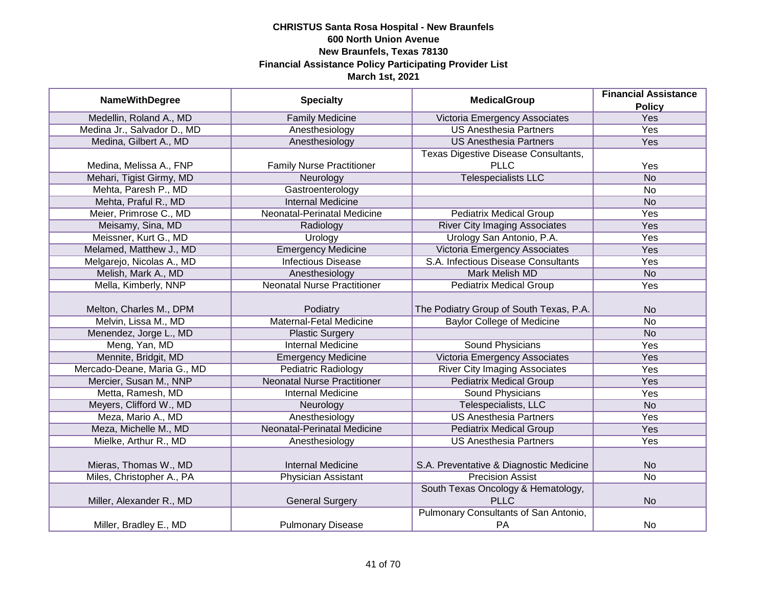**CHRISTUS Santa Rosa Hospital - New Braunfels**
**600 North Union Avenue**
**New Braunfels, Texas 78130**
**Financial Assistance Policy Participating Provider List**
**March 1st, 2021**

| NameWithDegree | Specialty | MedicalGroup | Financial Assistance Policy |
|---|---|---|---|
| Medellin, Roland A., MD | Family Medicine | Victoria Emergency Associates | Yes |
| Medina Jr., Salvador D., MD | Anesthesiology | US Anesthesia Partners | Yes |
| Medina, Gilbert A., MD | Anesthesiology | US Anesthesia Partners | Yes |
| Medina, Melissa A., FNP | Family Nurse Practitioner | Texas Digestive Disease Consultants, PLLC | Yes |
| Mehari, Tigist Girmy, MD | Neurology | Telespecialists LLC | No |
| Mehta, Paresh P., MD | Gastroenterology | | No |
| Mehta, Praful R., MD | Internal Medicine | | No |
| Meier, Primrose C., MD | Neonatal-Perinatal Medicine | Pediatrix Medical Group | Yes |
| Meisamy, Sina, MD | Radiology | River City Imaging Associates | Yes |
| Meissner, Kurt G., MD | Urology | Urology San Antonio, P.A. | Yes |
| Melamed, Matthew J., MD | Emergency Medicine | Victoria Emergency Associates | Yes |
| Melgarejo, Nicolas A., MD | Infectious Disease | S.A. Infectious Disease Consultants | Yes |
| Melish, Mark A., MD | Anesthesiology | Mark Melish MD | No |
| Mella, Kimberly, NNP | Neonatal Nurse Practitioner | Pediatrix Medical Group | Yes |
| Melton, Charles M., DPM | Podiatry | The Podiatry Group of South Texas, P.A. | No |
| Melvin, Lissa M., MD | Maternal-Fetal Medicine | Baylor College of Medicine | No |
| Menendez, Jorge L., MD | Plastic Surgery | | No |
| Meng, Yan, MD | Internal Medicine | Sound Physicians | Yes |
| Mennite, Bridgit, MD | Emergency Medicine | Victoria Emergency Associates | Yes |
| Mercado-Deane, Maria G., MD | Pediatric Radiology | River City Imaging Associates | Yes |
| Mercier, Susan M., NNP | Neonatal Nurse Practitioner | Pediatrix Medical Group | Yes |
| Metta, Ramesh, MD | Internal Medicine | Sound Physicians | Yes |
| Meyers, Clifford W., MD | Neurology | Telespecialists, LLC | No |
| Meza, Mario A., MD | Anesthesiology | US Anesthesia Partners | Yes |
| Meza, Michelle M., MD | Neonatal-Perinatal Medicine | Pediatrix Medical Group | Yes |
| Mielke, Arthur R., MD | Anesthesiology | US Anesthesia Partners | Yes |
| Mieras, Thomas W., MD | Internal Medicine | S.A. Preventative & Diagnostic Medicine | No |
| Miles, Christopher A., PA | Physician Assistant | Precision Assist | No |
| Miller, Alexander R., MD | General Surgery | South Texas Oncology & Hematology, PLLC | No |
| Miller, Bradley E., MD | Pulmonary Disease | Pulmonary Consultants of San Antonio, PA | No |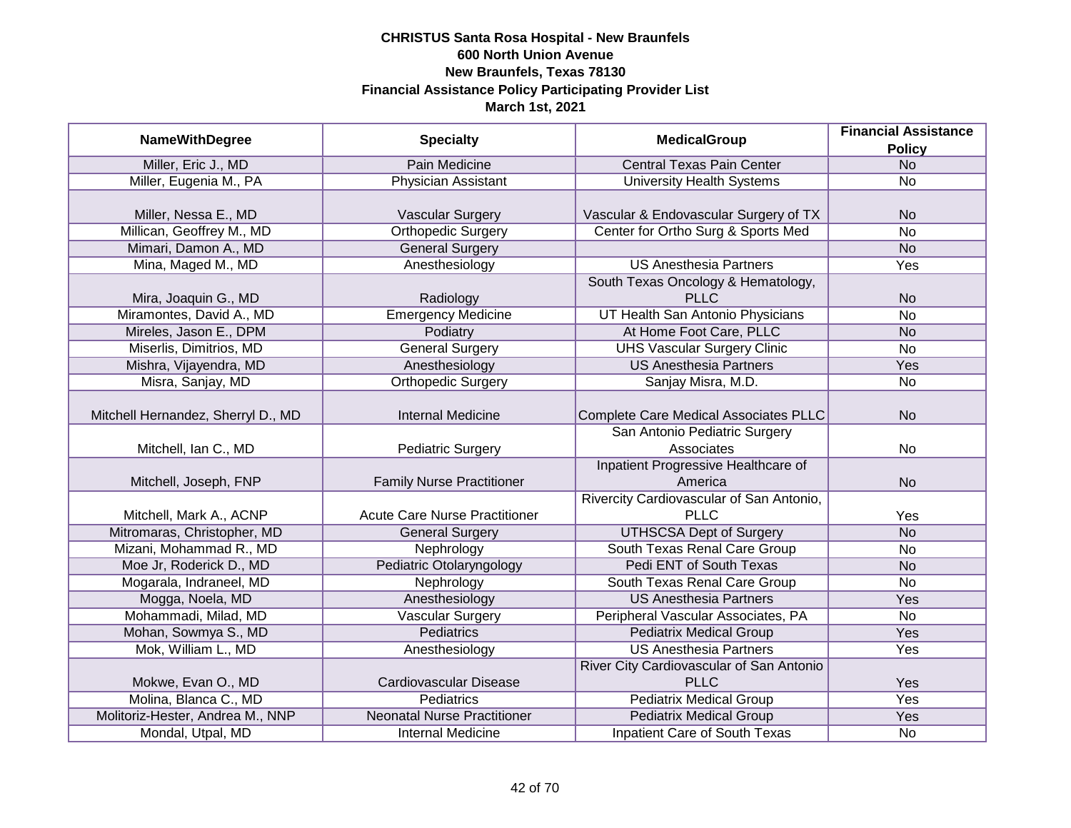**CHRISTUS Santa Rosa Hospital - New Braunfels**
**600 North Union Avenue**
**New Braunfels, Texas 78130**
**Financial Assistance Policy Participating Provider List**
**March 1st, 2021**

| NameWithDegree | Specialty | MedicalGroup | Financial Assistance Policy |
|---|---|---|---|
| Miller, Eric J., MD | Pain Medicine | Central Texas Pain Center | No |
| Miller, Eugenia M., PA | Physician Assistant | University Health Systems | No |
| Miller, Nessa E., MD | Vascular Surgery | Vascular & Endovascular Surgery of TX | No |
| Millican, Geoffrey M., MD | Orthopedic Surgery | Center for Ortho Surg & Sports Med | No |
| Mimari, Damon A., MD | General Surgery | | No |
| Mina, Maged M., MD | Anesthesiology | US Anesthesia Partners | Yes |
| Mira, Joaquin G., MD | Radiology | South Texas Oncology & Hematology, PLLC | No |
| Miramontes, David A., MD | Emergency Medicine | UT Health San Antonio Physicians | No |
| Mireles, Jason E., DPM | Podiatry | At Home Foot Care, PLLC | No |
| Miserlis, Dimitrios, MD | General Surgery | UHS Vascular Surgery Clinic | No |
| Mishra, Vijayendra, MD | Anesthesiology | US Anesthesia Partners | Yes |
| Misra, Sanjay, MD | Orthopedic Surgery | Sanjay Misra, M.D. | No |
| Mitchell Hernandez, Sherryl D., MD | Internal Medicine | Complete Care Medical Associates PLLC | No |
| Mitchell, Ian C., MD | Pediatric Surgery | San Antonio Pediatric Surgery Associates | No |
| Mitchell, Joseph, FNP | Family Nurse Practitioner | Inpatient Progressive Healthcare of America | No |
| Mitchell, Mark A., ACNP | Acute Care Nurse Practitioner | Rivercity Cardiovascular of San Antonio, PLLC | Yes |
| Mitromaras, Christopher, MD | General Surgery | UTHSCSA Dept of Surgery | No |
| Mizani, Mohammad R., MD | Nephrology | South Texas Renal Care Group | No |
| Moe Jr, Roderick D., MD | Pediatric Otolaryngology | Pedi ENT of South Texas | No |
| Mogarala, Indraneel, MD | Nephrology | South Texas Renal Care Group | No |
| Mogga, Noela, MD | Anesthesiology | US Anesthesia Partners | Yes |
| Mohammadi, Milad, MD | Vascular Surgery | Peripheral Vascular Associates, PA | No |
| Mohan, Sowmya S., MD | Pediatrics | Pediatrix Medical Group | Yes |
| Mok, William L., MD | Anesthesiology | US Anesthesia Partners | Yes |
| Mokwe, Evan O., MD | Cardiovascular Disease | River City Cardiovascular of San Antonio PLLC | Yes |
| Molina, Blanca C., MD | Pediatrics | Pediatrix Medical Group | Yes |
| Molitoriz-Hester, Andrea M., NNP | Neonatal Nurse Practitioner | Pediatrix Medical Group | Yes |
| Mondal, Utpal, MD | Internal Medicine | Inpatient Care of South Texas | No |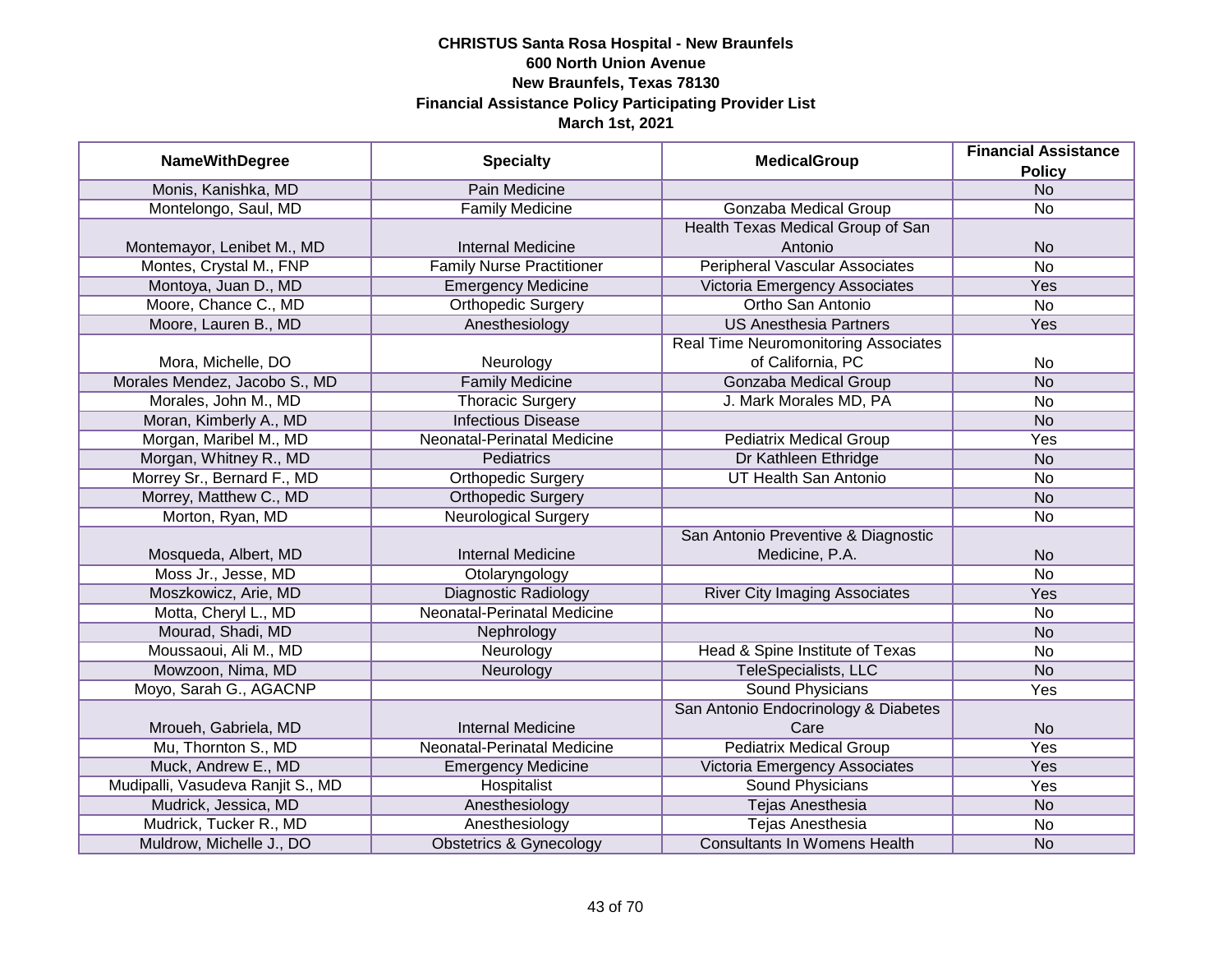**CHRISTUS Santa Rosa Hospital - New Braunfels**
**600 North Union Avenue**
**New Braunfels, Texas 78130**
**Financial Assistance Policy Participating Provider List**
**March 1st, 2021**

| NameWithDegree | Specialty | MedicalGroup | Financial Assistance Policy |
|---|---|---|---|
| Monis, Kanishka, MD | Pain Medicine | | No |
| Montelongo, Saul, MD | Family Medicine | Gonzaba Medical Group | No |
| Montemayor, Lenibet M., MD | Internal Medicine | Health Texas Medical Group of San Antonio | No |
| Montes, Crystal M., FNP | Family Nurse Practitioner | Peripheral Vascular Associates | No |
| Montoya, Juan D., MD | Emergency Medicine | Victoria Emergency Associates | Yes |
| Moore, Chance C., MD | Orthopedic Surgery | Ortho San Antonio | No |
| Moore, Lauren B., MD | Anesthesiology | US Anesthesia Partners | Yes |
| Mora, Michelle, DO | Neurology | Real Time Neuromonitoring Associates of California, PC | No |
| Morales Mendez, Jacobo S., MD | Family Medicine | Gonzaba Medical Group | No |
| Morales, John M., MD | Thoracic Surgery | J. Mark Morales MD, PA | No |
| Moran, Kimberly A., MD | Infectious Disease | | No |
| Morgan, Maribel M., MD | Neonatal-Perinatal Medicine | Pediatrix Medical Group | Yes |
| Morgan, Whitney R., MD | Pediatrics | Dr Kathleen Ethridge | No |
| Morrey Sr., Bernard F., MD | Orthopedic Surgery | UT Health San Antonio | No |
| Morrey, Matthew C., MD | Orthopedic Surgery | | No |
| Morton, Ryan, MD | Neurological Surgery | | No |
| Mosqueda, Albert, MD | Internal Medicine | San Antonio Preventive & Diagnostic Medicine, P.A. | No |
| Moss Jr., Jesse, MD | Otolaryngology | | No |
| Moszkowicz, Arie, MD | Diagnostic Radiology | River City Imaging Associates | Yes |
| Motta, Cheryl L., MD | Neonatal-Perinatal Medicine | | No |
| Mourad, Shadi, MD | Nephrology | | No |
| Moussaoui, Ali M., MD | Neurology | Head & Spine Institute of Texas | No |
| Mowzoon, Nima, MD | Neurology | TeleSpecialists, LLC | No |
| Moyo, Sarah G., AGACNP | | Sound Physicians | Yes |
| Mroueh, Gabriela, MD | Internal Medicine | San Antonio Endocrinology & Diabetes Care | No |
| Mu, Thornton S., MD | Neonatal-Perinatal Medicine | Pediatrix Medical Group | Yes |
| Muck, Andrew E., MD | Emergency Medicine | Victoria Emergency Associates | Yes |
| Mudipalli, Vasudeva Ranjit S., MD | Hospitalist | Sound Physicians | Yes |
| Mudrick, Jessica, MD | Anesthesiology | Tejas Anesthesia | No |
| Mudrick, Tucker R., MD | Anesthesiology | Tejas Anesthesia | No |
| Muldrow, Michelle J., DO | Obstetrics & Gynecology | Consultants In Womens Health | No |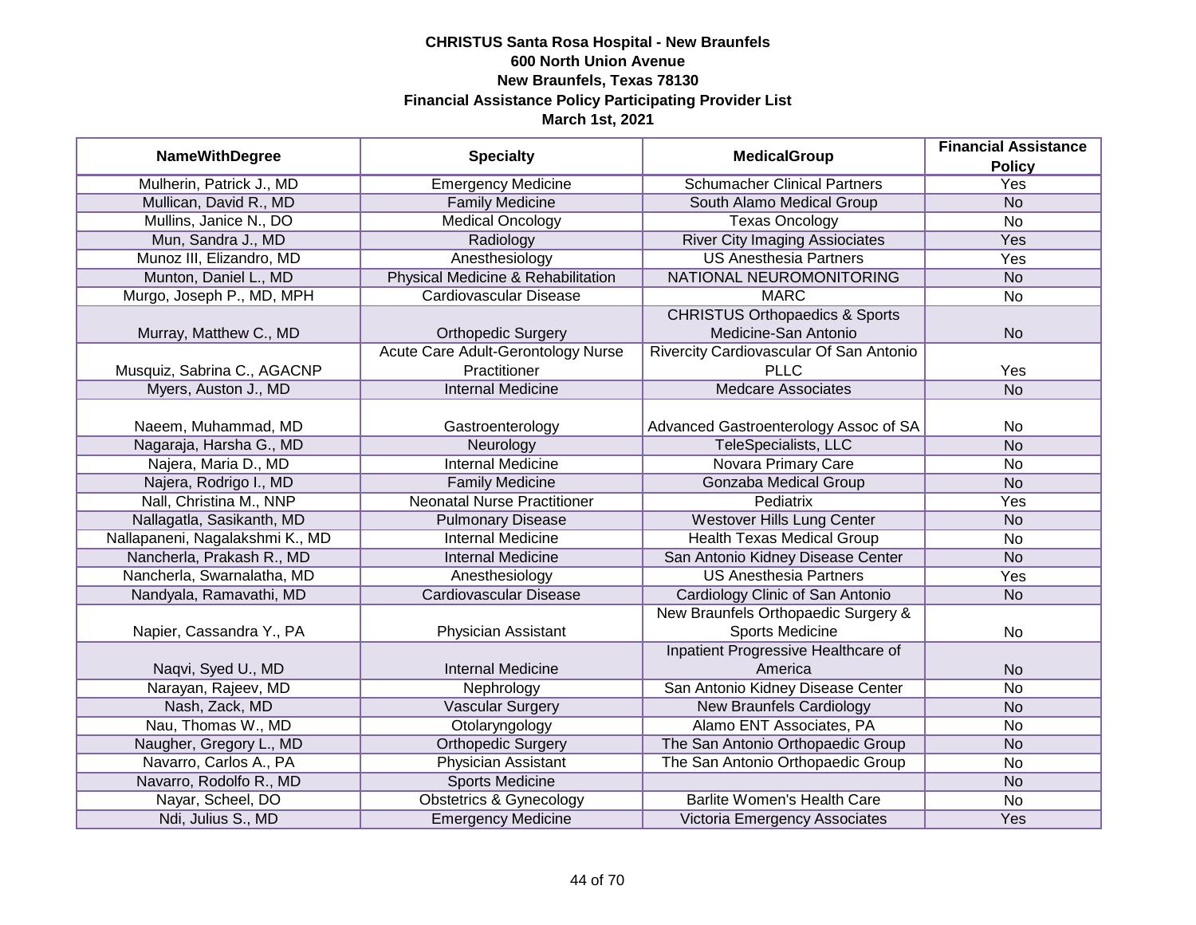**CHRISTUS Santa Rosa Hospital - New Braunfels**
**600 North Union Avenue**
**New Braunfels, Texas 78130**
**Financial Assistance Policy Participating Provider List**
**March 1st, 2021**

| NameWithDegree | Specialty | MedicalGroup | Financial Assistance Policy |
|---|---|---|---|
| Mulherin, Patrick J., MD | Emergency Medicine | Schumacher Clinical Partners | Yes |
| Mullican, David R., MD | Family Medicine | South Alamo Medical Group | No |
| Mullins, Janice N., DO | Medical Oncology | Texas Oncology | No |
| Mun, Sandra J., MD | Radiology | River City Imaging Asiociates | Yes |
| Munoz III, Elizandro, MD | Anesthesiology | US Anesthesia Partners | Yes |
| Munton, Daniel L., MD | Physical Medicine & Rehabilitation | NATIONAL NEUROMONITORING | No |
| Murgo, Joseph P., MD, MPH | Cardiovascular Disease | MARC | No |
| Murray, Matthew C., MD | Orthopedic Surgery | CHRISTUS Orthopaedics & Sports Medicine-San Antonio | No |
| Musquiz, Sabrina C., AGACNP | Acute Care Adult-Gerontology Nurse Practitioner | Rivercity Cardiovascular Of San Antonio PLLC | Yes |
| Myers, Auston J., MD | Internal Medicine | Medcare Associates | No |
| Naeem, Muhammad, MD | Gastroenterology | Advanced Gastroenterology Assoc of SA | No |
| Nagaraja, Harsha G., MD | Neurology | TeleSpecialists, LLC | No |
| Najera, Maria D., MD | Internal Medicine | Novara Primary Care | No |
| Najera, Rodrigo I., MD | Family Medicine | Gonzaba Medical Group | No |
| Nall, Christina M., NNP | Neonatal Nurse Practitioner | Pediatrix | Yes |
| Nallagatla, Sasikanth, MD | Pulmonary Disease | Westover Hills Lung Center | No |
| Nallapaneni, Nagalakshmi K., MD | Internal Medicine | Health Texas Medical Group | No |
| Nancherla, Prakash R., MD | Internal Medicine | San Antonio Kidney Disease Center | No |
| Nancherla, Swarnalatha, MD | Anesthesiology | US Anesthesia Partners | Yes |
| Nandyala, Ramavathi, MD | Cardiovascular Disease | Cardiology Clinic of San Antonio | No |
| Napier, Cassandra Y., PA | Physician Assistant | New Braunfels Orthopaedic Surgery & Sports Medicine | No |
| Naqvi, Syed U., MD | Internal Medicine | Inpatient Progressive Healthcare of America | No |
| Narayan, Rajeev, MD | Nephrology | San Antonio Kidney Disease Center | No |
| Nash, Zack, MD | Vascular Surgery | New Braunfels Cardiology | No |
| Nau, Thomas W., MD | Otolaryngology | Alamo ENT Associates, PA | No |
| Naugher, Gregory L., MD | Orthopedic Surgery | The San Antonio Orthopaedic Group | No |
| Navarro, Carlos A., PA | Physician Assistant | The San Antonio Orthopaedic Group | No |
| Navarro, Rodolfo R., MD | Sports Medicine | | No |
| Nayar, Scheel, DO | Obstetrics & Gynecology | Barlite Women's Health Care | No |
| Ndi, Julius S., MD | Emergency Medicine | Victoria Emergency Associates | Yes |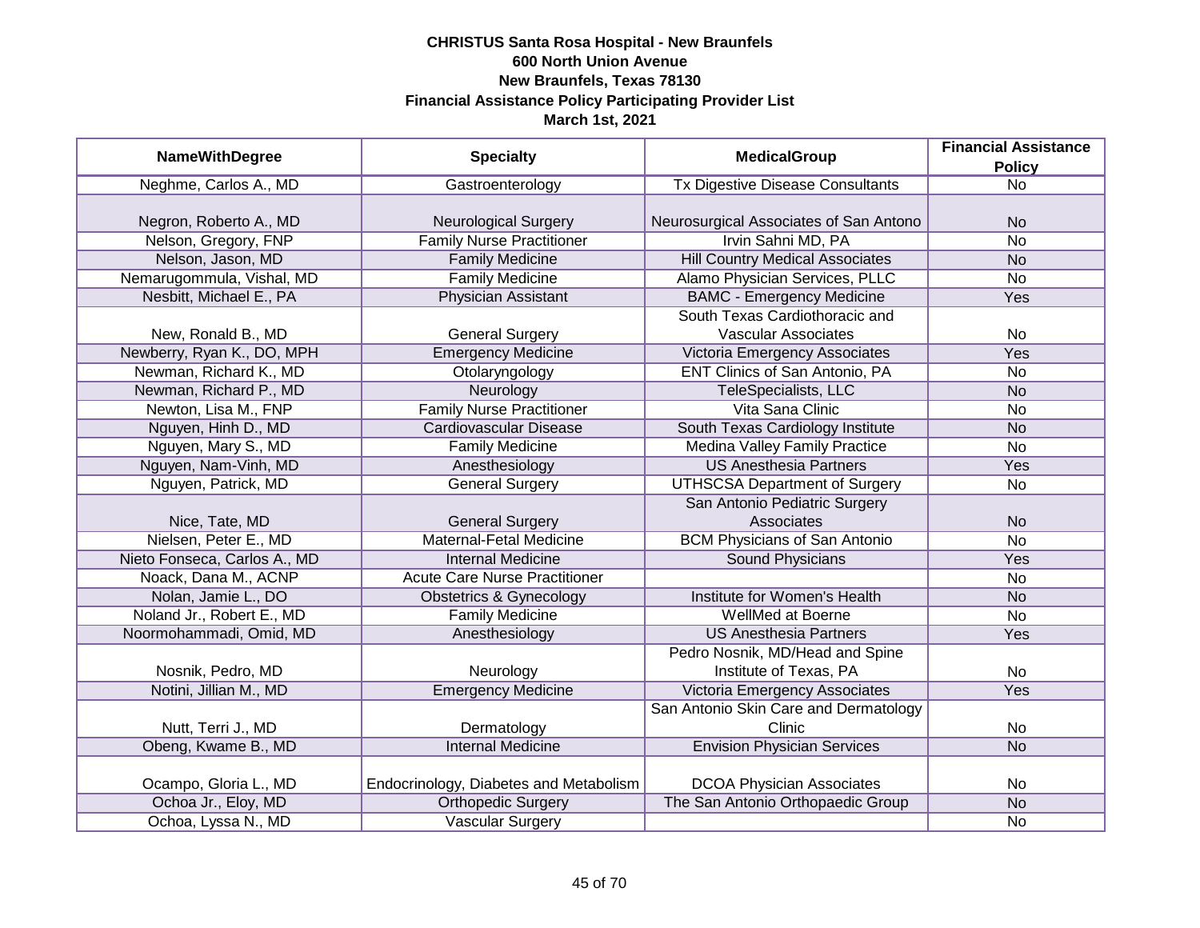**CHRISTUS Santa Rosa Hospital - New Braunfels**
**600 North Union Avenue**
**New Braunfels, Texas 78130**
**Financial Assistance Policy Participating Provider List**
**March 1st, 2021**

| NameWithDegree | Specialty | MedicalGroup | Financial Assistance Policy |
|---|---|---|---|
| Neghme, Carlos A., MD | Gastroenterology | Tx Digestive Disease Consultants | No |
| Negron, Roberto A., MD | Neurological Surgery | Neurosurgical Associates of San Antono | No |
| Nelson, Gregory, FNP | Family Nurse Practitioner | Irvin Sahni MD, PA | No |
| Nelson, Jason, MD | Family Medicine | Hill Country Medical Associates | No |
| Nemarugommula, Vishal, MD | Family Medicine | Alamo Physician Services, PLLC | No |
| Nesbitt, Michael E., PA | Physician Assistant | BAMC - Emergency Medicine | Yes |
| New, Ronald B., MD | General Surgery | South Texas Cardiothoracic and Vascular Associates | No |
| Newberry, Ryan K., DO, MPH | Emergency Medicine | Victoria Emergency Associates | Yes |
| Newman, Richard K., MD | Otolaryngology | ENT Clinics of San Antonio, PA | No |
| Newman, Richard P., MD | Neurology | TeleSpecialists, LLC | No |
| Newton, Lisa M., FNP | Family Nurse Practitioner | Vita Sana Clinic | No |
| Nguyen, Hinh D., MD | Cardiovascular Disease | South Texas Cardiology Institute | No |
| Nguyen, Mary S., MD | Family Medicine | Medina Valley Family Practice | No |
| Nguyen, Nam-Vinh, MD | Anesthesiology | US Anesthesia Partners | Yes |
| Nguyen, Patrick, MD | General Surgery | UTHSCSA Department of Surgery | No |
| Nice, Tate, MD | General Surgery | San Antonio Pediatric Surgery Associates | No |
| Nielsen, Peter E., MD | Maternal-Fetal Medicine | BCM Physicians of San Antonio | No |
| Nieto Fonseca, Carlos A., MD | Internal Medicine | Sound Physicians | Yes |
| Noack, Dana M., ACNP | Acute Care Nurse Practitioner | | No |
| Nolan, Jamie L., DO | Obstetrics & Gynecology | Institute for Women's Health | No |
| Noland Jr., Robert E., MD | Family Medicine | WellMed at Boerne | No |
| Noormohammadi, Omid, MD | Anesthesiology | US Anesthesia Partners | Yes |
| Nosnik, Pedro, MD | Neurology | Pedro Nosnik, MD/Head and Spine Institute of Texas, PA | No |
| Notini, Jillian M., MD | Emergency Medicine | Victoria Emergency Associates | Yes |
| Nutt, Terri J., MD | Dermatology | San Antonio Skin Care and Dermatology Clinic | No |
| Obeng, Kwame B., MD | Internal Medicine | Envision Physician Services | No |
| Ocampo, Gloria L., MD | Endocrinology, Diabetes and Metabolism | DCOA Physician Associates | No |
| Ochoa Jr., Eloy, MD | Orthopedic Surgery | The San Antonio Orthopaedic Group | No |
| Ochoa, Lyssa N., MD | Vascular Surgery | | No |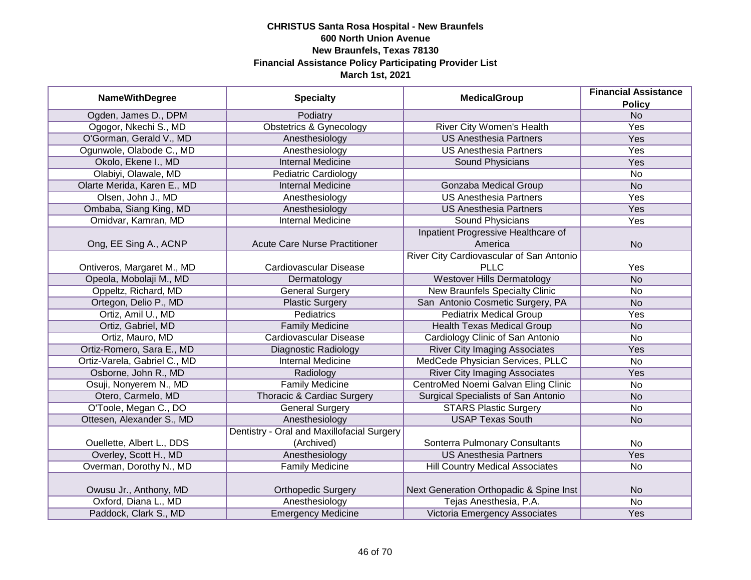**CHRISTUS Santa Rosa Hospital - New Braunfels**
**600 North Union Avenue**
**New Braunfels, Texas 78130**
**Financial Assistance Policy Participating Provider List**
**March 1st, 2021**

| NameWithDegree | Specialty | MedicalGroup | Financial Assistance Policy |
|---|---|---|---|
| Ogden, James D., DPM | Podiatry | | No |
| Ogogor, Nkechi S., MD | Obstetrics & Gynecology | River City Women's Health | Yes |
| O'Gorman, Gerald V., MD | Anesthesiology | US Anesthesia Partners | Yes |
| Ogunwole, Olabode C., MD | Anesthesiology | US Anesthesia Partners | Yes |
| Okolo, Ekene I., MD | Internal Medicine | Sound Physicians | Yes |
| Olabiyi, Olawale, MD | Pediatric Cardiology | | No |
| Olarte Merida, Karen E., MD | Internal Medicine | Gonzaba Medical Group | No |
| Olsen, John J., MD | Anesthesiology | US Anesthesia Partners | Yes |
| Ombaba, Siang King, MD | Anesthesiology | US Anesthesia Partners | Yes |
| Omidvar, Kamran, MD | Internal Medicine | Sound Physicians | Yes |
| Ong, EE Sing A., ACNP | Acute Care Nurse Practitioner | Inpatient Progressive Healthcare of America | No |
| Ontiveros, Margaret M., MD | Cardiovascular Disease | River City Cardiovascular of San Antonio PLLC | Yes |
| Opeola, Mobolaji M., MD | Dermatology | Westover Hills Dermatology | No |
| Oppeltz, Richard, MD | General Surgery | New Braunfels Specialty Clinic | No |
| Ortegon, Delio P., MD | Plastic Surgery | San Antonio Cosmetic Surgery, PA | No |
| Ortiz, Amil U., MD | Pediatrics | Pediatrix Medical Group | Yes |
| Ortiz, Gabriel, MD | Family Medicine | Health Texas Medical Group | No |
| Ortiz, Mauro, MD | Cardiovascular Disease | Cardiology Clinic of San Antonio | No |
| Ortiz-Romero, Sara E., MD | Diagnostic Radiology | River City Imaging Associates | Yes |
| Ortiz-Varela, Gabriel C., MD | Internal Medicine | MedCede Physician Services, PLLC | No |
| Osborne, John R., MD | Radiology | River City Imaging Associates | Yes |
| Osuji, Nonyerem N., MD | Family Medicine | CentroMed Noemi Galvan Eling Clinic | No |
| Otero, Carmelo, MD | Thoracic & Cardiac Surgery | Surgical Specialists of San Antonio | No |
| O'Toole, Megan C., DO | General Surgery | STARS Plastic Surgery | No |
| Ottesen, Alexander S., MD | Anesthesiology | USAP Texas South | No |
| Ouellette, Albert L., DDS | Dentistry - Oral and Maxillofacial Surgery (Archived) | Sonterra Pulmonary Consultants | No |
| Overley, Scott H., MD | Anesthesiology | US Anesthesia Partners | Yes |
| Overman, Dorothy N., MD | Family Medicine | Hill Country Medical Associates | No |
| Owusu Jr., Anthony, MD | Orthopedic Surgery | Next Generation Orthopadic & Spine Inst | No |
| Oxford, Diana L., MD | Anesthesiology | Tejas Anesthesia, P.A. | No |
| Paddock, Clark S., MD | Emergency Medicine | Victoria Emergency Associates | Yes |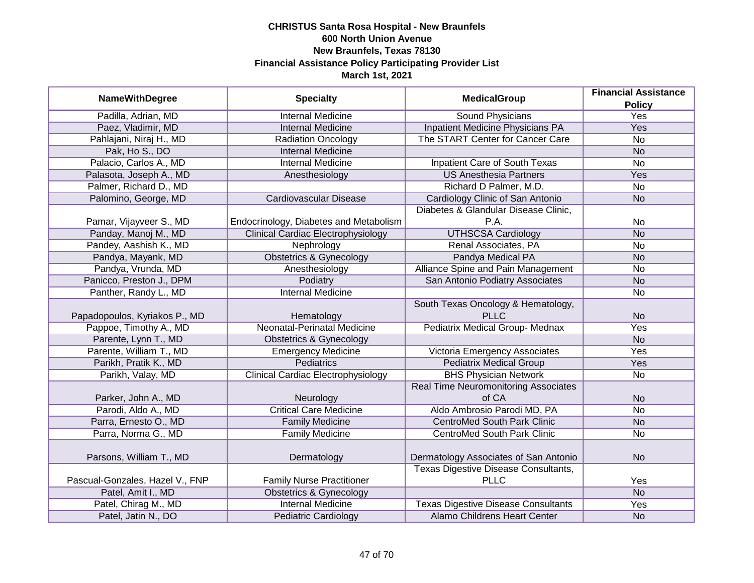**CHRISTUS Santa Rosa Hospital - New Braunfels**
**600 North Union Avenue**
**New Braunfels, Texas 78130**
**Financial Assistance Policy Participating Provider List**
**March 1st, 2021**

| NameWithDegree | Specialty | MedicalGroup | Financial Assistance Policy |
|---|---|---|---|
| Padilla, Adrian, MD | Internal Medicine | Sound Physicians | Yes |
| Paez, Vladimir, MD | Internal Medicine | Inpatient Medicine Physicians PA | Yes |
| Pahlajani, Niraj H., MD | Radiation Oncology | The START Center for Cancer Care | No |
| Pak, Ho S., DO | Internal Medicine | | No |
| Palacio, Carlos A., MD | Internal Medicine | Inpatient Care of South Texas | No |
| Palasota, Joseph A., MD | Anesthesiology | US Anesthesia Partners | Yes |
| Palmer, Richard D., MD | | Richard D Palmer, M.D. | No |
| Palomino, George, MD | Cardiovascular Disease | Cardiology Clinic of San Antonio | No |
| Pamar, Vijayveer S., MD | Endocrinology, Diabetes and Metabolism | Diabetes & Glandular Disease Clinic, P.A. | No |
| Panday, Manoj M., MD | Clinical Cardiac Electrophysiology | UTHSCSA Cardiology | No |
| Pandey, Aashish K., MD | Nephrology | Renal Associates, PA | No |
| Pandya, Mayank, MD | Obstetrics & Gynecology | Pandya Medical PA | No |
| Pandya, Vrunda, MD | Anesthesiology | Alliance Spine and Pain Management | No |
| Panicco, Preston J., DPM | Podiatry | San Antonio Podiatry Associates | No |
| Panther, Randy L., MD | Internal Medicine | | No |
| Papadopoulos, Kyriakos P., MD | Hematology | South Texas Oncology & Hematology, PLLC | No |
| Pappoe, Timothy A., MD | Neonatal-Perinatal Medicine | Pediatrix Medical Group- Mednax | Yes |
| Parente, Lynn T., MD | Obstetrics & Gynecology | | No |
| Parente, William T., MD | Emergency Medicine | Victoria Emergency Associates | Yes |
| Parikh, Pratik K., MD | Pediatrics | Pediatrix Medical Group | Yes |
| Parikh, Valay, MD | Clinical Cardiac Electrophysiology | BHS Physician Network | No |
| Parker, John A., MD | Neurology | Real Time Neuromonitoring Associates of CA | No |
| Parodi, Aldo A., MD | Critical Care Medicine | Aldo Ambrosio Parodi MD, PA | No |
| Parra, Ernesto O., MD | Family Medicine | CentroMed South Park Clinic | No |
| Parra, Norma G., MD | Family Medicine | CentroMed South Park Clinic | No |
| Parsons, William T., MD | Dermatology | Dermatology Associates of San Antonio | No |
| Pascual-Gonzales, Hazel V., FNP | Family Nurse Practitioner | Texas Digestive Disease Consultants, PLLC | Yes |
| Patel, Amit I., MD | Obstetrics & Gynecology | | No |
| Patel, Chirag M., MD | Internal Medicine | Texas Digestive Disease Consultants | Yes |
| Patel, Jatin N., DO | Pediatric Cardiology | Alamo Childrens Heart Center | No |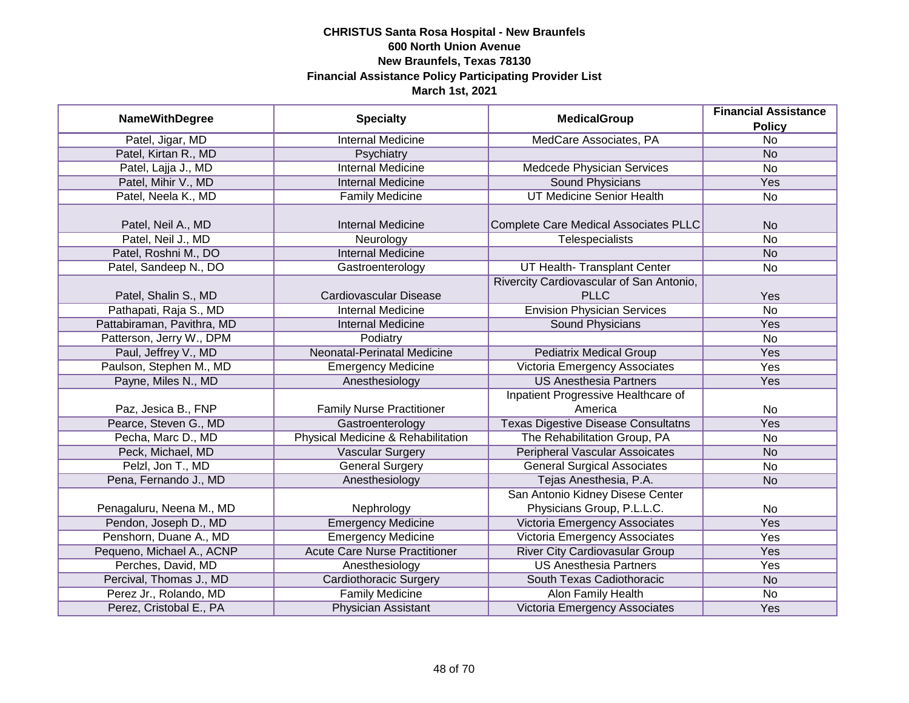**CHRISTUS Santa Rosa Hospital - New Braunfels**
**600 North Union Avenue**
**New Braunfels, Texas 78130**
**Financial Assistance Policy Participating Provider List**
**March 1st, 2021**

| NameWithDegree | Specialty | MedicalGroup | Financial Assistance Policy |
|---|---|---|---|
| Patel, Jigar, MD | Internal Medicine | MedCare Associates, PA | No |
| Patel, Kirtan R., MD | Psychiatry | | No |
| Patel, Lajja J., MD | Internal Medicine | Medcede Physician Services | No |
| Patel, Mihir V., MD | Internal Medicine | Sound Physicians | Yes |
| Patel, Neela K., MD | Family Medicine | UT Medicine Senior Health | No |
| Patel, Neil A., MD | Internal Medicine | Complete Care Medical Associates PLLC | No |
| Patel, Neil J., MD | Neurology | Telespecialists | No |
| Patel, Roshni M., DO | Internal Medicine | | No |
| Patel, Sandeep N., DO | Gastroenterology | UT Health- Transplant Center | No |
| Patel, Shalin S., MD | Cardiovascular Disease | Rivercity Cardiovascular of San Antonio, PLLC | Yes |
| Pathapati, Raja S., MD | Internal Medicine | Envision Physician Services | No |
| Pattabiraman, Pavithra, MD | Internal Medicine | Sound Physicians | Yes |
| Patterson, Jerry W., DPM | Podiatry | | No |
| Paul, Jeffrey V., MD | Neonatal-Perinatal Medicine | Pediatrix Medical Group | Yes |
| Paulson, Stephen M., MD | Emergency Medicine | Victoria Emergency Associates | Yes |
| Payne, Miles N., MD | Anesthesiology | US Anesthesia Partners | Yes |
| Paz, Jesica B., FNP | Family Nurse Practitioner | Inpatient Progressive Healthcare of America | No |
| Pearce, Steven G., MD | Gastroenterology | Texas Digestive Disease Consultatns | Yes |
| Pecha, Marc D., MD | Physical Medicine & Rehabilitation | The Rehabilitation Group, PA | No |
| Peck, Michael, MD | Vascular Surgery | Peripheral Vascular Assoicates | No |
| Pelzl, Jon T., MD | General Surgery | General Surgical Associates | No |
| Pena, Fernando J., MD | Anesthesiology | Tejas Anesthesia, P.A. | No |
| Penagaluru, Neena M., MD | Nephrology | San Antonio Kidney Disese Center Physicians Group, P.L.L.C. | No |
| Pendon, Joseph D., MD | Emergency Medicine | Victoria Emergency Associates | Yes |
| Penshorn, Duane A., MD | Emergency Medicine | Victoria Emergency Associates | Yes |
| Pequeno, Michael A., ACNP | Acute Care Nurse Practitioner | River City Cardiovasular Group | Yes |
| Perches, David, MD | Anesthesiology | US Anesthesia Partners | Yes |
| Percival, Thomas J., MD | Cardiothoracic Surgery | South Texas Cadiothoracic | No |
| Perez Jr., Rolando, MD | Family Medicine | Alon Family Health | No |
| Perez, Cristobal E., PA | Physician Assistant | Victoria Emergency Associates | Yes |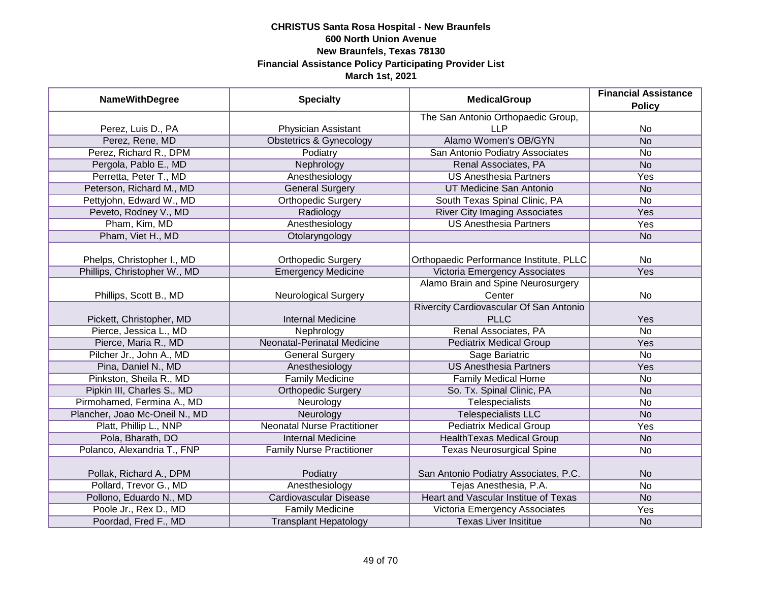**CHRISTUS Santa Rosa Hospital - New Braunfels**
**600 North Union Avenue**
**New Braunfels, Texas 78130**
**Financial Assistance Policy Participating Provider List**
**March 1st, 2021**

| NameWithDegree | Specialty | MedicalGroup | Financial Assistance Policy |
|---|---|---|---|
| Perez, Luis D., PA | Physician Assistant | The San Antonio Orthopaedic Group, LLP | No |
| Perez, Rene, MD | Obstetrics & Gynecology | Alamo Women's OB/GYN | No |
| Perez, Richard R., DPM | Podiatry | San Antonio Podiatry Associates | No |
| Pergola, Pablo E., MD | Nephrology | Renal Associates, PA | No |
| Perretta, Peter T., MD | Anesthesiology | US Anesthesia Partners | Yes |
| Peterson, Richard M., MD | General Surgery | UT Medicine San Antonio | No |
| Pettyjohn, Edward W., MD | Orthopedic Surgery | South Texas Spinal Clinic, PA | No |
| Peveto, Rodney V., MD | Radiology | River City Imaging Associates | Yes |
| Pham, Kim, MD | Anesthesiology | US Anesthesia Partners | Yes |
| Pham, Viet H., MD | Otolaryngology | | No |
| Phelps, Christopher I., MD | Orthopedic Surgery | Orthopaedic Performance Institute, PLLC | No |
| Phillips, Christopher W., MD | Emergency Medicine | Victoria Emergency Associates | Yes |
| Phillips, Scott B., MD | Neurological Surgery | Alamo Brain and Spine Neurosurgery Center | No |
| Pickett, Christopher, MD | Internal Medicine | Rivercity Cardiovascular Of San Antonio PLLC | Yes |
| Pierce, Jessica L., MD | Nephrology | Renal Associates, PA | No |
| Pierce, Maria R., MD | Neonatal-Perinatal Medicine | Pediatrix Medical Group | Yes |
| Pilcher Jr., John A., MD | General Surgery | Sage Bariatric | No |
| Pina, Daniel N., MD | Anesthesiology | US Anesthesia Partners | Yes |
| Pinkston, Sheila R., MD | Family Medicine | Family Medical Home | No |
| Pipkin III, Charles S., MD | Orthopedic Surgery | So. Tx. Spinal Clinic, PA | No |
| Pirmohamed, Fermina A., MD | Neurology | Telespecialists | No |
| Plancher, Joao Mc-Oneil N., MD | Neurology | Telespecialists LLC | No |
| Platt, Phillip L., NNP | Neonatal Nurse Practitioner | Pediatrix Medical Group | Yes |
| Pola, Bharath, DO | Internal Medicine | HealthTexas Medical Group | No |
| Polanco, Alexandria T., FNP | Family Nurse Practitioner | Texas Neurosurgical Spine | No |
| Pollak, Richard A., DPM | Podiatry | San Antonio Podiatry Associates, P.C. | No |
| Pollard, Trevor G., MD | Anesthesiology | Tejas Anesthesia, P.A. | No |
| Pollono, Eduardo N., MD | Cardiovascular Disease | Heart and Vascular Institue of Texas | No |
| Poole Jr., Rex D., MD | Family Medicine | Victoria Emergency Associates | Yes |
| Poordad, Fred F., MD | Transplant Hepatology | Texas Liver Insititue | No |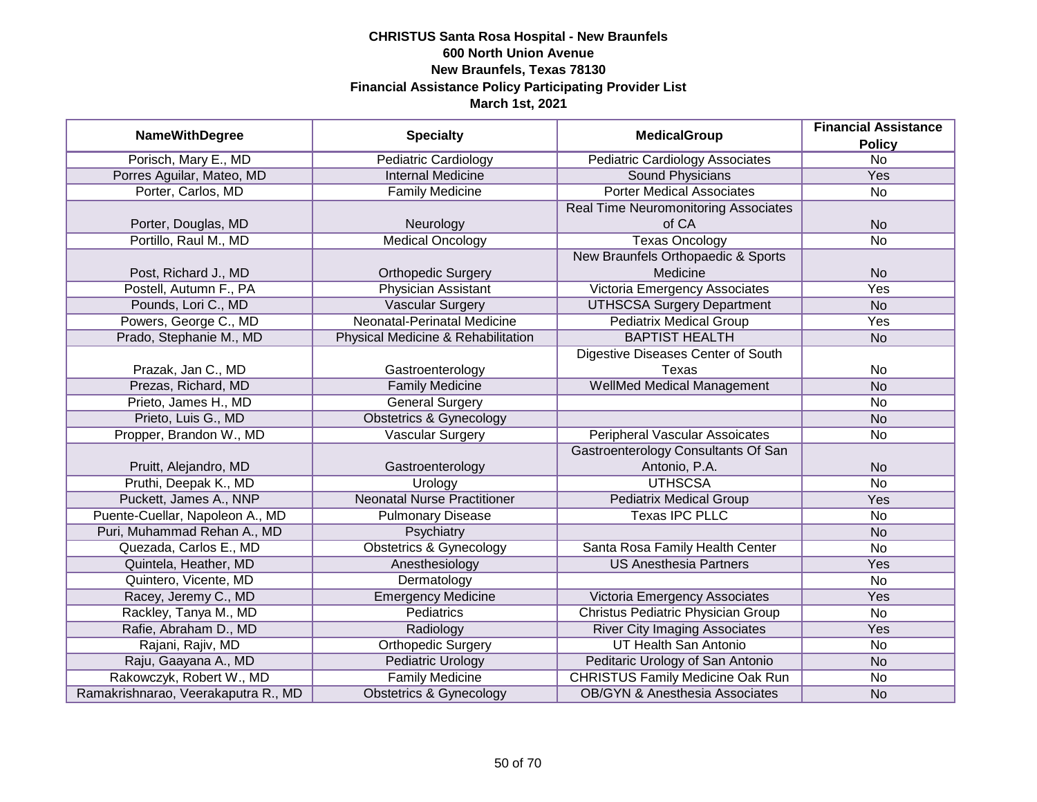**CHRISTUS Santa Rosa Hospital - New Braunfels**
**600 North Union Avenue**
**New Braunfels, Texas 78130**
**Financial Assistance Policy Participating Provider List**
**March 1st, 2021**

| NameWithDegree | Specialty | MedicalGroup | Financial Assistance Policy |
|---|---|---|---|
| Porisch, Mary E., MD | Pediatric Cardiology | Pediatric Cardiology Associates | No |
| Porres Aguilar, Mateo, MD | Internal Medicine | Sound Physicians | Yes |
| Porter, Carlos, MD | Family Medicine | Porter Medical Associates | No |
| Porter, Douglas, MD | Neurology | Real Time Neuromonitoring Associates of CA | No |
| Portillo, Raul M., MD | Medical Oncology | Texas Oncology | No |
| Post, Richard J., MD | Orthopedic Surgery | New Braunfels Orthopaedic & Sports Medicine | No |
| Postell, Autumn F., PA | Physician Assistant | Victoria Emergency Associates | Yes |
| Pounds, Lori C., MD | Vascular Surgery | UTHSCSA Surgery Department | No |
| Powers, George C., MD | Neonatal-Perinatal Medicine | Pediatrix Medical Group | Yes |
| Prado, Stephanie M., MD | Physical Medicine & Rehabilitation | BAPTIST HEALTH | No |
| Prazak, Jan C., MD | Gastroenterology | Digestive Diseases Center of South Texas | No |
| Prezas, Richard, MD | Family Medicine | WellMed Medical Management | No |
| Prieto, James H., MD | General Surgery | | No |
| Prieto, Luis G., MD | Obstetrics & Gynecology | | No |
| Propper, Brandon W., MD | Vascular Surgery | Peripheral Vascular Assoicates | No |
| Pruitt, Alejandro, MD | Gastroenterology | Gastroenterology Consultants Of San Antonio, P.A. | No |
| Pruthi, Deepak K., MD | Urology | UTHSCSA | No |
| Puckett, James A., NNP | Neonatal Nurse Practitioner | Pediatrix Medical Group | Yes |
| Puente-Cuellar, Napoleon A., MD | Pulmonary Disease | Texas IPC PLLC | No |
| Puri, Muhammad Rehan A., MD | Psychiatry | | No |
| Quezada, Carlos E., MD | Obstetrics & Gynecology | Santa Rosa Family Health Center | No |
| Quintela, Heather, MD | Anesthesiology | US Anesthesia Partners | Yes |
| Quintero, Vicente, MD | Dermatology | | No |
| Racey, Jeremy C., MD | Emergency Medicine | Victoria Emergency Associates | Yes |
| Rackley, Tanya M., MD | Pediatrics | Christus Pediatric Physician Group | No |
| Rafie, Abraham D., MD | Radiology | River City Imaging Associates | Yes |
| Rajani, Rajiv, MD | Orthopedic Surgery | UT Health San Antonio | No |
| Raju, Gaayana A., MD | Pediatric Urology | Peditaric Urology of San Antonio | No |
| Rakowczyk, Robert W., MD | Family Medicine | CHRISTUS Family Medicine Oak Run | No |
| Ramakrishnarao, Veerakaputra R., MD | Obstetrics & Gynecology | OB/GYN & Anesthesia Associates | No |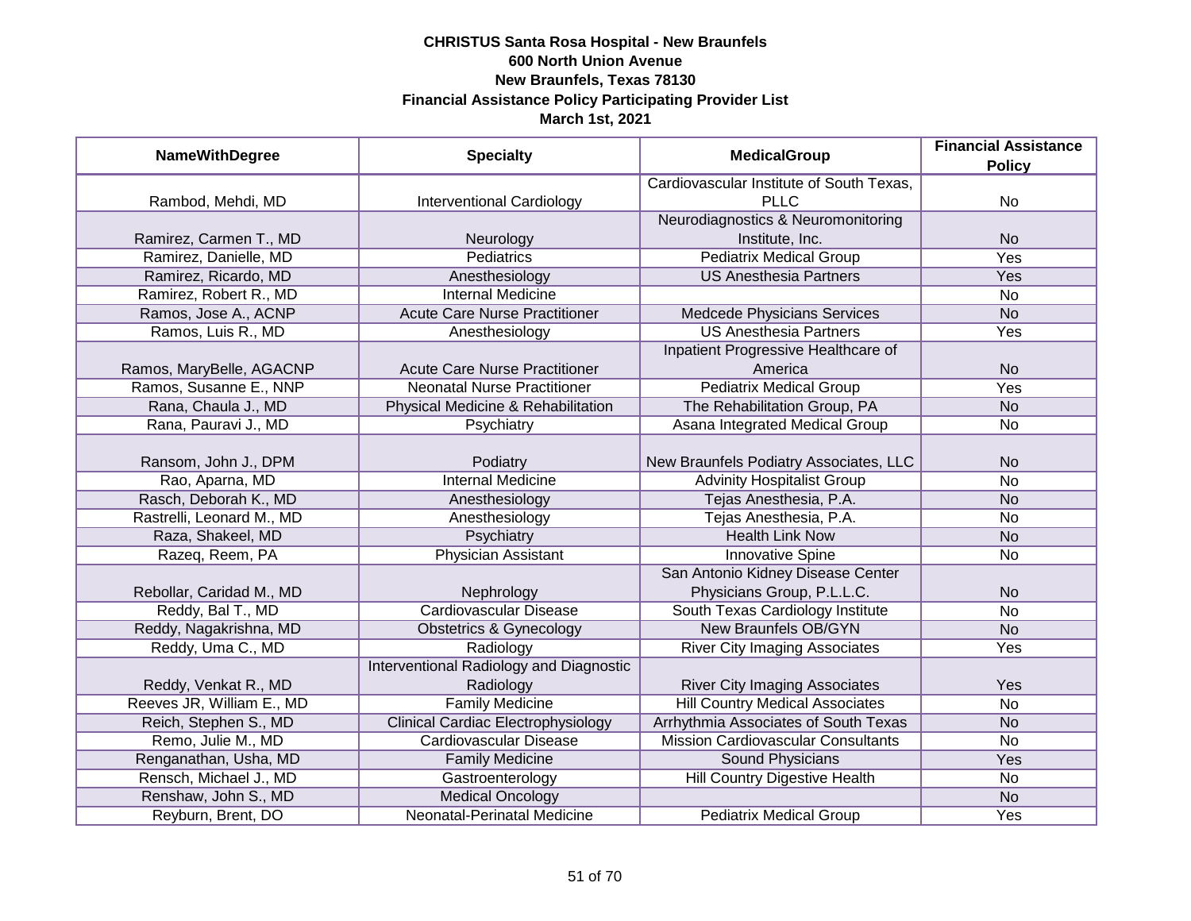**CHRISTUS Santa Rosa Hospital - New Braunfels**
**600 North Union Avenue**
**New Braunfels, Texas 78130**
**Financial Assistance Policy Participating Provider List**
**March 1st, 2021**

| NameWithDegree | Specialty | MedicalGroup | Financial Assistance Policy |
|---|---|---|---|
| Rambod, Mehdi, MD | Interventional Cardiology | Cardiovascular Institute of South Texas, PLLC | No |
| Ramirez, Carmen T., MD | Neurology | Neurodiagnostics & Neuromonitoring Institute, Inc. | No |
| Ramirez, Danielle, MD | Pediatrics | Pediatrix Medical Group | Yes |
| Ramirez, Ricardo, MD | Anesthesiology | US Anesthesia Partners | Yes |
| Ramirez, Robert R., MD | Internal Medicine | | No |
| Ramos, Jose A., ACNP | Acute Care Nurse Practitioner | Medcede Physicians Services | No |
| Ramos, Luis R., MD | Anesthesiology | US Anesthesia Partners | Yes |
| Ramos, MaryBelle, AGACNP | Acute Care Nurse Practitioner | Inpatient Progressive Healthcare of America | No |
| Ramos, Susanne E., NNP | Neonatal Nurse Practitioner | Pediatrix Medical Group | Yes |
| Rana, Chaula J., MD | Physical Medicine & Rehabilitation | The Rehabilitation Group, PA | No |
| Rana, Pauravi J., MD | Psychiatry | Asana Integrated Medical Group | No |
| Ransom, John J., DPM | Podiatry | New Braunfels Podiatry Associates, LLC | No |
| Rao, Aparna, MD | Internal Medicine | Advinity Hospitalist Group | No |
| Rasch, Deborah K., MD | Anesthesiology | Tejas Anesthesia, P.A. | No |
| Rastrelli, Leonard M., MD | Anesthesiology | Tejas Anesthesia, P.A. | No |
| Raza, Shakeel, MD | Psychiatry | Health Link Now | No |
| Razeq, Reem, PA | Physician Assistant | Innovative Spine | No |
| Rebollar, Caridad M., MD | Nephrology | San Antonio Kidney Disease Center Physicians Group, P.L.L.C. | No |
| Reddy, Bal T., MD | Cardiovascular Disease | South Texas Cardiology Institute | No |
| Reddy, Nagakrishna, MD | Obstetrics & Gynecology | New Braunfels OB/GYN | No |
| Reddy, Uma C., MD | Radiology | River City Imaging Associates | Yes |
| Reddy, Venkat R., MD | Interventional Radiology and Diagnostic Radiology | River City Imaging Associates | Yes |
| Reeves JR, William E., MD | Family Medicine | Hill Country Medical Associates | No |
| Reich, Stephen S., MD | Clinical Cardiac Electrophysiology | Arrhythmia Associates of South Texas | No |
| Remo, Julie M., MD | Cardiovascular Disease | Mission Cardiovascular Consultants | No |
| Renganathan, Usha, MD | Family Medicine | Sound Physicians | Yes |
| Rensch, Michael J., MD | Gastroenterology | Hill Country Digestive Health | No |
| Renshaw, John S., MD | Medical Oncology | | No |
| Reyburn, Brent, DO | Neonatal-Perinatal Medicine | Pediatrix Medical Group | Yes |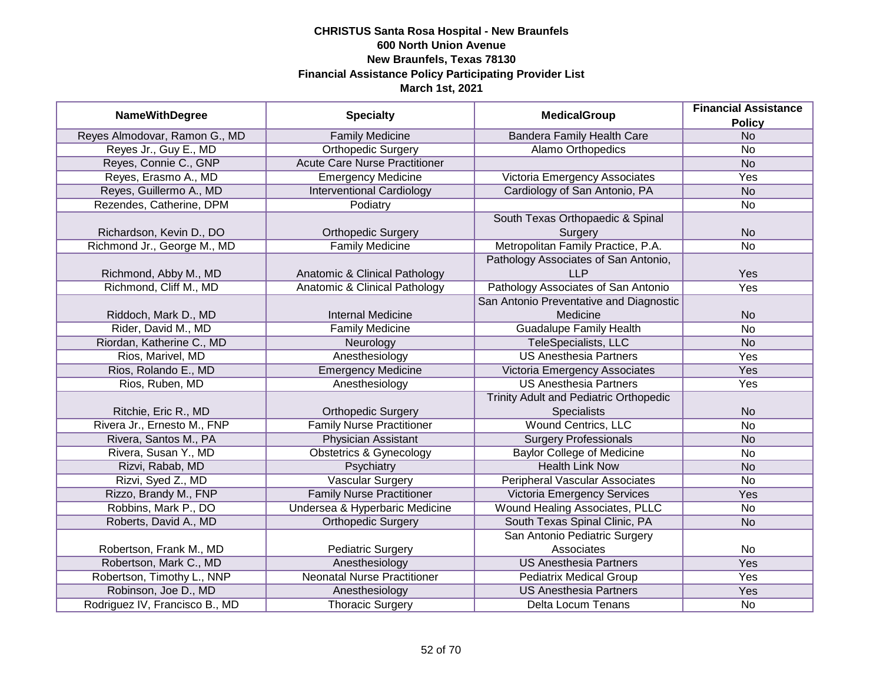**CHRISTUS Santa Rosa Hospital - New Braunfels**
**600 North Union Avenue**
**New Braunfels, Texas 78130**
**Financial Assistance Policy Participating Provider List**
**March 1st, 2021**

| NameWithDegree | Specialty | MedicalGroup | Financial Assistance Policy |
|---|---|---|---|
| Reyes Almodovar, Ramon G., MD | Family Medicine | Bandera Family Health Care | No |
| Reyes Jr., Guy E., MD | Orthopedic Surgery | Alamo Orthopedics | No |
| Reyes, Connie C., GNP | Acute Care Nurse Practitioner | | No |
| Reyes, Erasmo A., MD | Emergency Medicine | Victoria Emergency Associates | Yes |
| Reyes, Guillermo A., MD | Interventional Cardiology | Cardiology of San Antonio, PA | No |
| Rezendes, Catherine, DPM | Podiatry | | No |
| Richardson, Kevin D., DO | Orthopedic Surgery | South Texas Orthopaedic & Spinal Surgery | No |
| Richmond Jr., George M., MD | Family Medicine | Metropolitan Family Practice, P.A. | No |
| Richmond, Abby M., MD | Anatomic & Clinical Pathology | Pathology Associates of San Antonio, LLP | Yes |
| Richmond, Cliff M., MD | Anatomic & Clinical Pathology | Pathology Associates of San Antonio | Yes |
| Riddoch, Mark D., MD | Internal Medicine | San Antonio Preventative and Diagnostic Medicine | No |
| Rider, David M., MD | Family Medicine | Guadalupe Family Health | No |
| Riordan, Katherine C., MD | Neurology | TeleSpecialists, LLC | No |
| Rios, Marivel, MD | Anesthesiology | US Anesthesia Partners | Yes |
| Rios, Rolando E., MD | Emergency Medicine | Victoria Emergency Associates | Yes |
| Rios, Ruben, MD | Anesthesiology | US Anesthesia Partners | Yes |
| Ritchie, Eric R., MD | Orthopedic Surgery | Trinity Adult and Pediatric Orthopedic Specialists | No |
| Rivera Jr., Ernesto M., FNP | Family Nurse Practitioner | Wound Centrics, LLC | No |
| Rivera, Santos M., PA | Physician Assistant | Surgery Professionals | No |
| Rivera, Susan Y., MD | Obstetrics & Gynecology | Baylor College of Medicine | No |
| Rizvi, Rabab, MD | Psychiatry | Health Link Now | No |
| Rizvi, Syed Z., MD | Vascular Surgery | Peripheral Vascular Associates | No |
| Rizzo, Brandy M., FNP | Family Nurse Practitioner | Victoria Emergency Services | Yes |
| Robbins, Mark P., DO | Undersea & Hyperbaric Medicine | Wound Healing Associates, PLLC | No |
| Roberts, David A., MD | Orthopedic Surgery | South Texas Spinal Clinic, PA | No |
| Robertson, Frank M., MD | Pediatric Surgery | San Antonio Pediatric Surgery Associates | No |
| Robertson, Mark C., MD | Anesthesiology | US Anesthesia Partners | Yes |
| Robertson, Timothy L., NNP | Neonatal Nurse Practitioner | Pediatrix Medical Group | Yes |
| Robinson, Joe D., MD | Anesthesiology | US Anesthesia Partners | Yes |
| Rodriguez IV, Francisco B., MD | Thoracic Surgery | Delta Locum Tenans | No |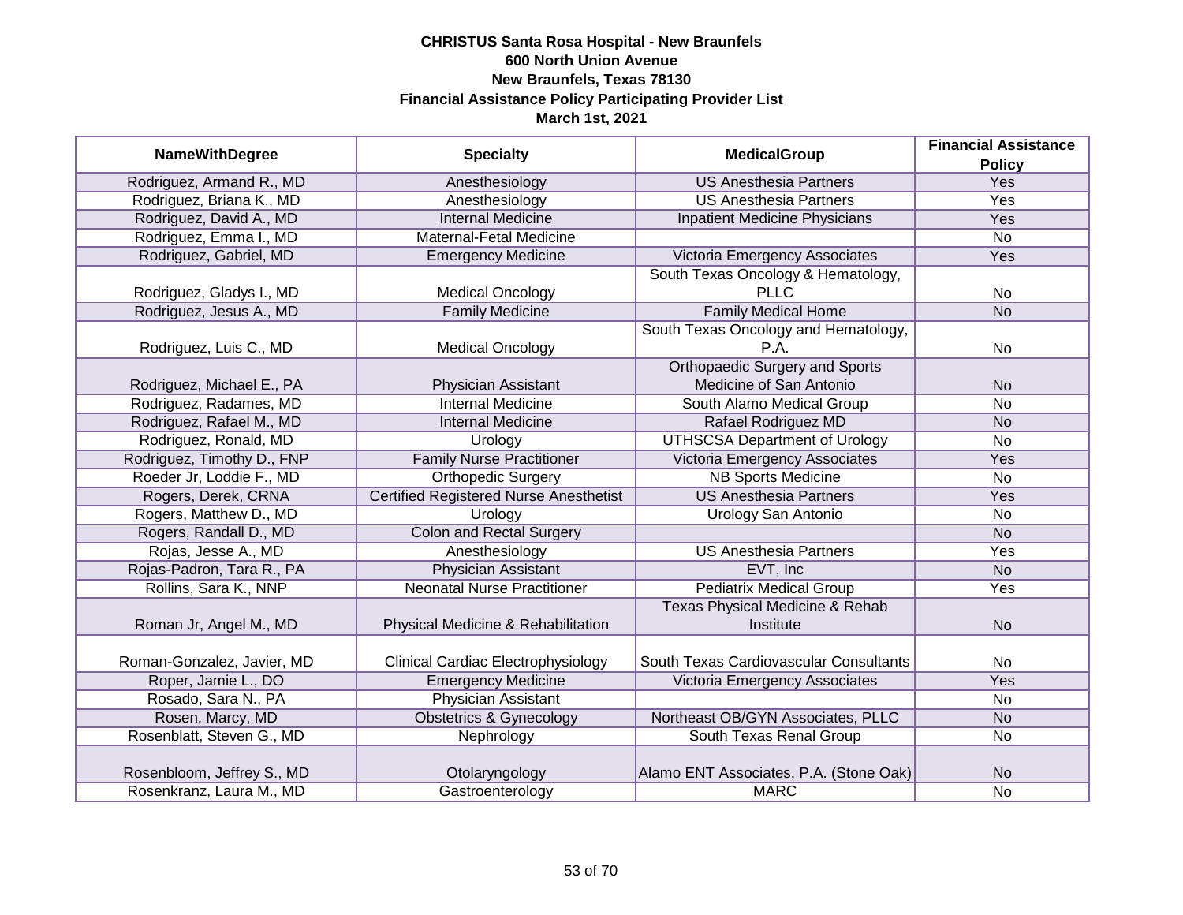**CHRISTUS Santa Rosa Hospital - New Braunfels**
**600 North Union Avenue**
**New Braunfels, Texas 78130**
**Financial Assistance Policy Participating Provider List**
**March 1st, 2021**

| NameWithDegree | Specialty | MedicalGroup | Financial Assistance Policy |
|---|---|---|---|
| Rodriguez, Armand R., MD | Anesthesiology | US Anesthesia Partners | Yes |
| Rodriguez, Briana K., MD | Anesthesiology | US Anesthesia Partners | Yes |
| Rodriguez, David A., MD | Internal Medicine | Inpatient Medicine Physicians | Yes |
| Rodriguez, Emma I., MD | Maternal-Fetal Medicine | | No |
| Rodriguez, Gabriel, MD | Emergency Medicine | Victoria Emergency Associates | Yes |
| Rodriguez, Gladys I., MD | Medical Oncology | South Texas Oncology & Hematology, PLLC | No |
| Rodriguez, Jesus A., MD | Family Medicine | Family Medical Home | No |
| Rodriguez, Luis C., MD | Medical Oncology | South Texas Oncology and Hematology, P.A. | No |
| Rodriguez, Michael E., PA | Physician Assistant | Orthopaedic Surgery and Sports Medicine of San Antonio | No |
| Rodriguez, Radames, MD | Internal Medicine | South Alamo Medical Group | No |
| Rodriguez, Rafael M., MD | Internal Medicine | Rafael Rodriguez MD | No |
| Rodriguez, Ronald, MD | Urology | UTHSCSA Department of Urology | No |
| Rodriguez, Timothy D., FNP | Family Nurse Practitioner | Victoria Emergency Associates | Yes |
| Roeder Jr, Loddie F., MD | Orthopedic Surgery | NB Sports Medicine | No |
| Rogers, Derek, CRNA | Certified Registered Nurse Anesthetist | US Anesthesia Partners | Yes |
| Rogers, Matthew D., MD | Urology | Urology San Antonio | No |
| Rogers, Randall D., MD | Colon and Rectal Surgery | | No |
| Rojas, Jesse A., MD | Anesthesiology | US Anesthesia Partners | Yes |
| Rojas-Padron, Tara R., PA | Physician Assistant | EVT, Inc | No |
| Rollins, Sara K., NNP | Neonatal Nurse Practitioner | Pediatrix Medical Group | Yes |
| Roman Jr, Angel M., MD | Physical Medicine & Rehabilitation | Texas Physical Medicine & Rehab Institute | No |
| Roman-Gonzalez, Javier, MD | Clinical Cardiac Electrophysiology | South Texas Cardiovascular Consultants | No |
| Roper, Jamie L., DO | Emergency Medicine | Victoria Emergency Associates | Yes |
| Rosado, Sara N., PA | Physician Assistant | | No |
| Rosen, Marcy, MD | Obstetrics & Gynecology | Northeast OB/GYN Associates, PLLC | No |
| Rosenblatt, Steven G., MD | Nephrology | South Texas Renal Group | No |
| Rosenbloom, Jeffrey S., MD | Otolaryngology | Alamo ENT Associates, P.A. (Stone Oak) | No |
| Rosenkranz, Laura M., MD | Gastroenterology | MARC | No |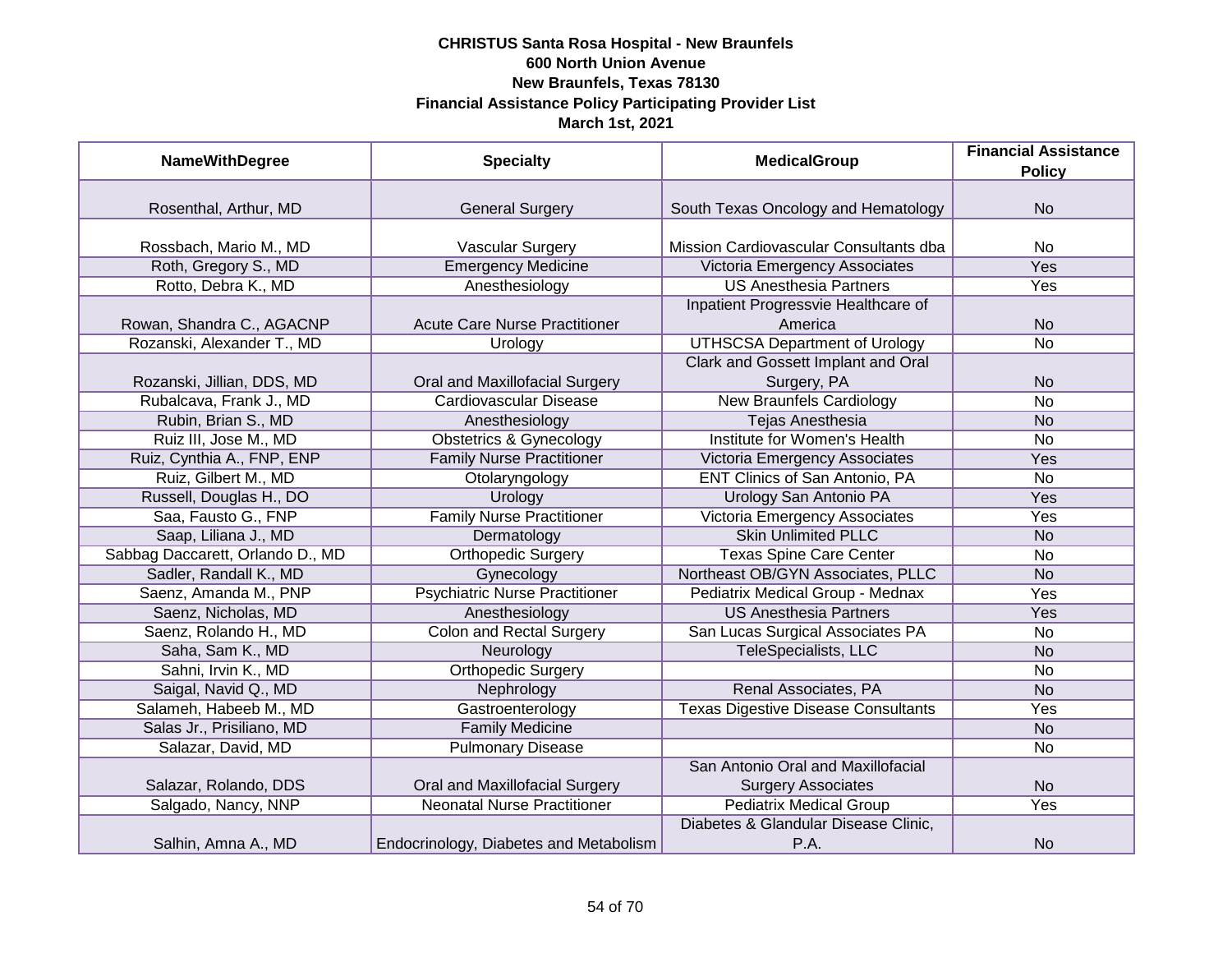**CHRISTUS Santa Rosa Hospital - New Braunfels**
**600 North Union Avenue**
**New Braunfels, Texas 78130**
**Financial Assistance Policy Participating Provider List**
**March 1st, 2021**

| NameWithDegree | Specialty | MedicalGroup | Financial Assistance Policy |
|---|---|---|---|
| Rosenthal, Arthur, MD | General Surgery | South Texas Oncology and Hematology | No |
| Rossbach, Mario M., MD | Vascular Surgery | Mission Cardiovascular Consultants dba | No |
| Roth, Gregory S., MD | Emergency Medicine | Victoria Emergency Associates | Yes |
| Rotto, Debra K., MD | Anesthesiology | US Anesthesia Partners | Yes |
| Rowan, Shandra C., AGACNP | Acute Care Nurse Practitioner | Inpatient Progressvie Healthcare of America | No |
| Rozanski, Alexander T., MD | Urology | UTHSCSA Department of Urology | No |
| Rozanski, Jillian, DDS, MD | Oral and Maxillofacial Surgery | Clark and Gossett Implant and Oral Surgery, PA | No |
| Rubalcava, Frank J., MD | Cardiovascular Disease | New Braunfels Cardiology | No |
| Rubin, Brian S., MD | Anesthesiology | Tejas Anesthesia | No |
| Ruiz III, Jose M., MD | Obstetrics & Gynecology | Institute for Women's Health | No |
| Ruiz, Cynthia A., FNP, ENP | Family Nurse Practitioner | Victoria Emergency Associates | Yes |
| Ruiz, Gilbert M., MD | Otolaryngology | ENT Clinics of San Antonio, PA | No |
| Russell, Douglas H., DO | Urology | Urology San Antonio PA | Yes |
| Saa, Fausto G., FNP | Family Nurse Practitioner | Victoria Emergency Associates | Yes |
| Saap, Liliana J., MD | Dermatology | Skin Unlimited PLLC | No |
| Sabbag Daccarett, Orlando D., MD | Orthopedic Surgery | Texas Spine Care Center | No |
| Sadler, Randall K., MD | Gynecology | Northeast OB/GYN Associates, PLLC | No |
| Saenz, Amanda M., PNP | Psychiatric Nurse Practitioner | Pediatrix Medical Group - Mednax | Yes |
| Saenz, Nicholas, MD | Anesthesiology | US Anesthesia Partners | Yes |
| Saenz, Rolando H., MD | Colon and Rectal Surgery | San Lucas Surgical Associates PA | No |
| Saha, Sam K., MD | Neurology | TeleSpecialists, LLC | No |
| Sahni, Irvin K., MD | Orthopedic Surgery | | No |
| Saigal, Navid Q., MD | Nephrology | Renal Associates, PA | No |
| Salameh, Habeeb M., MD | Gastroenterology | Texas Digestive Disease Consultants | Yes |
| Salas Jr., Prisiliano, MD | Family Medicine | | No |
| Salazar, David, MD | Pulmonary Disease | | No |
| Salazar, Rolando, DDS | Oral and Maxillofacial Surgery | San Antonio Oral and Maxillofacial Surgery Associates | No |
| Salgado, Nancy, NNP | Neonatal Nurse Practitioner | Pediatrix Medical Group | Yes |
| Salhin, Amna A., MD | Endocrinology, Diabetes and Metabolism | Diabetes & Glandular Disease Clinic, P.A. | No |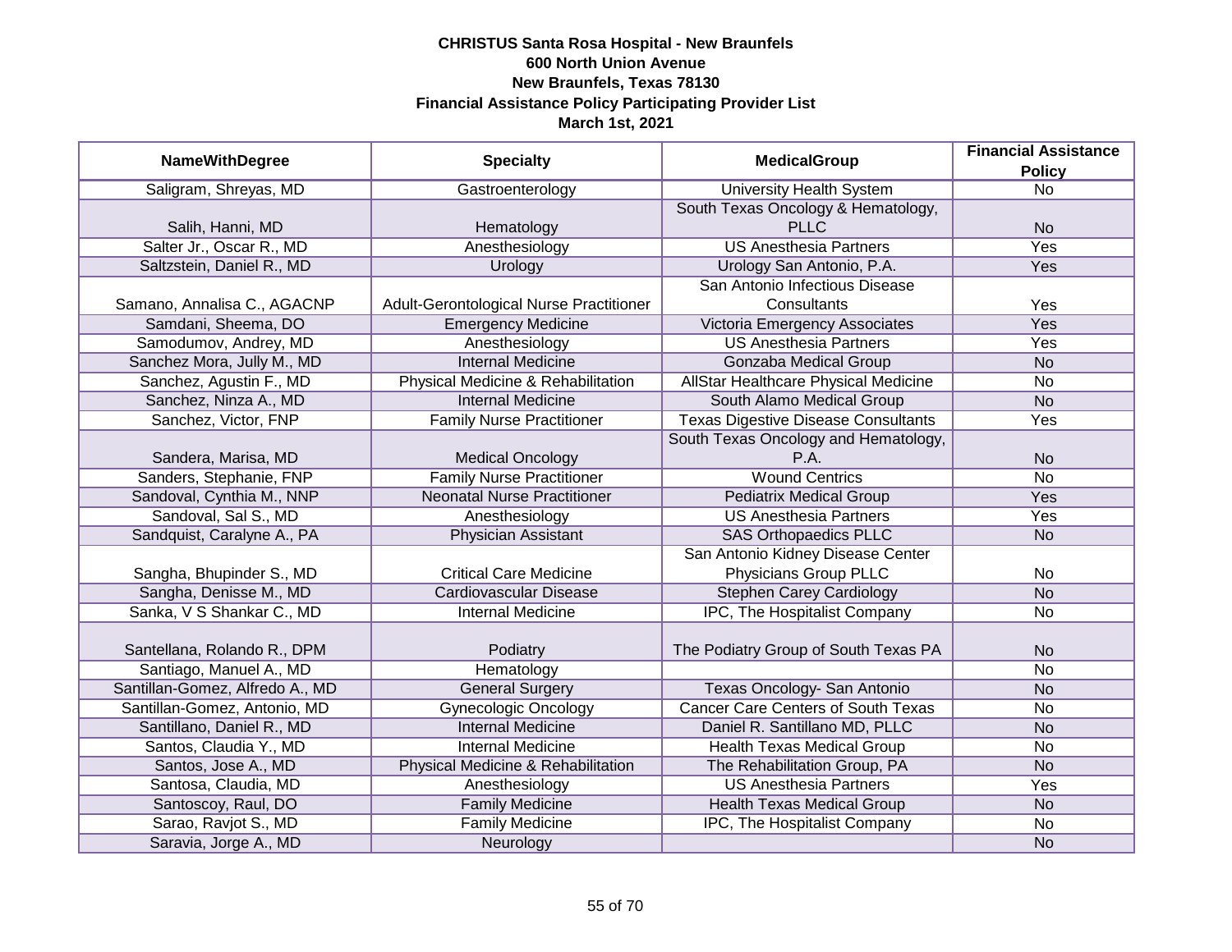**CHRISTUS Santa Rosa Hospital - New Braunfels**
**600 North Union Avenue**
**New Braunfels, Texas 78130**
**Financial Assistance Policy Participating Provider List**
**March 1st, 2021**

| NameWithDegree | Specialty | MedicalGroup | Financial Assistance Policy |
|---|---|---|---|
| Saligram, Shreyas, MD | Gastroenterology | University Health System | No |
| Salih, Hanni, MD | Hematology | South Texas Oncology & Hematology, PLLC | No |
| Salter Jr., Oscar R., MD | Anesthesiology | US Anesthesia Partners | Yes |
| Saltzstein, Daniel R., MD | Urology | Urology San Antonio, P.A. | Yes |
| Samano, Annalisa C., AGACNP | Adult-Gerontological Nurse Practitioner | San Antonio Infectious Disease Consultants | Yes |
| Samdani, Sheema, DO | Emergency Medicine | Victoria Emergency Associates | Yes |
| Samodumov, Andrey, MD | Anesthesiology | US Anesthesia Partners | Yes |
| Sanchez Mora, Jully M., MD | Internal Medicine | Gonzaba Medical Group | No |
| Sanchez, Agustin F., MD | Physical Medicine & Rehabilitation | AllStar Healthcare Physical Medicine | No |
| Sanchez, Ninza A., MD | Internal Medicine | South Alamo Medical Group | No |
| Sanchez, Victor, FNP | Family Nurse Practitioner | Texas Digestive Disease Consultants | Yes |
| Sandera, Marisa, MD | Medical Oncology | South Texas Oncology and Hematology, P.A. | No |
| Sanders, Stephanie, FNP | Family Nurse Practitioner | Wound Centrics | No |
| Sandoval, Cynthia M., NNP | Neonatal Nurse Practitioner | Pediatrix Medical Group | Yes |
| Sandoval, Sal S., MD | Anesthesiology | US Anesthesia Partners | Yes |
| Sandquist, Caralyne A., PA | Physician Assistant | SAS Orthopaedics PLLC | No |
| Sangha, Bhupinder S., MD | Critical Care Medicine | San Antonio Kidney Disease Center Physicians Group PLLC | No |
| Sangha, Denisse M., MD | Cardiovascular Disease | Stephen Carey Cardiology | No |
| Sanka, V S Shankar C., MD | Internal Medicine | IPC, The Hospitalist Company | No |
| Santellana, Rolando R., DPM | Podiatry | The Podiatry Group of South Texas PA | No |
| Santiago, Manuel A., MD | Hematology | | No |
| Santillan-Gomez, Alfredo A., MD | General Surgery | Texas Oncology- San Antonio | No |
| Santillan-Gomez, Antonio, MD | Gynecologic Oncology | Cancer Care Centers of South Texas | No |
| Santillano, Daniel R., MD | Internal Medicine | Daniel R. Santillano MD, PLLC | No |
| Santos, Claudia Y., MD | Internal Medicine | Health Texas Medical Group | No |
| Santos, Jose A., MD | Physical Medicine & Rehabilitation | The Rehabilitation Group, PA | No |
| Santosa, Claudia, MD | Anesthesiology | US Anesthesia Partners | Yes |
| Santoscoy, Raul, DO | Family Medicine | Health Texas Medical Group | No |
| Sarao, Ravjot S., MD | Family Medicine | IPC, The Hospitalist Company | No |
| Saravia, Jorge A., MD | Neurology | | No |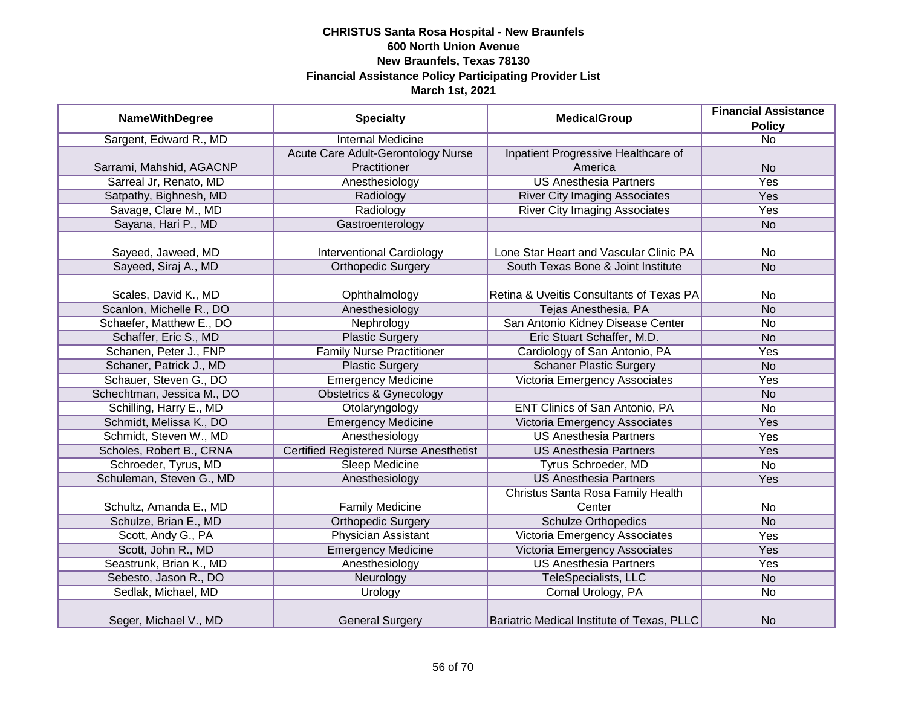**CHRISTUS Santa Rosa Hospital - New Braunfels**
**600 North Union Avenue**
**New Braunfels, Texas 78130**
**Financial Assistance Policy Participating Provider List**
**March 1st, 2021**

| NameWithDegree | Specialty | MedicalGroup | Financial Assistance Policy |
|---|---|---|---|
| Sargent, Edward R., MD | Internal Medicine | | No |
| Sarrami, Mahshid, AGACNP | Acute Care Adult-Gerontology Nurse Practitioner | Inpatient Progressive Healthcare of America | No |
| Sarreal Jr, Renato, MD | Anesthesiology | US Anesthesia Partners | Yes |
| Satpathy, Bighnesh, MD | Radiology | River City Imaging Associates | Yes |
| Savage, Clare M., MD | Radiology | River City Imaging Associates | Yes |
| Sayana, Hari P., MD | Gastroenterology | | No |
| Sayeed, Jaweed, MD | Interventional Cardiology | Lone Star Heart and Vascular Clinic PA | No |
| Sayeed, Siraj A., MD | Orthopedic Surgery | South Texas Bone & Joint Institute | No |
| Scales, David K., MD | Ophthalmology | Retina & Uveitis Consultants of Texas PA | No |
| Scanlon, Michelle R., DO | Anesthesiology | Tejas Anesthesia, PA | No |
| Schaefer, Matthew E., DO | Nephrology | San Antonio Kidney Disease Center | No |
| Schaffer, Eric S., MD | Plastic Surgery | Eric Stuart Schaffer, M.D. | No |
| Schanen, Peter J., FNP | Family Nurse Practitioner | Cardiology of San Antonio, PA | Yes |
| Schaner, Patrick J., MD | Plastic Surgery | Schaner Plastic Surgery | No |
| Schauer, Steven G., DO | Emergency Medicine | Victoria Emergency Associates | Yes |
| Schechtman, Jessica M., DO | Obstetrics & Gynecology | | No |
| Schilling, Harry E., MD | Otolaryngology | ENT Clinics of San Antonio, PA | No |
| Schmidt, Melissa K., DO | Emergency Medicine | Victoria Emergency Associates | Yes |
| Schmidt, Steven W., MD | Anesthesiology | US Anesthesia Partners | Yes |
| Scholes, Robert B., CRNA | Certified Registered Nurse Anesthetist | US Anesthesia Partners | Yes |
| Schroeder, Tyrus, MD | Sleep Medicine | Tyrus Schroeder, MD | No |
| Schuleman, Steven G., MD | Anesthesiology | US Anesthesia Partners | Yes |
| Schultz, Amanda E., MD | Family Medicine | Christus Santa Rosa Family Health Center | No |
| Schulze, Brian E., MD | Orthopedic Surgery | Schulze Orthopedics | No |
| Scott, Andy G., PA | Physician Assistant | Victoria Emergency Associates | Yes |
| Scott, John R., MD | Emergency Medicine | Victoria Emergency Associates | Yes |
| Seastrunk, Brian K., MD | Anesthesiology | US Anesthesia Partners | Yes |
| Sebesto, Jason R., DO | Neurology | TeleSpecialists, LLC | No |
| Sedlak, Michael, MD | Urology | Comal Urology, PA | No |
| Seger, Michael V., MD | General Surgery | Bariatric Medical Institute of Texas, PLLC | No |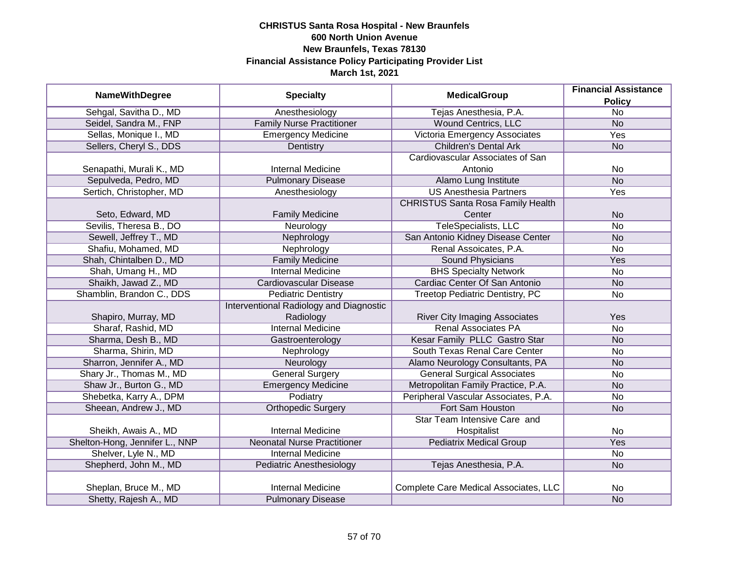**CHRISTUS Santa Rosa Hospital - New Braunfels**
**600 North Union Avenue**
**New Braunfels, Texas 78130**
**Financial Assistance Policy Participating Provider List**
**March 1st, 2021**

| NameWithDegree | Specialty | MedicalGroup | Financial Assistance Policy |
|---|---|---|---|
| Sehgal, Savitha D., MD | Anesthesiology | Tejas Anesthesia, P.A. | No |
| Seidel, Sandra M., FNP | Family Nurse Practitioner | Wound Centrics, LLC | No |
| Sellas, Monique I., MD | Emergency Medicine | Victoria Emergency Associates | Yes |
| Sellers, Cheryl S., DDS | Dentistry | Children's Dental Ark | No |
| Senapathi, Murali K., MD | Internal Medicine | Cardiovascular Associates of San Antonio | No |
| Sepulveda, Pedro, MD | Pulmonary Disease | Alamo Lung Institute | No |
| Sertich, Christopher, MD | Anesthesiology | US Anesthesia Partners | Yes |
| Seto, Edward, MD | Family Medicine | CHRISTUS Santa Rosa Family Health Center | No |
| Sevilis, Theresa B., DO | Neurology | TeleSpecialists, LLC | No |
| Sewell, Jeffrey T., MD | Nephrology | San Antonio Kidney Disease Center | No |
| Shafiu, Mohamed, MD | Nephrology | Renal Assoicates, P.A. | No |
| Shah, Chintalben D., MD | Family Medicine | Sound Physicians | Yes |
| Shah, Umang H., MD | Internal Medicine | BHS Specialty Network | No |
| Shaikh, Jawad Z., MD | Cardiovascular Disease | Cardiac Center Of San Antonio | No |
| Shamblin, Brandon C., DDS | Pediatric Dentistry | Treetop Pediatric Dentistry, PC | No |
| Shapiro, Murray, MD | Interventional Radiology and Diagnostic Radiology | River City Imaging Associates | Yes |
| Sharaf, Rashid, MD | Internal Medicine | Renal Associates PA | No |
| Sharma, Desh B., MD | Gastroenterology | Kesar Family PLLC Gastro Star | No |
| Sharma, Shirin, MD | Nephrology | South Texas Renal Care Center | No |
| Sharron, Jennifer A., MD | Neurology | Alamo Neurology Consultants, PA | No |
| Shary Jr., Thomas M., MD | General Surgery | General Surgical Associates | No |
| Shaw Jr., Burton G., MD | Emergency Medicine | Metropolitan Family Practice, P.A. | No |
| Shebetka, Karry A., DPM | Podiatry | Peripheral Vascular Associates, P.A. | No |
| Sheean, Andrew J., MD | Orthopedic Surgery | Fort Sam Houston | No |
| Sheikh, Awais A., MD | Internal Medicine | Star Team Intensive Care and Hospitalist | No |
| Shelton-Hong, Jennifer L., NNP | Neonatal Nurse Practitioner | Pediatrix Medical Group | Yes |
| Shelver, Lyle N., MD | Internal Medicine | | No |
| Shepherd, John M., MD | Pediatric Anesthesiology | Tejas Anesthesia, P.A. | No |
| Sheplan, Bruce M., MD | Internal Medicine | Complete Care Medical Associates, LLC | No |
| Shetty, Rajesh A., MD | Pulmonary Disease | | No |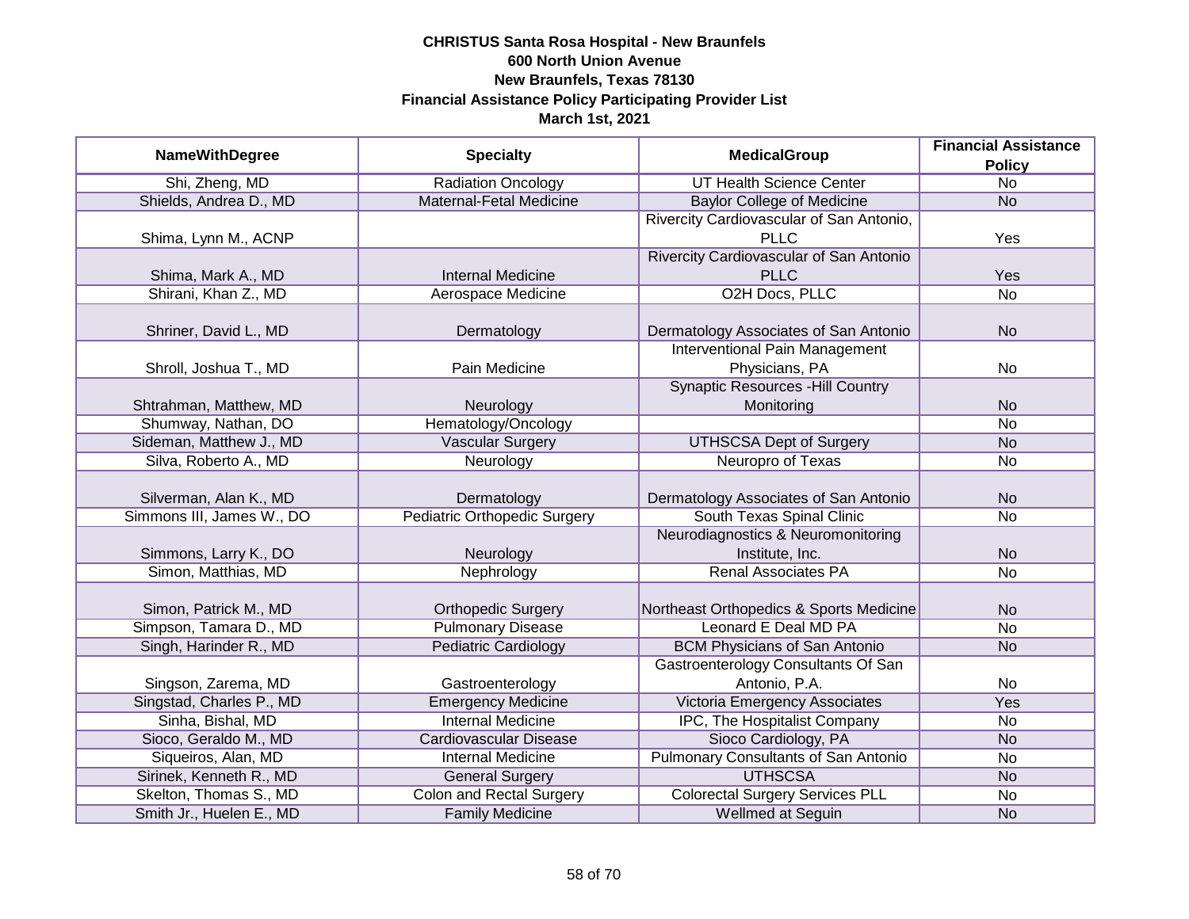**CHRISTUS Santa Rosa Hospital - New Braunfels**
**600 North Union Avenue**
**New Braunfels, Texas 78130**
**Financial Assistance Policy Participating Provider List**
**March 1st, 2021**

| NameWithDegree | Specialty | MedicalGroup | Financial Assistance Policy |
|---|---|---|---|
| Shi, Zheng, MD | Radiation Oncology | UT Health Science Center | No |
| Shields, Andrea D., MD | Maternal-Fetal Medicine | Baylor College of Medicine | No |
| Shima, Lynn M., ACNP | | Rivercity Cardiovascular of San Antonio, PLLC | Yes |
| Shima, Mark A., MD | Internal Medicine | Rivercity Cardiovascular of San Antonio PLLC | Yes |
| Shirani, Khan Z., MD | Aerospace Medicine | O2H Docs, PLLC | No |
| Shriner, David L., MD | Dermatology | Dermatology Associates of San Antonio | No |
| Shroll, Joshua T., MD | Pain Medicine | Interventional Pain Management Physicians, PA | No |
| Shtrahman, Matthew, MD | Neurology | Synaptic Resources -Hill Country Monitoring | No |
| Shumway, Nathan, DO | Hematology/Oncology | | No |
| Sideman, Matthew J., MD | Vascular Surgery | UTHSCSA Dept of Surgery | No |
| Silva, Roberto A., MD | Neurology | Neuropro of Texas | No |
| Silverman, Alan K., MD | Dermatology | Dermatology Associates of San Antonio | No |
| Simmons III, James W., DO | Pediatric Orthopedic Surgery | South Texas Spinal Clinic | No |
| Simmons, Larry K., DO | Neurology | Neurodiagnostics & Neuromonitoring Institute, Inc. | No |
| Simon, Matthias, MD | Nephrology | Renal Associates PA | No |
| Simon, Patrick M., MD | Orthopedic Surgery | Northeast Orthopedics & Sports Medicine | No |
| Simpson, Tamara D., MD | Pulmonary Disease | Leonard E Deal MD PA | No |
| Singh, Harinder R., MD | Pediatric Cardiology | BCM Physicians of San Antonio | No |
| Singson, Zarema, MD | Gastroenterology | Gastroenterology Consultants Of San Antonio, P.A. | No |
| Singstad, Charles P., MD | Emergency Medicine | Victoria Emergency Associates | Yes |
| Sinha, Bishal, MD | Internal Medicine | IPC, The Hospitalist Company | No |
| Sioco, Geraldo M., MD | Cardiovascular Disease | Sioco Cardiology, PA | No |
| Siqueiros, Alan, MD | Internal Medicine | Pulmonary Consultants of San Antonio | No |
| Sirinek, Kenneth R., MD | General Surgery | UTHSCSA | No |
| Skelton, Thomas S., MD | Colon and Rectal Surgery | Colorectal Surgery Services PLL | No |
| Smith Jr., Huelen E., MD | Family Medicine | Wellmed at Seguin | No |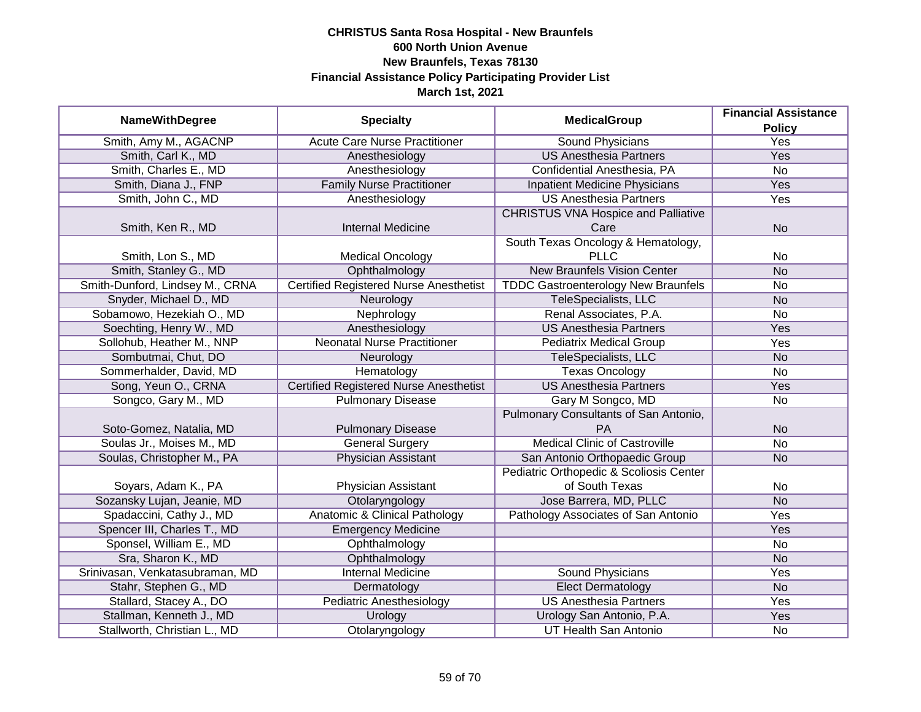**CHRISTUS Santa Rosa Hospital - New Braunfels**
**600 North Union Avenue**
**New Braunfels, Texas 78130**
**Financial Assistance Policy Participating Provider List**
**March 1st, 2021**

| NameWithDegree | Specialty | MedicalGroup | Financial Assistance Policy |
|---|---|---|---|
| Smith, Amy M., AGACNP | Acute Care Nurse Practitioner | Sound Physicians | Yes |
| Smith, Carl K., MD | Anesthesiology | US Anesthesia Partners | Yes |
| Smith, Charles E., MD | Anesthesiology | Confidential Anesthesia, PA | No |
| Smith, Diana J., FNP | Family Nurse Practitioner | Inpatient Medicine Physicians | Yes |
| Smith, John C., MD | Anesthesiology | US Anesthesia Partners | Yes |
| Smith, Ken R., MD | Internal Medicine | CHRISTUS VNA Hospice and Palliative Care | No |
| Smith, Lon S., MD | Medical Oncology | South Texas Oncology & Hematology, PLLC | No |
| Smith, Stanley G., MD | Ophthalmology | New Braunfels Vision Center | No |
| Smith-Dunford, Lindsey M., CRNA | Certified Registered Nurse Anesthetist | TDDC Gastroenterology New Braunfels | No |
| Snyder, Michael D., MD | Neurology | TeleSpecialists, LLC | No |
| Sobamowo, Hezekiah O., MD | Nephrology | Renal Associates, P.A. | No |
| Soechting, Henry W., MD | Anesthesiology | US Anesthesia Partners | Yes |
| Sollohub, Heather M., NNP | Neonatal Nurse Practitioner | Pediatrix Medical Group | Yes |
| Sombutmai, Chut, DO | Neurology | TeleSpecialists, LLC | No |
| Sommerhalder, David, MD | Hematology | Texas Oncology | No |
| Song, Yeun O., CRNA | Certified Registered Nurse Anesthetist | US Anesthesia Partners | Yes |
| Songco, Gary M., MD | Pulmonary Disease | Gary M Songco, MD | No |
| Soto-Gomez, Natalia, MD | Pulmonary Disease | Pulmonary Consultants of San Antonio, PA | No |
| Soulas Jr., Moises M., MD | General Surgery | Medical Clinic of Castroville | No |
| Soulas, Christopher M., PA | Physician Assistant | San Antonio Orthopaedic Group | No |
| Soyars, Adam K., PA | Physician Assistant | Pediatric Orthopedic & Scoliosis Center of South Texas | No |
| Sozansky Lujan, Jeanie, MD | Otolaryngology | Jose Barrera, MD, PLLC | No |
| Spadaccini, Cathy J., MD | Anatomic & Clinical Pathology | Pathology Associates of San Antonio | Yes |
| Spencer III, Charles T., MD | Emergency Medicine | | Yes |
| Sponsel, William E., MD | Ophthalmology | | No |
| Sra, Sharon K., MD | Ophthalmology | | No |
| Srinivasan, Venkatasubraman, MD | Internal Medicine | Sound Physicians | Yes |
| Stahr, Stephen G., MD | Dermatology | Elect Dermatology | No |
| Stallard, Stacey A., DO | Pediatric Anesthesiology | US Anesthesia Partners | Yes |
| Stallman, Kenneth J., MD | Urology | Urology San Antonio, P.A. | Yes |
| Stallworth, Christian L., MD | Otolaryngology | UT Health San Antonio | No |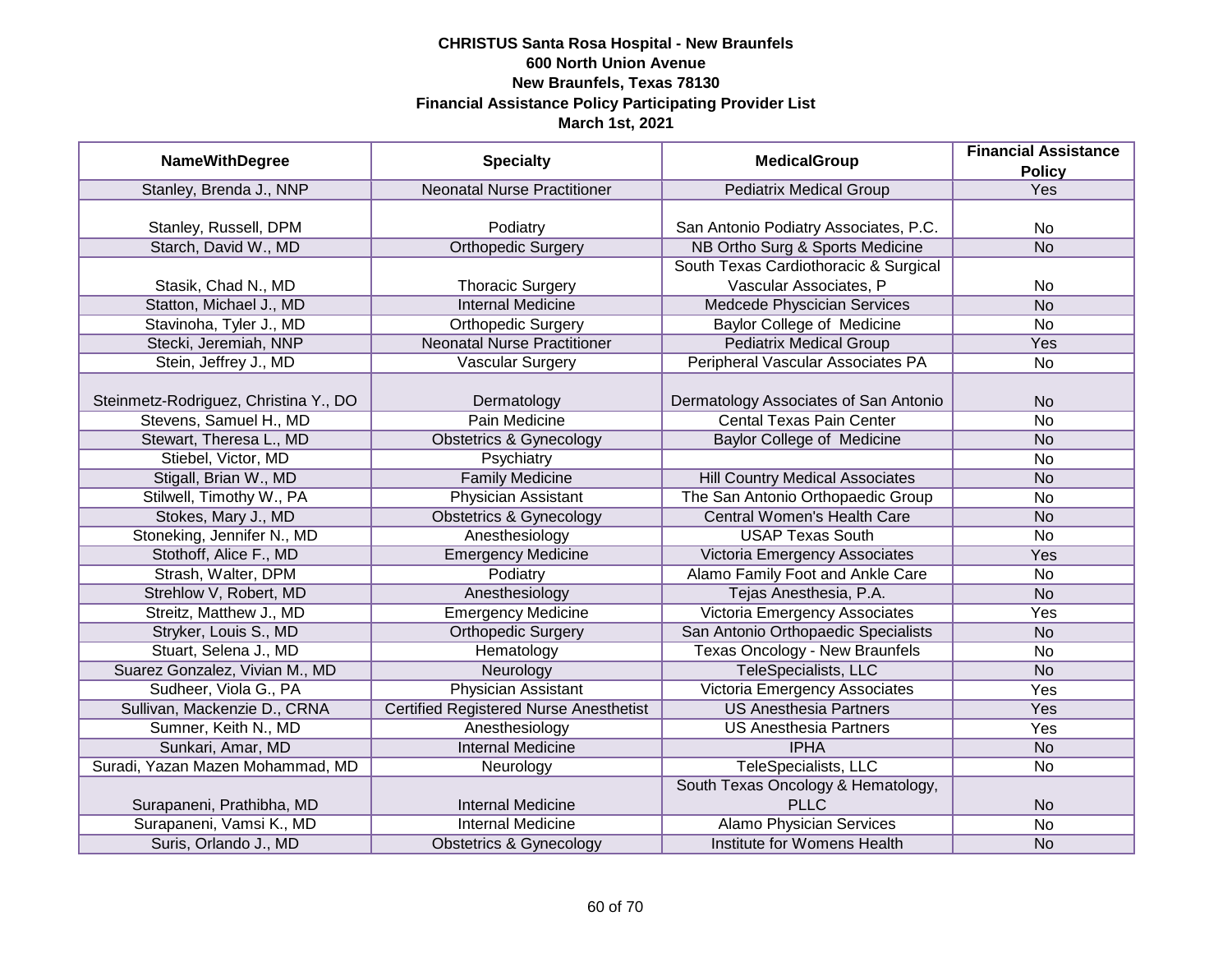**CHRISTUS Santa Rosa Hospital - New Braunfels**
**600 North Union Avenue**
**New Braunfels, Texas 78130**
**Financial Assistance Policy Participating Provider List**
**March 1st, 2021**

| NameWithDegree | Specialty | MedicalGroup | Financial Assistance Policy |
|---|---|---|---|
| Stanley, Brenda J., NNP | Neonatal Nurse Practitioner | Pediatrix Medical Group | Yes |
| Stanley, Russell, DPM | Podiatry | San Antonio Podiatry Associates, P.C. | No |
| Starch, David W., MD | Orthopedic Surgery | NB Ortho Surg & Sports Medicine | No |
| Stasik, Chad N., MD | Thoracic Surgery | South Texas Cardiothoracic & Surgical Vascular Associates, P | No |
| Statton, Michael J., MD | Internal Medicine | Medcede Physician Services | No |
| Stavinoha, Tyler J., MD | Orthopedic Surgery | Baylor College of Medicine | No |
| Stecki, Jeremiah, NNP | Neonatal Nurse Practitioner | Pediatrix Medical Group | Yes |
| Stein, Jeffrey J., MD | Vascular Surgery | Peripheral Vascular Associates PA | No |
| Steinmetz-Rodriguez, Christina Y., DO | Dermatology | Dermatology Associates of San Antonio | No |
| Stevens, Samuel H., MD | Pain Medicine | Cental Texas Pain Center | No |
| Stewart, Theresa L., MD | Obstetrics & Gynecology | Baylor College of Medicine | No |
| Stiebel, Victor, MD | Psychiatry | | No |
| Stigall, Brian W., MD | Family Medicine | Hill Country Medical Associates | No |
| Stilwell, Timothy W., PA | Physician Assistant | The San Antonio Orthopaedic Group | No |
| Stokes, Mary J., MD | Obstetrics & Gynecology | Central Women's Health Care | No |
| Stoneking, Jennifer N., MD | Anesthesiology | USAP Texas South | No |
| Stothoff, Alice F., MD | Emergency Medicine | Victoria Emergency Associates | Yes |
| Strash, Walter, DPM | Podiatry | Alamo Family Foot and Ankle Care | No |
| Strehlow V, Robert, MD | Anesthesiology | Tejas Anesthesia, P.A. | No |
| Streitz, Matthew J., MD | Emergency Medicine | Victoria Emergency Associates | Yes |
| Stryker, Louis S., MD | Orthopedic Surgery | San Antonio Orthopaedic Specialists | No |
| Stuart, Selena J., MD | Hematology | Texas Oncology - New Braunfels | No |
| Suarez Gonzalez, Vivian M., MD | Neurology | TeleSpecialists, LLC | No |
| Sudheer, Viola G., PA | Physician Assistant | Victoria Emergency Associates | Yes |
| Sullivan, Mackenzie D., CRNA | Certified Registered Nurse Anesthetist | US Anesthesia Partners | Yes |
| Sumner, Keith N., MD | Anesthesiology | US Anesthesia Partners | Yes |
| Sunkari, Amar, MD | Internal Medicine | IPHA | No |
| Suradi, Yazan Mazen Mohammad, MD | Neurology | TeleSpecialists, LLC | No |
| Surapaneni, Prathibha, MD | Internal Medicine | South Texas Oncology & Hematology, PLLC | No |
| Surapaneni, Vamsi K., MD | Internal Medicine | Alamo Physician Services | No |
| Suris, Orlando J., MD | Obstetrics & Gynecology | Institute for Womens Health | No |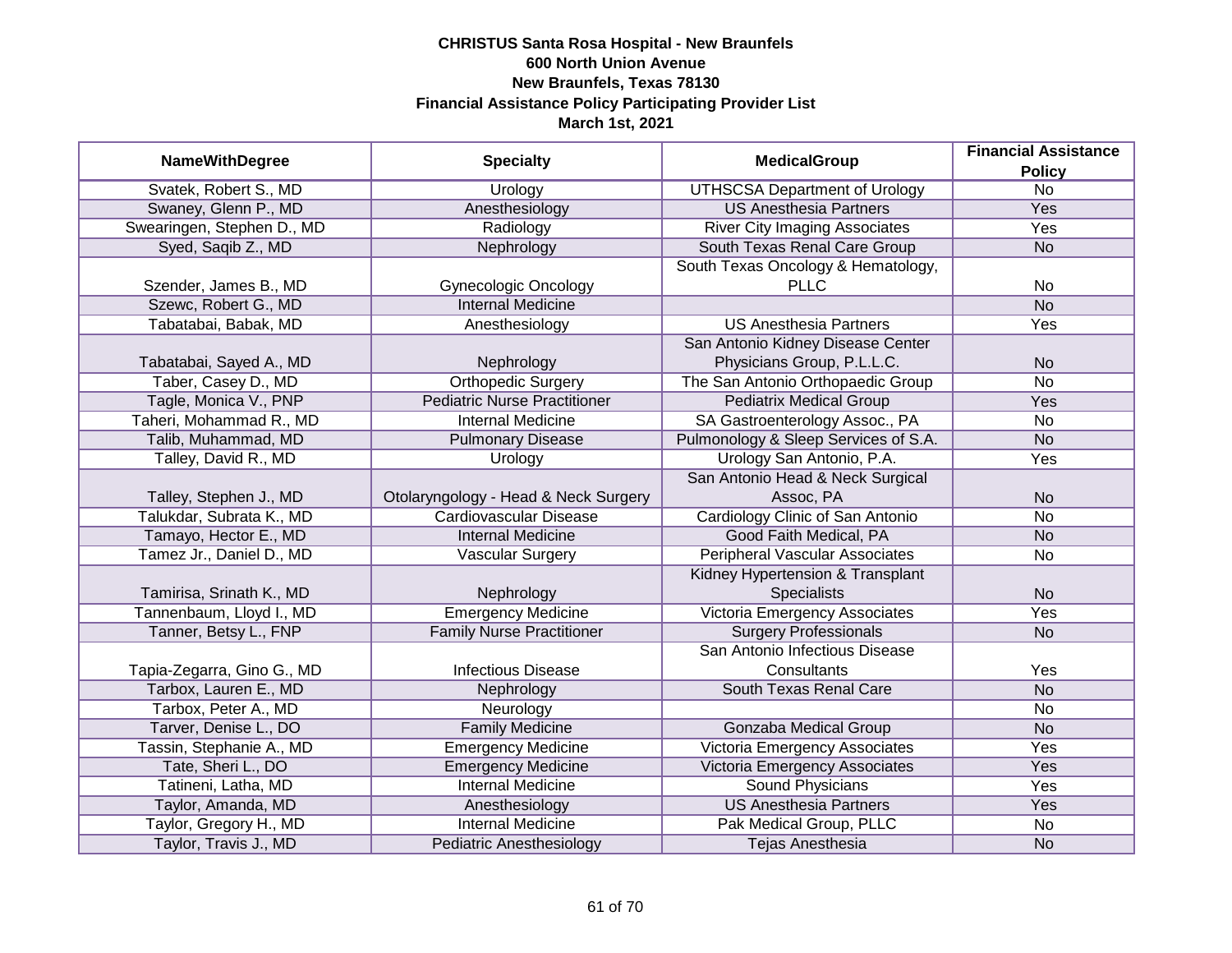**CHRISTUS Santa Rosa Hospital - New Braunfels**
**600 North Union Avenue**
**New Braunfels, Texas 78130**
**Financial Assistance Policy Participating Provider List**
**March 1st, 2021**

| NameWithDegree | Specialty | MedicalGroup | Financial Assistance Policy |
|---|---|---|---|
| Svatek, Robert S., MD | Urology | UTHSCSA Department of Urology | No |
| Swaney, Glenn P., MD | Anesthesiology | US Anesthesia Partners | Yes |
| Swearingen, Stephen D., MD | Radiology | River City Imaging Associates | Yes |
| Syed, Saqib Z., MD | Nephrology | South Texas Renal Care Group | No |
| Szender, James B., MD | Gynecologic Oncology | South Texas Oncology & Hematology, PLLC | No |
| Szewc, Robert G., MD | Internal Medicine | | No |
| Tabatabai, Babak, MD | Anesthesiology | US Anesthesia Partners | Yes |
| Tabatabai, Sayed A., MD | Nephrology | San Antonio Kidney Disease Center Physicians Group, P.L.L.C. | No |
| Taber, Casey D., MD | Orthopedic Surgery | The San Antonio Orthopaedic Group | No |
| Tagle, Monica V., PNP | Pediatric Nurse Practitioner | Pediatrix Medical Group | Yes |
| Taheri, Mohammad R., MD | Internal Medicine | SA Gastroenterology Assoc., PA | No |
| Talib, Muhammad, MD | Pulmonary Disease | Pulmonology & Sleep Services of S.A. | No |
| Talley, David R., MD | Urology | Urology San Antonio, P.A. | Yes |
| Talley, Stephen J., MD | Otolaryngology - Head & Neck Surgery | San Antonio Head & Neck Surgical Assoc, PA | No |
| Talukdar, Subrata K., MD | Cardiovascular Disease | Cardiology Clinic of San Antonio | No |
| Tamayo, Hector E., MD | Internal Medicine | Good Faith Medical, PA | No |
| Tamez Jr., Daniel D., MD | Vascular Surgery | Peripheral Vascular Associates | No |
| Tamirisa, Srinath K., MD | Nephrology | Kidney Hypertension & Transplant Specialists | No |
| Tannenbaum, Lloyd I., MD | Emergency Medicine | Victoria Emergency Associates | Yes |
| Tanner, Betsy L., FNP | Family Nurse Practitioner | Surgery Professionals | No |
| Tapia-Zegarra, Gino G., MD | Infectious Disease | San Antonio Infectious Disease Consultants | Yes |
| Tarbox, Lauren E., MD | Nephrology | South Texas Renal Care | No |
| Tarbox, Peter A., MD | Neurology | | No |
| Tarver, Denise L., DO | Family Medicine | Gonzaba Medical Group | No |
| Tassin, Stephanie A., MD | Emergency Medicine | Victoria Emergency Associates | Yes |
| Tate, Sheri L., DO | Emergency Medicine | Victoria Emergency Associates | Yes |
| Tatineni, Latha, MD | Internal Medicine | Sound Physicians | Yes |
| Taylor, Amanda, MD | Anesthesiology | US Anesthesia Partners | Yes |
| Taylor, Gregory H., MD | Internal Medicine | Pak Medical Group, PLLC | No |
| Taylor, Travis J., MD | Pediatric Anesthesiology | Tejas Anesthesia | No |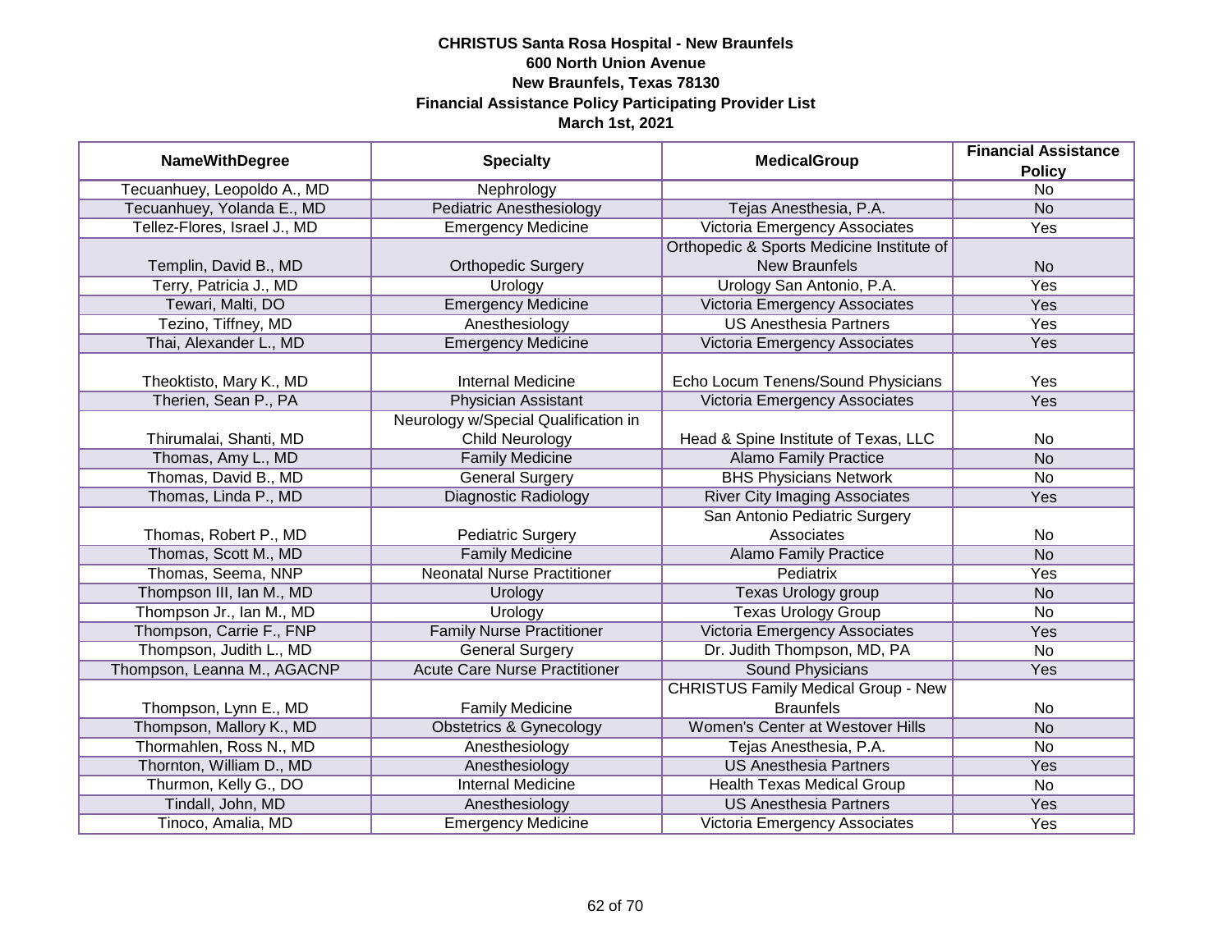**CHRISTUS Santa Rosa Hospital - New Braunfels**
**600 North Union Avenue**
**New Braunfels, Texas 78130**
**Financial Assistance Policy Participating Provider List**
**March 1st, 2021**

| NameWithDegree | Specialty | MedicalGroup | Financial Assistance Policy |
|---|---|---|---|
| Tecuanhuey, Leopoldo A., MD | Nephrology | | No |
| Tecuanhuey, Yolanda E., MD | Pediatric Anesthesiology | Tejas Anesthesia, P.A. | No |
| Tellez-Flores, Israel J., MD | Emergency Medicine | Victoria Emergency Associates | Yes |
| Templin, David B., MD | Orthopedic Surgery | Orthopedic & Sports Medicine Institute of New Braunfels | No |
| Terry, Patricia J., MD | Urology | Urology San Antonio, P.A. | Yes |
| Tewari, Malti, DO | Emergency Medicine | Victoria Emergency Associates | Yes |
| Tezino, Tiffney, MD | Anesthesiology | US Anesthesia Partners | Yes |
| Thai, Alexander L., MD | Emergency Medicine | Victoria Emergency Associates | Yes |
| Theoktisto, Mary K., MD | Internal Medicine | Echo Locum Tenens/Sound Physicians | Yes |
| Therien, Sean P., PA | Physician Assistant | Victoria Emergency Associates | Yes |
| Thirumalai, Shanti, MD | Neurology w/Special Qualification in Child Neurology | Head & Spine Institute of Texas, LLC | No |
| Thomas, Amy L., MD | Family Medicine | Alamo Family Practice | No |
| Thomas, David B., MD | General Surgery | BHS Physicians Network | No |
| Thomas, Linda P., MD | Diagnostic Radiology | River City Imaging Associates | Yes |
| Thomas, Robert P., MD | Pediatric Surgery | San Antonio Pediatric Surgery Associates | No |
| Thomas, Scott M., MD | Family Medicine | Alamo Family Practice | No |
| Thomas, Seema, NNP | Neonatal Nurse Practitioner | Pediatrix | Yes |
| Thompson III, Ian M., MD | Urology | Texas Urology group | No |
| Thompson Jr., Ian M., MD | Urology | Texas Urology Group | No |
| Thompson, Carrie F., FNP | Family Nurse Practitioner | Victoria Emergency Associates | Yes |
| Thompson, Judith L., MD | General Surgery | Dr. Judith Thompson, MD, PA | No |
| Thompson, Leanna M., AGACNP | Acute Care Nurse Practitioner | Sound Physicians | Yes |
| Thompson, Lynn E., MD | Family Medicine | CHRISTUS Family Medical Group - New Braunfels | No |
| Thompson, Mallory K., MD | Obstetrics & Gynecology | Women's Center at Westover Hills | No |
| Thormahlen, Ross N., MD | Anesthesiology | Tejas Anesthesia, P.A. | No |
| Thornton, William D., MD | Anesthesiology | US Anesthesia Partners | Yes |
| Thurmon, Kelly G., DO | Internal Medicine | Health Texas Medical Group | No |
| Tindall, John, MD | Anesthesiology | US Anesthesia Partners | Yes |
| Tinoco, Amalia, MD | Emergency Medicine | Victoria Emergency Associates | Yes |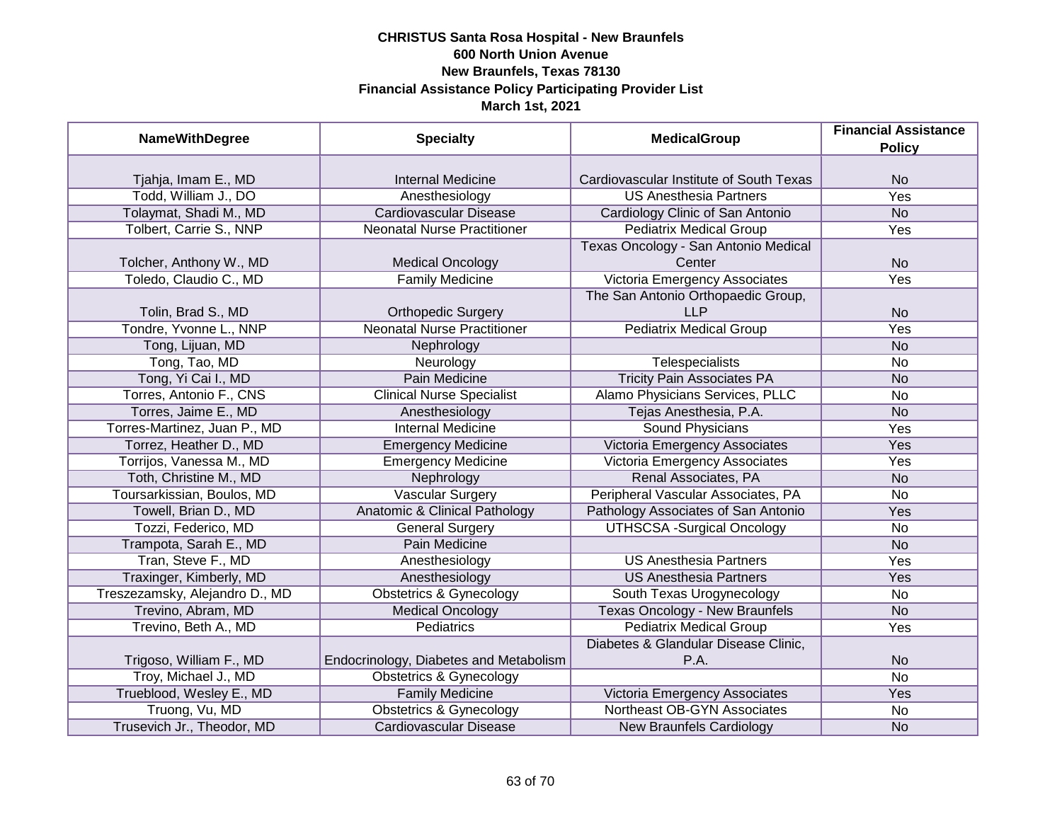**CHRISTUS Santa Rosa Hospital - New Braunfels**
**600 North Union Avenue**
**New Braunfels, Texas 78130**
**Financial Assistance Policy Participating Provider List**
**March 1st, 2021**

| NameWithDegree | Specialty | MedicalGroup | Financial Assistance Policy |
|---|---|---|---|
| Tjahja, Imam E., MD | Internal Medicine | Cardiovascular Institute of South Texas | No |
| Todd, William J., DO | Anesthesiology | US Anesthesia Partners | Yes |
| Tolaymat, Shadi M., MD | Cardiovascular Disease | Cardiology Clinic of San Antonio | No |
| Tolbert, Carrie S., NNP | Neonatal Nurse Practitioner | Pediatrix Medical Group | Yes |
| Tolcher, Anthony W., MD | Medical Oncology | Texas Oncology - San Antonio Medical Center | No |
| Toledo, Claudio C., MD | Family Medicine | Victoria Emergency Associates | Yes |
| Tolin, Brad S., MD | Orthopedic Surgery | The San Antonio Orthopaedic Group, LLP | No |
| Tondre, Yvonne L., NNP | Neonatal Nurse Practitioner | Pediatrix Medical Group | Yes |
| Tong, Lijuan, MD | Nephrology | | No |
| Tong, Tao, MD | Neurology | Telespecialists | No |
| Tong, Yi Cai I., MD | Pain Medicine | Tricity Pain Associates PA | No |
| Torres, Antonio F., CNS | Clinical Nurse Specialist | Alamo Physicians Services, PLLC | No |
| Torres, Jaime E., MD | Anesthesiology | Tejas Anesthesia, P.A. | No |
| Torres-Martinez, Juan P., MD | Internal Medicine | Sound Physicians | Yes |
| Torrez, Heather D., MD | Emergency Medicine | Victoria Emergency Associates | Yes |
| Torrijos, Vanessa M., MD | Emergency Medicine | Victoria Emergency Associates | Yes |
| Toth, Christine M., MD | Nephrology | Renal Associates, PA | No |
| Toursarkissian, Boulos, MD | Vascular Surgery | Peripheral Vascular Associates, PA | No |
| Towell, Brian D., MD | Anatomic & Clinical Pathology | Pathology Associates of San Antonio | Yes |
| Tozzi, Federico, MD | General Surgery | UTHSCSA -Surgical Oncology | No |
| Trampota, Sarah E., MD | Pain Medicine | | No |
| Tran, Steve F., MD | Anesthesiology | US Anesthesia Partners | Yes |
| Traxinger, Kimberly, MD | Anesthesiology | US Anesthesia Partners | Yes |
| Treszezamsky, Alejandro D., MD | Obstetrics & Gynecology | South Texas Urogynecology | No |
| Trevino, Abram, MD | Medical Oncology | Texas Oncology - New Braunfels | No |
| Trevino, Beth A., MD | Pediatrics | Pediatrix Medical Group | Yes |
| Trigoso, William F., MD | Endocrinology, Diabetes and Metabolism | Diabetes & Glandular Disease Clinic, P.A. | No |
| Troy, Michael J., MD | Obstetrics & Gynecology | | No |
| Trueblood, Wesley E., MD | Family Medicine | Victoria Emergency Associates | Yes |
| Truong, Vu, MD | Obstetrics & Gynecology | Northeast OB-GYN Associates | No |
| Trusevich Jr., Theodor, MD | Cardiovascular Disease | New Braunfels Cardiology | No |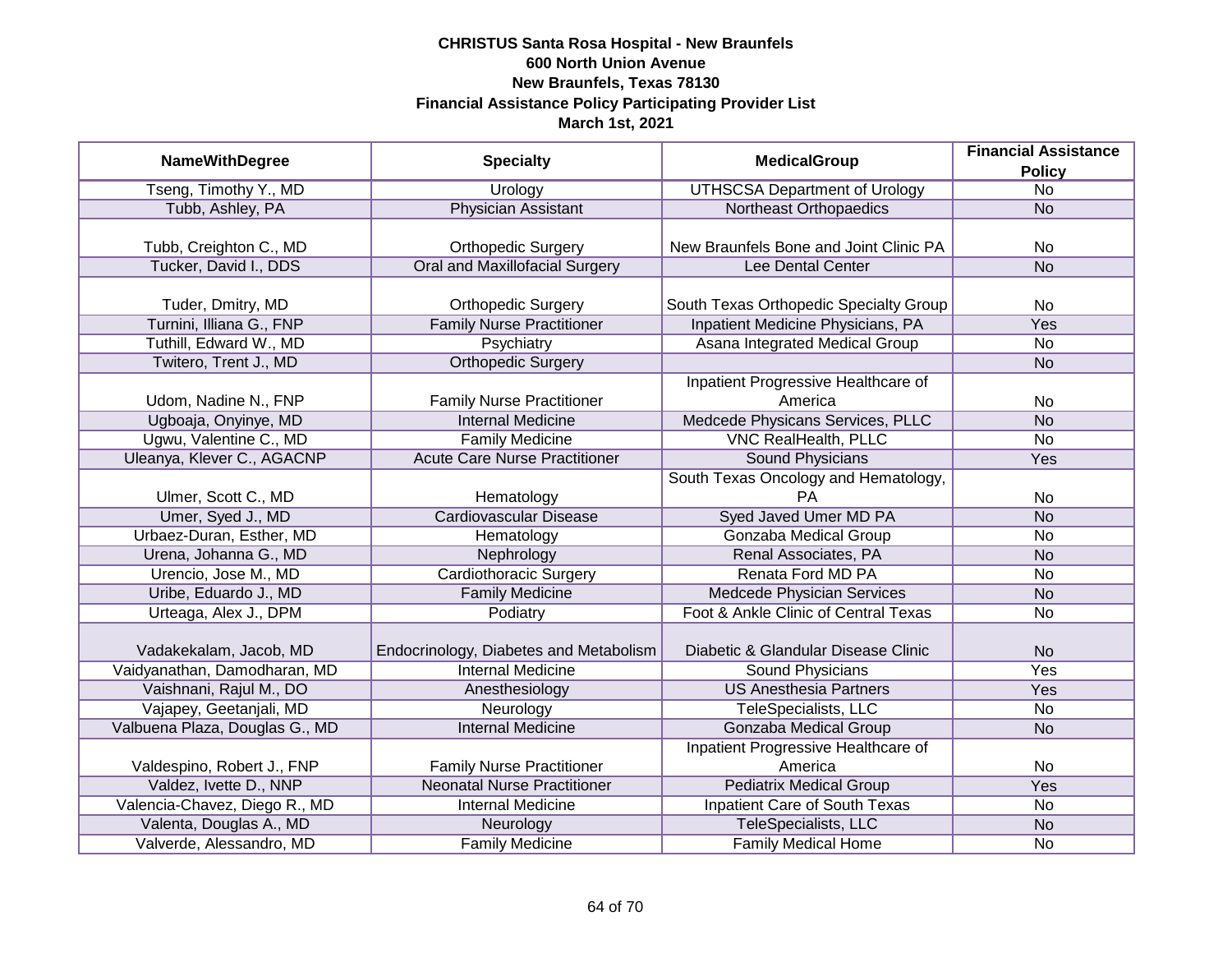**CHRISTUS Santa Rosa Hospital - New Braunfels**
**600 North Union Avenue**
**New Braunfels, Texas 78130**
**Financial Assistance Policy Participating Provider List**
**March 1st, 2021**

| NameWithDegree | Specialty | MedicalGroup | Financial Assistance Policy |
|---|---|---|---|
| Tseng, Timothy Y., MD | Urology | UTHSCSA Department of Urology | No |
| Tubb, Ashley, PA | Physician Assistant | Northeast Orthopaedics | No |
| Tubb, Creighton C., MD | Orthopedic Surgery | New Braunfels Bone and Joint Clinic PA | No |
| Tucker, David I., DDS | Oral and Maxillofacial Surgery | Lee Dental Center | No |
| Tuder, Dmitry, MD | Orthopedic Surgery | South Texas Orthopedic Specialty Group | No |
| Turnini, Illiana G., FNP | Family Nurse Practitioner | Inpatient Medicine Physicians, PA | Yes |
| Tuthill, Edward W., MD | Psychiatry | Asana Integrated Medical Group | No |
| Twitero, Trent J., MD | Orthopedic Surgery | | No |
| Udom, Nadine N., FNP | Family Nurse Practitioner | Inpatient Progressive Healthcare of America | No |
| Ugboaja, Onyinye, MD | Internal Medicine | Medcede Physicans Services, PLLC | No |
| Ugwu, Valentine C., MD | Family Medicine | VNC RealHealth, PLLC | No |
| Uleanya, Klever C., AGACNP | Acute Care Nurse Practitioner | Sound Physicians | Yes |
| Ulmer, Scott C., MD | Hematology | South Texas Oncology and Hematology, PA | No |
| Umer, Syed J., MD | Cardiovascular Disease | Syed Javed Umer MD PA | No |
| Urbaez-Duran, Esther, MD | Hematology | Gonzaba Medical Group | No |
| Urena, Johanna G., MD | Nephrology | Renal Associates, PA | No |
| Urencio, Jose M., MD | Cardiothoracic Surgery | Renata Ford MD PA | No |
| Uribe, Eduardo J., MD | Family Medicine | Medcede Physician Services | No |
| Urteaga, Alex J., DPM | Podiatry | Foot & Ankle Clinic of Central Texas | No |
| Vadakekalam, Jacob, MD | Endocrinology, Diabetes and Metabolism | Diabetic & Glandular Disease Clinic | No |
| Vaidyanathan, Damodharan, MD | Internal Medicine | Sound Physicians | Yes |
| Vaishnani, Rajul M., DO | Anesthesiology | US Anesthesia Partners | Yes |
| Vajapey, Geetanjali, MD | Neurology | TeleSpecialists, LLC | No |
| Valbuena Plaza, Douglas G., MD | Internal Medicine | Gonzaba Medical Group | No |
| Valdespino, Robert J., FNP | Family Nurse Practitioner | Inpatient Progressive Healthcare of America | No |
| Valdez, Ivette D., NNP | Neonatal Nurse Practitioner | Pediatrix Medical Group | Yes |
| Valencia-Chavez, Diego R., MD | Internal Medicine | Inpatient Care of South Texas | No |
| Valenta, Douglas A., MD | Neurology | TeleSpecialists, LLC | No |
| Valverde, Alessandro, MD | Family Medicine | Family Medical Home | No |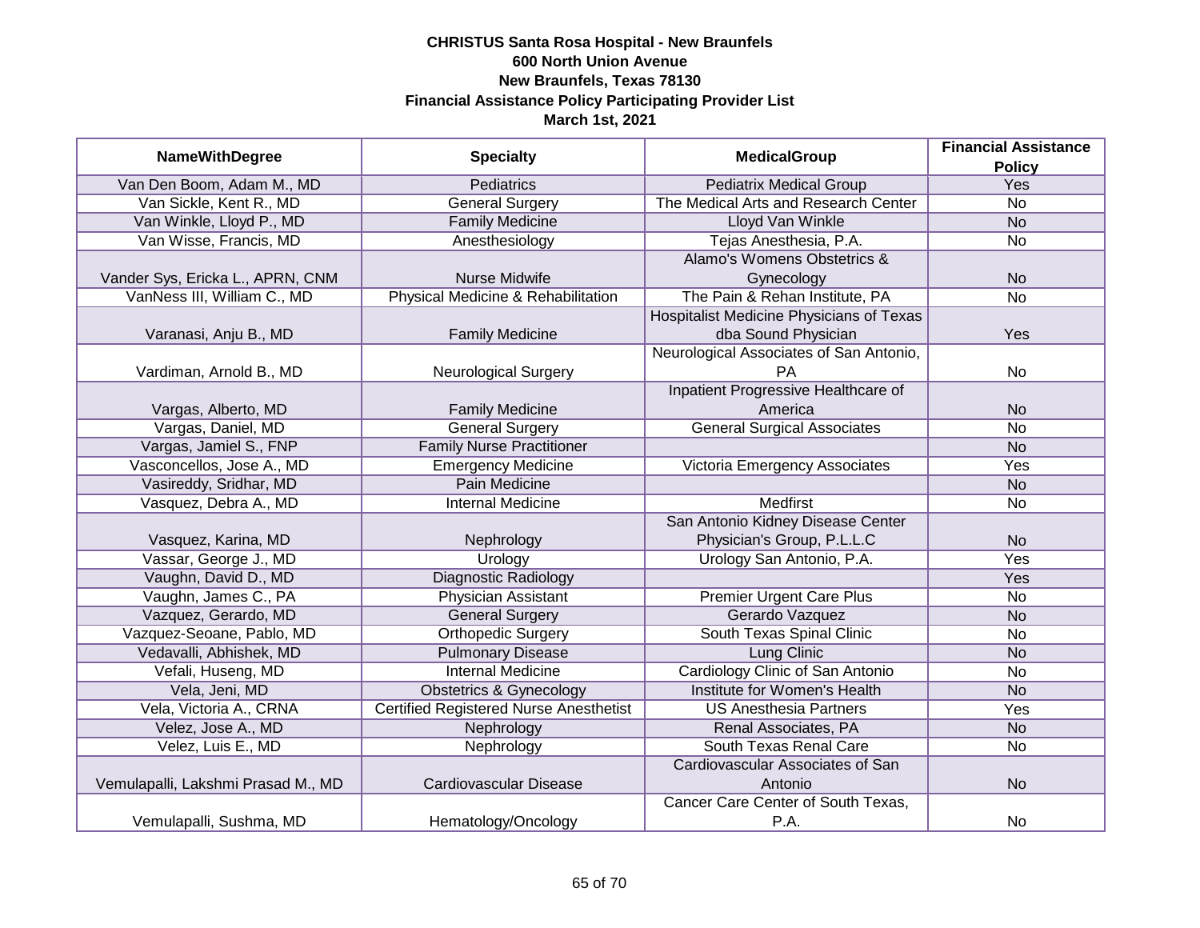**CHRISTUS Santa Rosa Hospital - New Braunfels**
**600 North Union Avenue**
**New Braunfels, Texas 78130**
**Financial Assistance Policy Participating Provider List**
**March 1st, 2021**

| NameWithDegree | Specialty | MedicalGroup | Financial Assistance Policy |
|---|---|---|---|
| Van Den Boom, Adam M., MD | Pediatrics | Pediatrix Medical Group | Yes |
| Van Sickle, Kent R., MD | General Surgery | The Medical Arts and Research Center | No |
| Van Winkle, Lloyd P., MD | Family Medicine | Lloyd Van Winkle | No |
| Van Wisse, Francis, MD | Anesthesiology | Tejas Anesthesia, P.A. | No |
| Vander Sys, Ericka L., APRN, CNM | Nurse Midwife | Alamo's Womens Obstetrics & Gynecology | No |
| VanNess III, William C., MD | Physical Medicine & Rehabilitation | The Pain & Rehan Institute, PA | No |
| Varanasi, Anju B., MD | Family Medicine | Hospitalist Medicine Physicians of Texas dba Sound Physician | Yes |
| Vardiman, Arnold B., MD | Neurological Surgery | Neurological Associates of San Antonio, PA | No |
| Vargas, Alberto, MD | Family Medicine | Inpatient Progressive Healthcare of America | No |
| Vargas, Daniel, MD | General Surgery | General Surgical Associates | No |
| Vargas, Jamiel S., FNP | Family Nurse Practitioner | | No |
| Vasconcellos, Jose A., MD | Emergency Medicine | Victoria Emergency Associates | Yes |
| Vasireddy, Sridhar, MD | Pain Medicine | | No |
| Vasquez, Debra A., MD | Internal Medicine | Medfirst | No |
| Vasquez, Karina, MD | Nephrology | San Antonio Kidney Disease Center Physician's Group, P.L.L.C | No |
| Vassar, George J., MD | Urology | Urology San Antonio, P.A. | Yes |
| Vaughn, David D., MD | Diagnostic Radiology | | Yes |
| Vaughn, James C., PA | Physician Assistant | Premier Urgent Care Plus | No |
| Vazquez, Gerardo, MD | General Surgery | Gerardo Vazquez | No |
| Vazquez-Seoane, Pablo, MD | Orthopedic Surgery | South Texas Spinal Clinic | No |
| Vedavalli, Abhishek, MD | Pulmonary Disease | Lung Clinic | No |
| Vefali, Huseng, MD | Internal Medicine | Cardiology Clinic of San Antonio | No |
| Vela, Jeni, MD | Obstetrics & Gynecology | Institute for Women's Health | No |
| Vela, Victoria A., CRNA | Certified Registered Nurse Anesthetist | US Anesthesia Partners | Yes |
| Velez, Jose A., MD | Nephrology | Renal Associates, PA | No |
| Velez, Luis E., MD | Nephrology | South Texas Renal Care | No |
| Vemulapalli, Lakshmi Prasad M., MD | Cardiovascular Disease | Cardiovascular Associates of San Antonio | No |
| Vemulapalli, Sushma, MD | Hematology/Oncology | Cancer Care Center of South Texas, P.A. | No |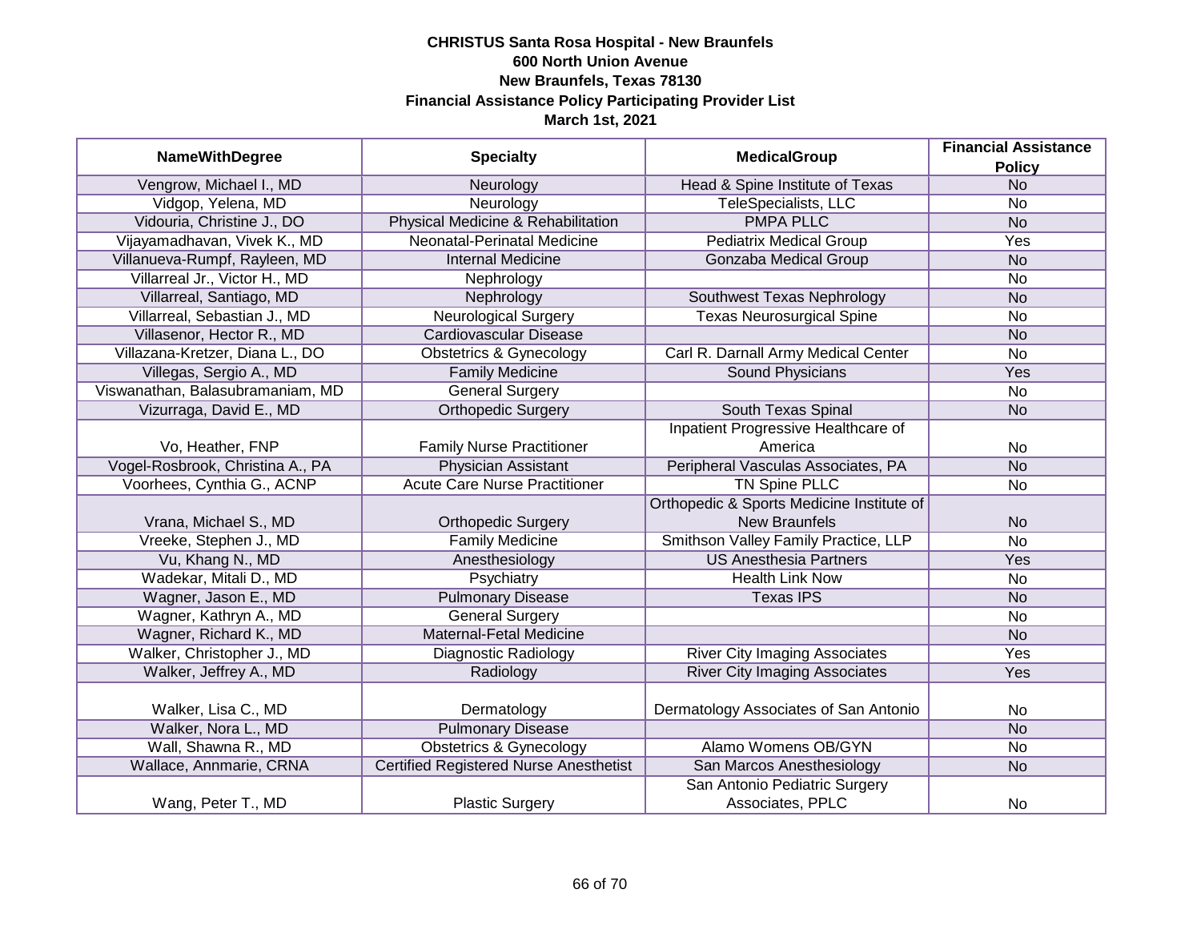**CHRISTUS Santa Rosa Hospital - New Braunfels**
**600 North Union Avenue**
**New Braunfels, Texas 78130**
**Financial Assistance Policy Participating Provider List**
**March 1st, 2021**

| NameWithDegree | Specialty | MedicalGroup | Financial Assistance Policy |
|---|---|---|---|
| Vengrow, Michael I., MD | Neurology | Head & Spine Institute of Texas | No |
| Vidgop, Yelena, MD | Neurology | TeleSpecialists, LLC | No |
| Vidouria, Christine J., DO | Physical Medicine & Rehabilitation | PMPA PLLC | No |
| Vijayamadhavan, Vivek K., MD | Neonatal-Perinatal Medicine | Pediatrix Medical Group | Yes |
| Villanueva-Rumpf, Rayleen, MD | Internal Medicine | Gonzaba Medical Group | No |
| Villarreal Jr., Victor H., MD | Nephrology | | No |
| Villarreal, Santiago, MD | Nephrology | Southwest Texas Nephrology | No |
| Villarreal, Sebastian J., MD | Neurological Surgery | Texas Neurosurgical Spine | No |
| Villasenor, Hector R., MD | Cardiovascular Disease | | No |
| Villazana-Kretzer, Diana L., DO | Obstetrics & Gynecology | Carl R. Darnall Army Medical Center | No |
| Villegas, Sergio A., MD | Family Medicine | Sound Physicians | Yes |
| Viswanathan, Balasubramaniam, MD | General Surgery | | No |
| Vizurraga, David E., MD | Orthopedic Surgery | South Texas Spinal | No |
| Vo, Heather, FNP | Family Nurse Practitioner | Inpatient Progressive Healthcare of America | No |
| Vogel-Rosbrook, Christina A., PA | Physician Assistant | Peripheral Vasculas Associates, PA | No |
| Voorhees, Cynthia G., ACNP | Acute Care Nurse Practitioner | TN Spine PLLC | No |
| Vrana, Michael S., MD | Orthopedic Surgery | Orthopedic & Sports Medicine Institute of New Braunfels | No |
| Vreeke, Stephen J., MD | Family Medicine | Smithson Valley Family Practice, LLP | No |
| Vu, Khang N., MD | Anesthesiology | US Anesthesia Partners | Yes |
| Wadekar, Mitali D., MD | Psychiatry | Health Link Now | No |
| Wagner, Jason E., MD | Pulmonary Disease | Texas IPS | No |
| Wagner, Kathryn A., MD | General Surgery | | No |
| Wagner, Richard K., MD | Maternal-Fetal Medicine | | No |
| Walker, Christopher J., MD | Diagnostic Radiology | River City Imaging Associates | Yes |
| Walker, Jeffrey A., MD | Radiology | River City Imaging Associates | Yes |
| Walker, Lisa C., MD | Dermatology | Dermatology Associates of San Antonio | No |
| Walker, Nora L., MD | Pulmonary Disease | | No |
| Wall, Shawna R., MD | Obstetrics & Gynecology | Alamo Womens OB/GYN | No |
| Wallace, Annmarie, CRNA | Certified Registered Nurse Anesthetist | San Marcos Anesthesiology | No |
| Wang, Peter T., MD | Plastic Surgery | San Antonio Pediatric Surgery Associates, PPLC | No |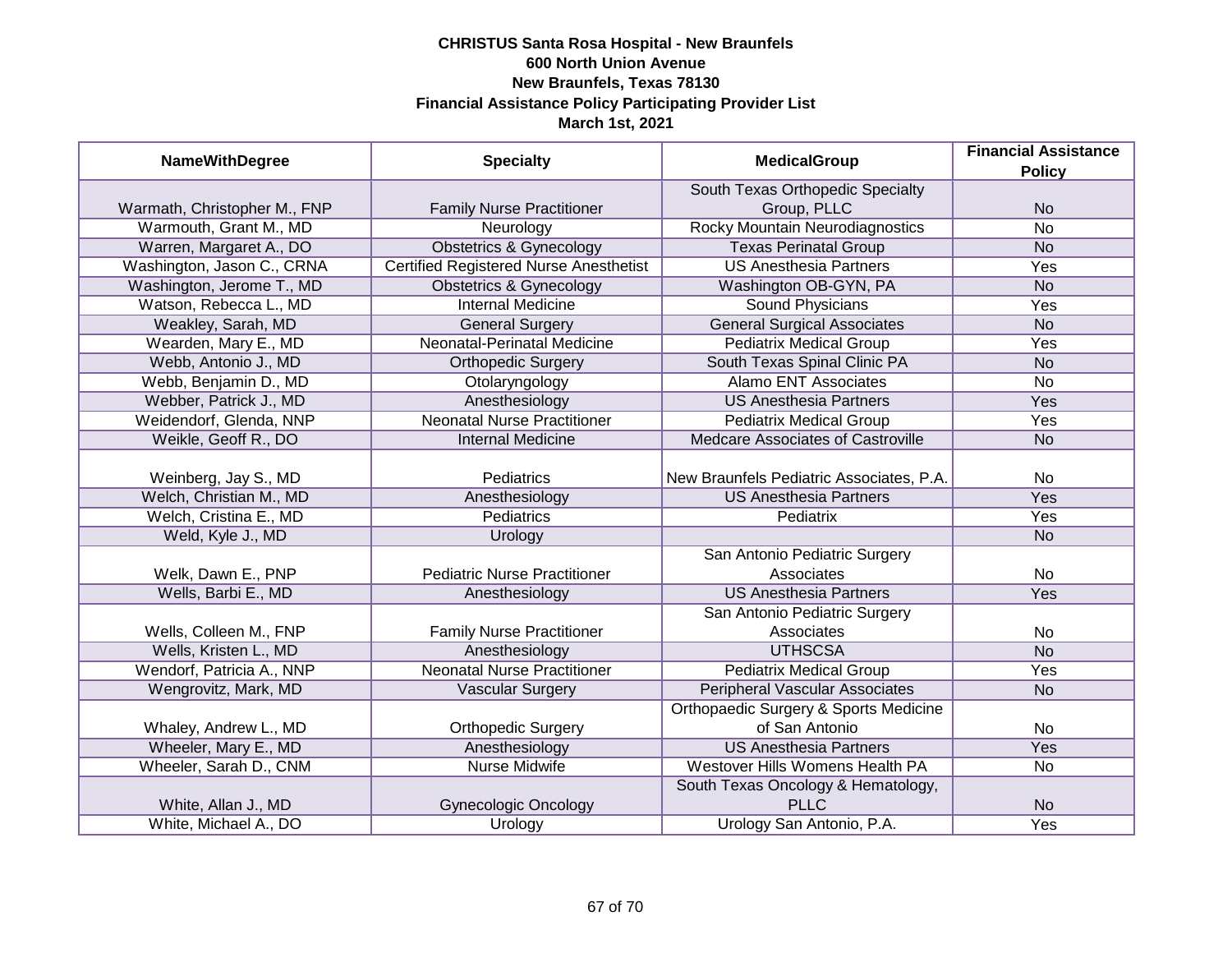**CHRISTUS Santa Rosa Hospital - New Braunfels**
**600 North Union Avenue**
**New Braunfels, Texas 78130**
**Financial Assistance Policy Participating Provider List**
**March 1st, 2021**

| NameWithDegree | Specialty | MedicalGroup | Financial Assistance Policy |
|---|---|---|---|
| Warmath, Christopher M., FNP | Family Nurse Practitioner | South Texas Orthopedic Specialty Group, PLLC | No |
| Warmouth, Grant M., MD | Neurology | Rocky Mountain Neurodiagnostics | No |
| Warren, Margaret A., DO | Obstetrics & Gynecology | Texas Perinatal Group | No |
| Washington, Jason C., CRNA | Certified Registered Nurse Anesthetist | US Anesthesia Partners | Yes |
| Washington, Jerome T., MD | Obstetrics & Gynecology | Washington OB-GYN, PA | No |
| Watson, Rebecca L., MD | Internal Medicine | Sound Physicians | Yes |
| Weakley, Sarah, MD | General Surgery | General Surgical Associates | No |
| Wearden, Mary E., MD | Neonatal-Perinatal Medicine | Pediatrix Medical Group | Yes |
| Webb, Antonio J., MD | Orthopedic Surgery | South Texas Spinal Clinic PA | No |
| Webb, Benjamin D., MD | Otolaryngology | Alamo ENT Associates | No |
| Webber, Patrick J., MD | Anesthesiology | US Anesthesia Partners | Yes |
| Weidendorf, Glenda, NNP | Neonatal Nurse Practitioner | Pediatrix Medical Group | Yes |
| Weikle, Geoff R., DO | Internal Medicine | Medcare Associates of Castroville | No |
| Weinberg, Jay S., MD | Pediatrics | New Braunfels Pediatric Associates, P.A. | No |
| Welch, Christian M., MD | Anesthesiology | US Anesthesia Partners | Yes |
| Welch, Cristina E., MD | Pediatrics | Pediatrix | Yes |
| Weld, Kyle J., MD | Urology | | No |
| Welk, Dawn E., PNP | Pediatric Nurse Practitioner | San Antonio Pediatric Surgery Associates | No |
| Wells, Barbi E., MD | Anesthesiology | US Anesthesia Partners | Yes |
| Wells, Colleen M., FNP | Family Nurse Practitioner | San Antonio Pediatric Surgery Associates | No |
| Wells, Kristen L., MD | Anesthesiology | UTHSCSA | No |
| Wendorf, Patricia A., NNP | Neonatal Nurse Practitioner | Pediatrix Medical Group | Yes |
| Wengrovitz, Mark, MD | Vascular Surgery | Peripheral Vascular Associates | No |
| Whaley, Andrew L., MD | Orthopedic Surgery | Orthopaedic Surgery & Sports Medicine of San Antonio | No |
| Wheeler, Mary E., MD | Anesthesiology | US Anesthesia Partners | Yes |
| Wheeler, Sarah D., CNM | Nurse Midwife | Westover Hills Womens Health PA | No |
| White, Allan J., MD | Gynecologic Oncology | South Texas Oncology & Hematology, PLLC | No |
| White, Michael A., DO | Urology | Urology San Antonio, P.A. | Yes |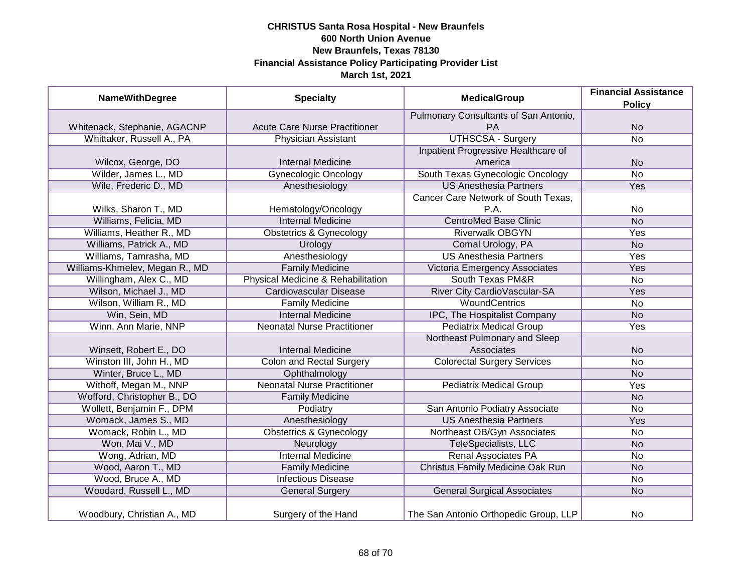**CHRISTUS Santa Rosa Hospital - New Braunfels**
**600 North Union Avenue**
**New Braunfels, Texas 78130**
**Financial Assistance Policy Participating Provider List**
**March 1st, 2021**

| NameWithDegree | Specialty | MedicalGroup | Financial Assistance Policy |
|---|---|---|---|
| Whitenack, Stephanie, AGACNP | Acute Care Nurse Practitioner | Pulmonary Consultants of San Antonio, PA | No |
| Whittaker, Russell A., PA | Physician Assistant | UTHSCSA - Surgery | No |
| Wilcox, George, DO | Internal Medicine | Inpatient Progressive Healthcare of America | No |
| Wilder, James L., MD | Gynecologic Oncology | South Texas Gynecologic Oncology | No |
| Wile, Frederic D., MD | Anesthesiology | US Anesthesia Partners | Yes |
| Wilks, Sharon T., MD | Hematology/Oncology | Cancer Care Network of South Texas, P.A. | No |
| Williams, Felicia, MD | Internal Medicine | CentroMed Base Clinic | No |
| Williams, Heather R., MD | Obstetrics & Gynecology | Riverwalk OBGYN | Yes |
| Williams, Patrick A., MD | Urology | Comal Urology, PA | No |
| Williams, Tamrasha, MD | Anesthesiology | US Anesthesia Partners | Yes |
| Williams-Khmelev, Megan R., MD | Family Medicine | Victoria Emergency Associates | Yes |
| Willingham, Alex C., MD | Physical Medicine & Rehabilitation | South Texas PM&R | No |
| Wilson, Michael J., MD | Cardiovascular Disease | River City CardioVascular-SA | Yes |
| Wilson, William R., MD | Family Medicine | WoundCentrics | No |
| Win, Sein, MD | Internal Medicine | IPC, The Hospitalist Company | No |
| Winn, Ann Marie, NNP | Neonatal Nurse Practitioner | Pediatrix Medical Group | Yes |
| Winsett, Robert E., DO | Internal Medicine | Northeast Pulmonary and Sleep Associates | No |
| Winston III, John H., MD | Colon and Rectal Surgery | Colorectal Surgery Services | No |
| Winter, Bruce L., MD | Ophthalmology | | No |
| Withoff, Megan M., NNP | Neonatal Nurse Practitioner | Pediatrix Medical Group | Yes |
| Wofford, Christopher B., DO | Family Medicine | | No |
| Wollett, Benjamin F., DPM | Podiatry | San Antonio Podiatry Associate | No |
| Womack, James S., MD | Anesthesiology | US Anesthesia Partners | Yes |
| Womack, Robin L., MD | Obstetrics & Gynecology | Northeast OB/Gyn Associates | No |
| Won, Mai V., MD | Neurology | TeleSpecialists, LLC | No |
| Wong, Adrian, MD | Internal Medicine | Renal Associates PA | No |
| Wood, Aaron T., MD | Family Medicine | Christus Family Medicine Oak Run | No |
| Wood, Bruce A., MD | Infectious Disease | | No |
| Woodard, Russell L., MD | General Surgery | General Surgical Associates | No |
| Woodbury, Christian A., MD | Surgery of the Hand | The San Antonio Orthopedic Group, LLP | No |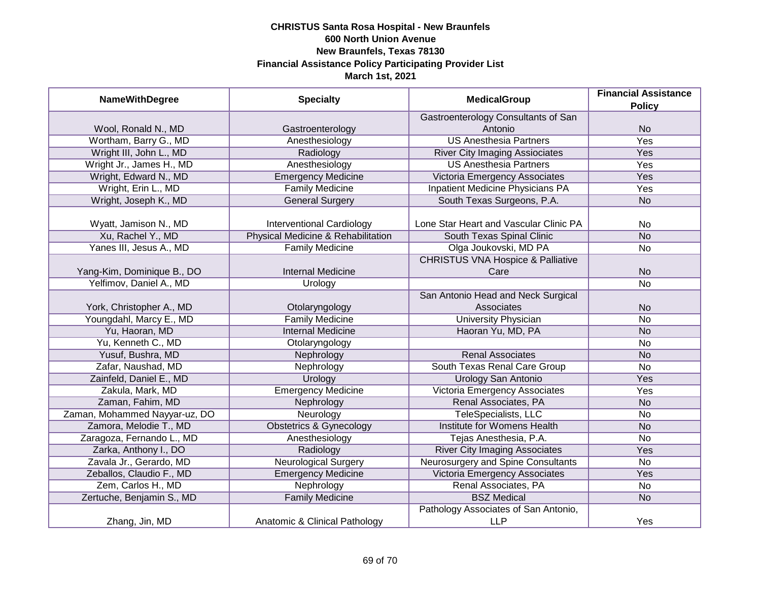# CHRISTUS Santa Rosa Hospital - New Braunfels
## 600 North Union Avenue
## New Braunfels, Texas 78130
## Financial Assistance Policy Participating Provider List
## March 1st, 2021

| NameWithDegree | Specialty | MedicalGroup | Financial Assistance Policy |
|---|---|---|---|
| Wool, Ronald N., MD | Gastroenterology | Gastroenterology Consultants of San Antonio | No |
| Wortham, Barry G., MD | Anesthesiology | US Anesthesia Partners | Yes |
| Wright III, John L., MD | Radiology | River City Imaging Asiociates | Yes |
| Wright Jr., James H., MD | Anesthesiology | US Anesthesia Partners | Yes |
| Wright, Edward N., MD | Emergency Medicine | Victoria Emergency Associates | Yes |
| Wright, Erin L., MD | Family Medicine | Inpatient Medicine Physicians PA | Yes |
| Wright, Joseph K., MD | General Surgery | South Texas Surgeons, P.A. | No |
| Wyatt, Jamison N., MD | Interventional Cardiology | Lone Star Heart and Vascular Clinic PA | No |
| Xu, Rachel Y., MD | Physical Medicine & Rehabilitation | South Texas Spinal Clinic | No |
| Yanes III, Jesus A., MD | Family Medicine | Olga Joukovski, MD PA | No |
| Yang-Kim, Dominique B., DO | Internal Medicine | CHRISTUS VNA Hospice & Palliative Care | No |
| Yelfimov, Daniel A., MD | Urology | | No |
| York, Christopher A., MD | Otolaryngology | San Antonio Head and Neck Surgical Associates | No |
| Youngdahl, Marcy E., MD | Family Medicine | University Physician | No |
| Yu, Haoran, MD | Internal Medicine | Haoran Yu, MD, PA | No |
| Yu, Kenneth C., MD | Otolaryngology | | No |
| Yusuf, Bushra, MD | Nephrology | Renal Associates | No |
| Zafar, Naushad, MD | Nephrology | South Texas Renal Care Group | No |
| Zainfeld, Daniel E., MD | Urology | Urology San Antonio | Yes |
| Zakula, Mark, MD | Emergency Medicine | Victoria Emergency Associates | Yes |
| Zaman, Fahim, MD | Nephrology | Renal Associates, PA | No |
| Zaman, Mohammed Nayyar-uz, DO | Neurology | TeleSpecialists, LLC | No |
| Zamora, Melodie T., MD | Obstetrics & Gynecology | Institute for Womens Health | No |
| Zaragoza, Fernando L., MD | Anesthesiology | Tejas Anesthesia, P.A. | No |
| Zarka, Anthony I., DO | Radiology | River City Imaging Associates | Yes |
| Zavala Jr., Gerardo, MD | Neurological Surgery | Neurosurgery and Spine Consultants | No |
| Zeballos, Claudio F., MD | Emergency Medicine | Victoria Emergency Associates | Yes |
| Zem, Carlos H., MD | Nephrology | Renal Associates, PA | No |
| Zertuche, Benjamin S., MD | Family Medicine | BSZ Medical | No |
| Zhang, Jin, MD | Anatomic & Clinical Pathology | Pathology Associates of San Antonio, LLP | Yes |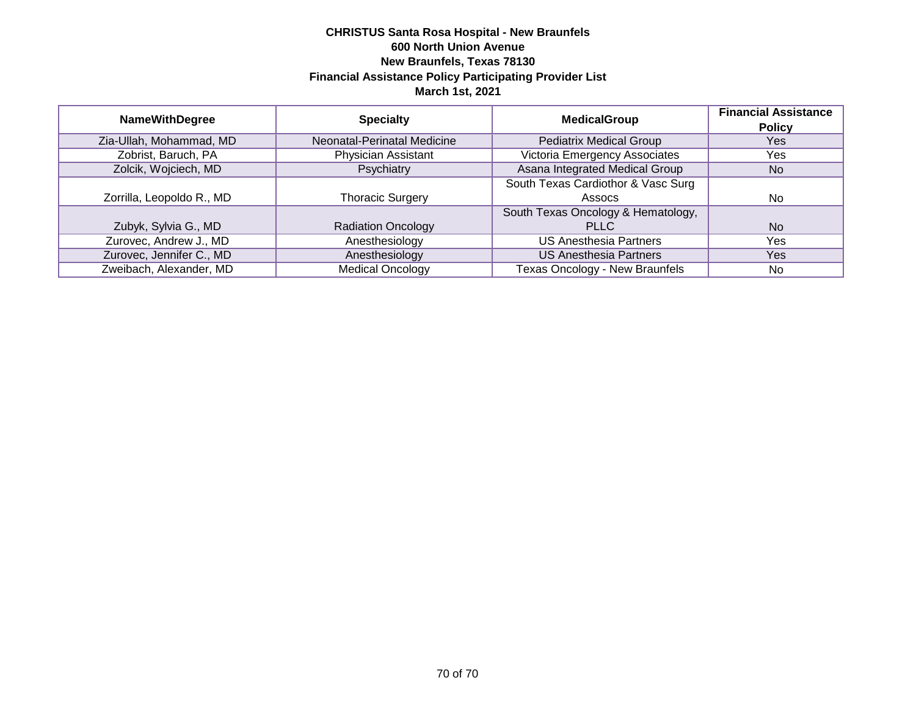**CHRISTUS Santa Rosa Hospital - New Braunfels**
**600 North Union Avenue**
**New Braunfels, Texas 78130**
**Financial Assistance Policy Participating Provider List**
**March 1st, 2021**

| NameWithDegree | Specialty | MedicalGroup | Financial Assistance Policy |
|---|---|---|---|
| Zia-Ullah, Mohammad, MD | Neonatal-Perinatal Medicine | Pediatrix Medical Group | Yes |
| Zobrist, Baruch, PA | Physician Assistant | Victoria Emergency Associates | Yes |
| Zolcik, Wojciech, MD | Psychiatry | Asana Integrated Medical Group | No |
| Zorrilla, Leopoldo R., MD | Thoracic Surgery | South Texas Cardiothor & Vasc Surg Assocs | No |
| Zubyk, Sylvia G., MD | Radiation Oncology | South Texas Oncology & Hematology, PLLC | No |
| Zurovec, Andrew J., MD | Anesthesiology | US Anesthesia Partners | Yes |
| Zurovec, Jennifer C., MD | Anesthesiology | US Anesthesia Partners | Yes |
| Zweibach, Alexander, MD | Medical Oncology | Texas Oncology - New Braunfels | No |